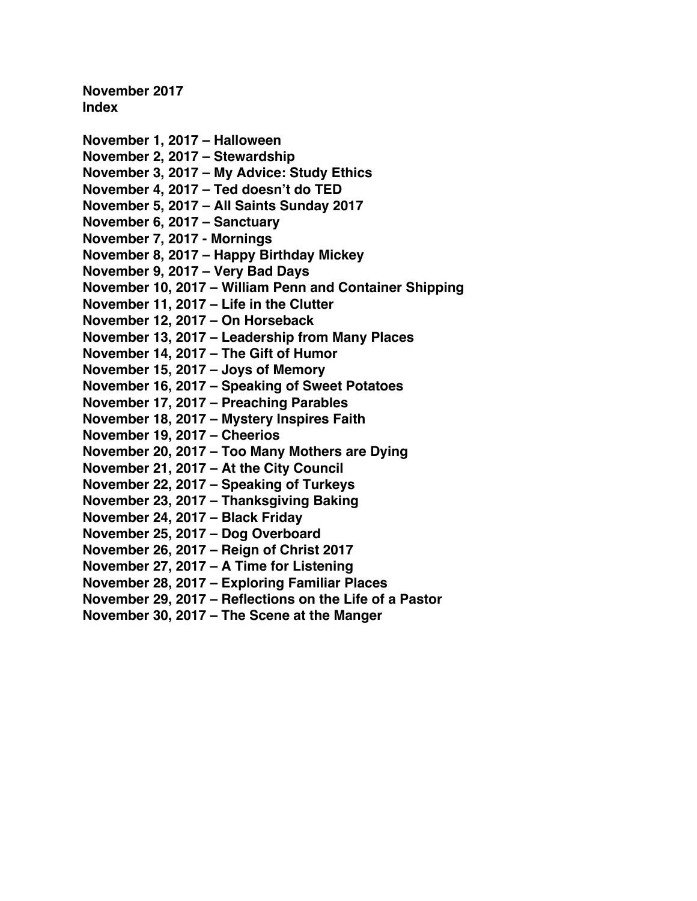**November 2017**
**Index**

**November 1, 2017 – Halloween**
**November 2, 2017 – Stewardship**
**November 3, 2017 – My Advice: Study Ethics**
**November 4, 2017 – Ted doesn't do TED**
**November 5, 2017 – All Saints Sunday 2017**
**November 6, 2017 – Sanctuary**
**November 7, 2017 - Mornings**
**November 8, 2017 – Happy Birthday Mickey**
**November 9, 2017 – Very Bad Days**
**November 10, 2017 – William Penn and Container Shipping**
**November 11, 2017 – Life in the Clutter**
**November 12, 2017 – On Horseback**
**November 13, 2017 – Leadership from Many Places**
**November 14, 2017 – The Gift of Humor**
**November 15, 2017 – Joys of Memory**
**November 16, 2017 – Speaking of Sweet Potatoes**
**November 17, 2017 – Preaching Parables**
**November 18, 2017 – Mystery Inspires Faith**
**November 19, 2017 – Cheerios**
**November 20, 2017 – Too Many Mothers are Dying**
**November 21, 2017 – At the City Council**
**November 22, 2017 – Speaking of Turkeys**
**November 23, 2017 – Thanksgiving Baking**
**November 24, 2017 – Black Friday**
**November 25, 2017 – Dog Overboard**
**November 26, 2017 – Reign of Christ 2017**
**November 27, 2017 – A Time for Listening**
**November 28, 2017 – Exploring Familiar Places**
**November 29, 2017 – Reflections on the Life of a Pastor**
**November 30, 2017 – The Scene at the Manger**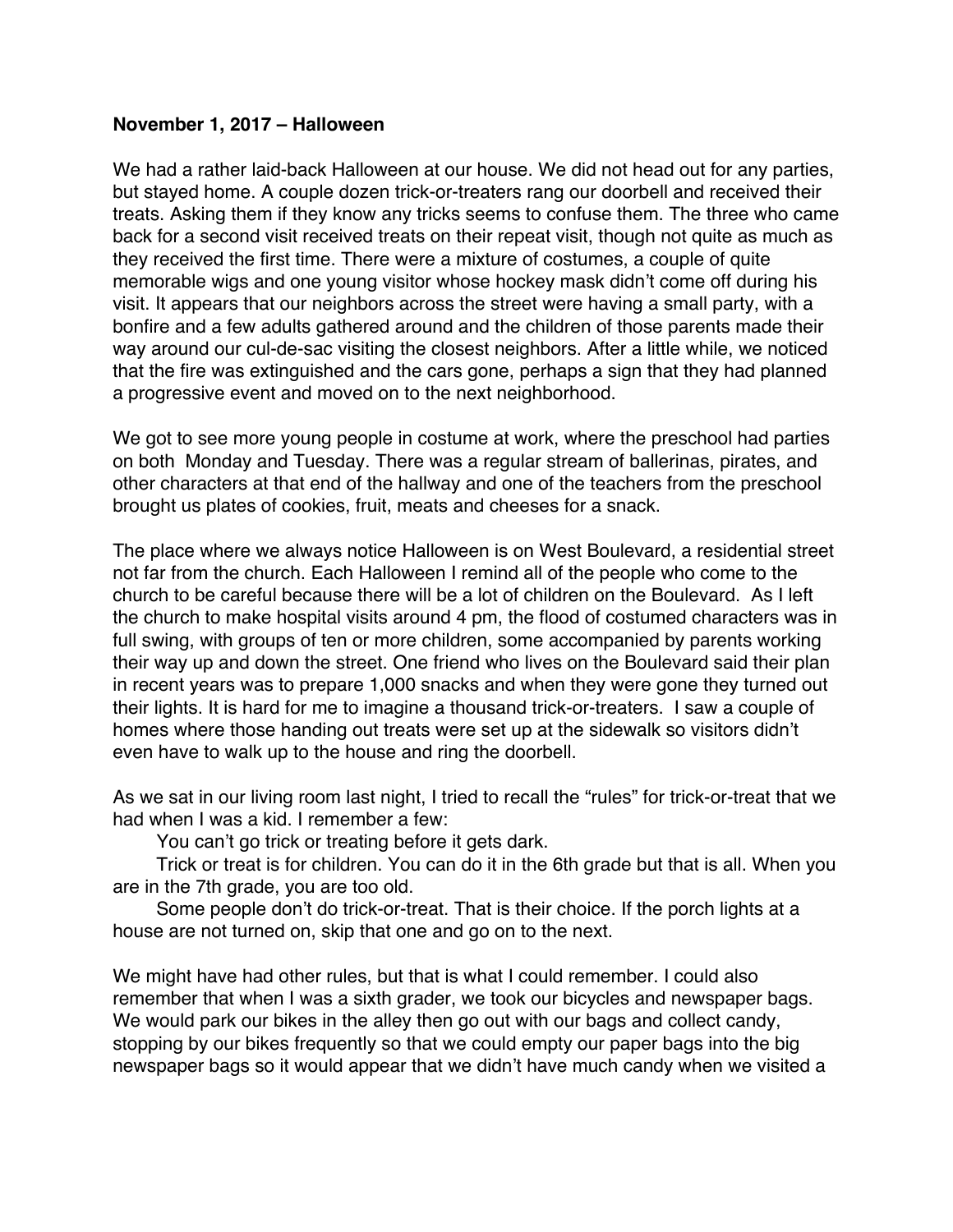**November 1, 2017 – Halloween**

We had a rather laid-back Halloween at our house. We did not head out for any parties, but stayed home. A couple dozen trick-or-treaters rang our doorbell and received their treats. Asking them if they know any tricks seems to confuse them. The three who came back for a second visit received treats on their repeat visit, though not quite as much as they received the first time. There were a mixture of costumes, a couple of quite memorable wigs and one young visitor whose hockey mask didn't come off during his visit. It appears that our neighbors across the street were having a small party, with a bonfire and a few adults gathered around and the children of those parents made their way around our cul-de-sac visiting the closest neighbors. After a little while, we noticed that the fire was extinguished and the cars gone, perhaps a sign that they had planned a progressive event and moved on to the next neighborhood.

We got to see more young people in costume at work, where the preschool had parties on both Monday and Tuesday. There was a regular stream of ballerinas, pirates, and other characters at that end of the hallway and one of the teachers from the preschool brought us plates of cookies, fruit, meats and cheeses for a snack.

The place where we always notice Halloween is on West Boulevard, a residential street not far from the church. Each Halloween I remind all of the people who come to the church to be careful because there will be a lot of children on the Boulevard. As I left the church to make hospital visits around 4 pm, the flood of costumed characters was in full swing, with groups of ten or more children, some accompanied by parents working their way up and down the street. One friend who lives on the Boulevard said their plan in recent years was to prepare 1,000 snacks and when they were gone they turned out their lights. It is hard for me to imagine a thousand trick-or-treaters. I saw a couple of homes where those handing out treats were set up at the sidewalk so visitors didn't even have to walk up to the house and ring the doorbell.

As we sat in our living room last night, I tried to recall the "rules" for trick-or-treat that we had when I was a kid. I remember a few:

You can't go trick or treating before it gets dark.

Trick or treat is for children. You can do it in the 6th grade but that is all. When you are in the 7th grade, you are too old.

Some people don't do trick-or-treat. That is their choice. If the porch lights at a house are not turned on, skip that one and go on to the next.

We might have had other rules, but that is what I could remember. I could also remember that when I was a sixth grader, we took our bicycles and newspaper bags. We would park our bikes in the alley then go out with our bags and collect candy, stopping by our bikes frequently so that we could empty our paper bags into the big newspaper bags so it would appear that we didn't have much candy when we visited a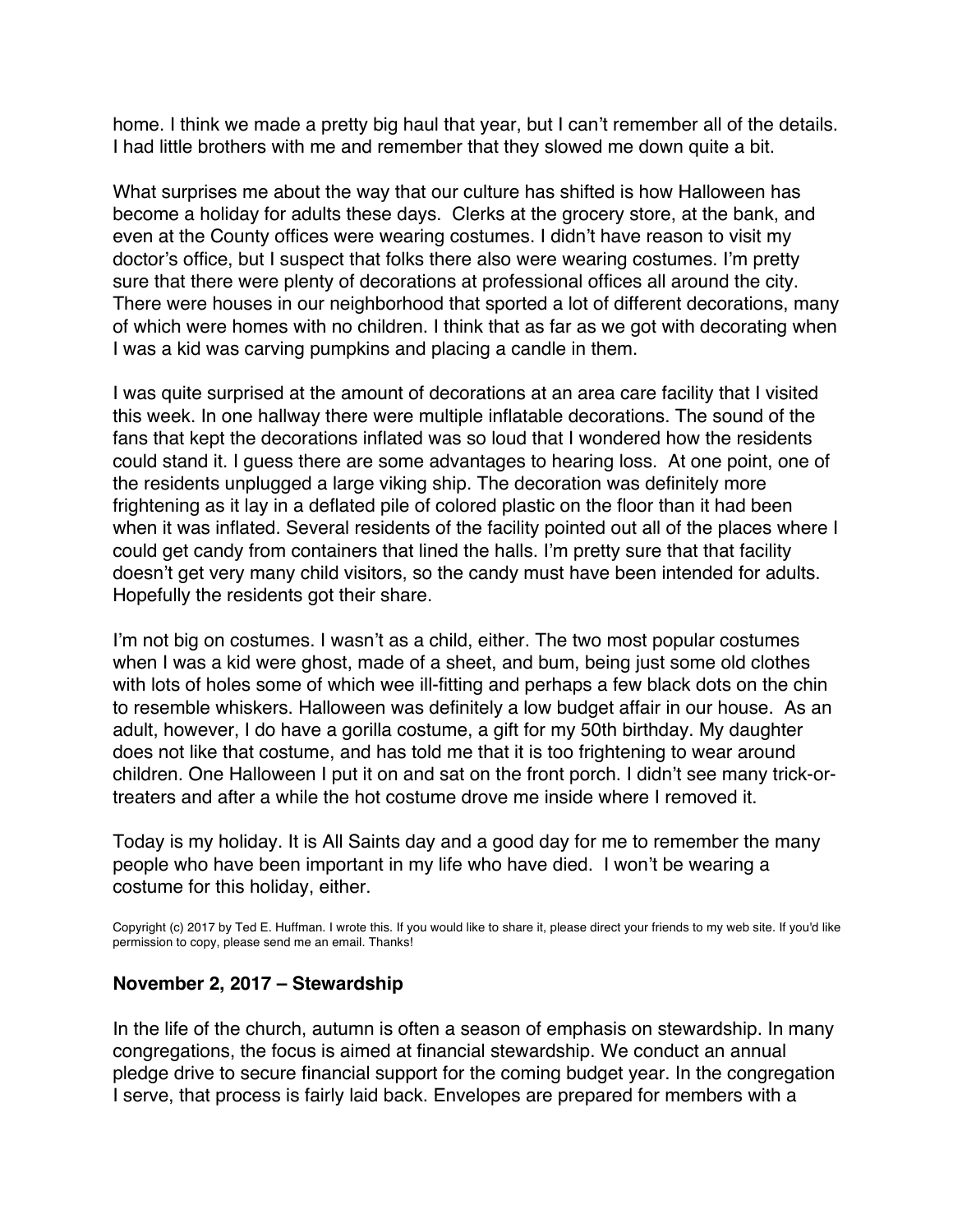home. I think we made a pretty big haul that year, but I can't remember all of the details. I had little brothers with me and remember that they slowed me down quite a bit.

What surprises me about the way that our culture has shifted is how Halloween has become a holiday for adults these days. Clerks at the grocery store, at the bank, and even at the County offices were wearing costumes. I didn't have reason to visit my doctor's office, but I suspect that folks there also were wearing costumes. I'm pretty sure that there were plenty of decorations at professional offices all around the city. There were houses in our neighborhood that sported a lot of different decorations, many of which were homes with no children. I think that as far as we got with decorating when I was a kid was carving pumpkins and placing a candle in them.

I was quite surprised at the amount of decorations at an area care facility that I visited this week. In one hallway there were multiple inflatable decorations. The sound of the fans that kept the decorations inflated was so loud that I wondered how the residents could stand it. I guess there are some advantages to hearing loss. At one point, one of the residents unplugged a large viking ship. The decoration was definitely more frightening as it lay in a deflated pile of colored plastic on the floor than it had been when it was inflated. Several residents of the facility pointed out all of the places where I could get candy from containers that lined the halls. I'm pretty sure that that facility doesn't get very many child visitors, so the candy must have been intended for adults. Hopefully the residents got their share.

I'm not big on costumes. I wasn't as a child, either. The two most popular costumes when I was a kid were ghost, made of a sheet, and bum, being just some old clothes with lots of holes some of which wee ill-fitting and perhaps a few black dots on the chin to resemble whiskers. Halloween was definitely a low budget affair in our house. As an adult, however, I do have a gorilla costume, a gift for my 50th birthday. My daughter does not like that costume, and has told me that it is too frightening to wear around children. One Halloween I put it on and sat on the front porch. I didn't see many trick-or-treaters and after a while the hot costume drove me inside where I removed it.

Today is my holiday. It is All Saints day and a good day for me to remember the many people who have been important in my life who have died. I won't be wearing a costume for this holiday, either.

Copyright (c) 2017 by Ted E. Huffman. I wrote this. If you would like to share it, please direct your friends to my web site. If you'd like permission to copy, please send me an email. Thanks!

### November 2, 2017 – Stewardship

In the life of the church, autumn is often a season of emphasis on stewardship. In many congregations, the focus is aimed at financial stewardship. We conduct an annual pledge drive to secure financial support for the coming budget year. In the congregation I serve, that process is fairly laid back. Envelopes are prepared for members with a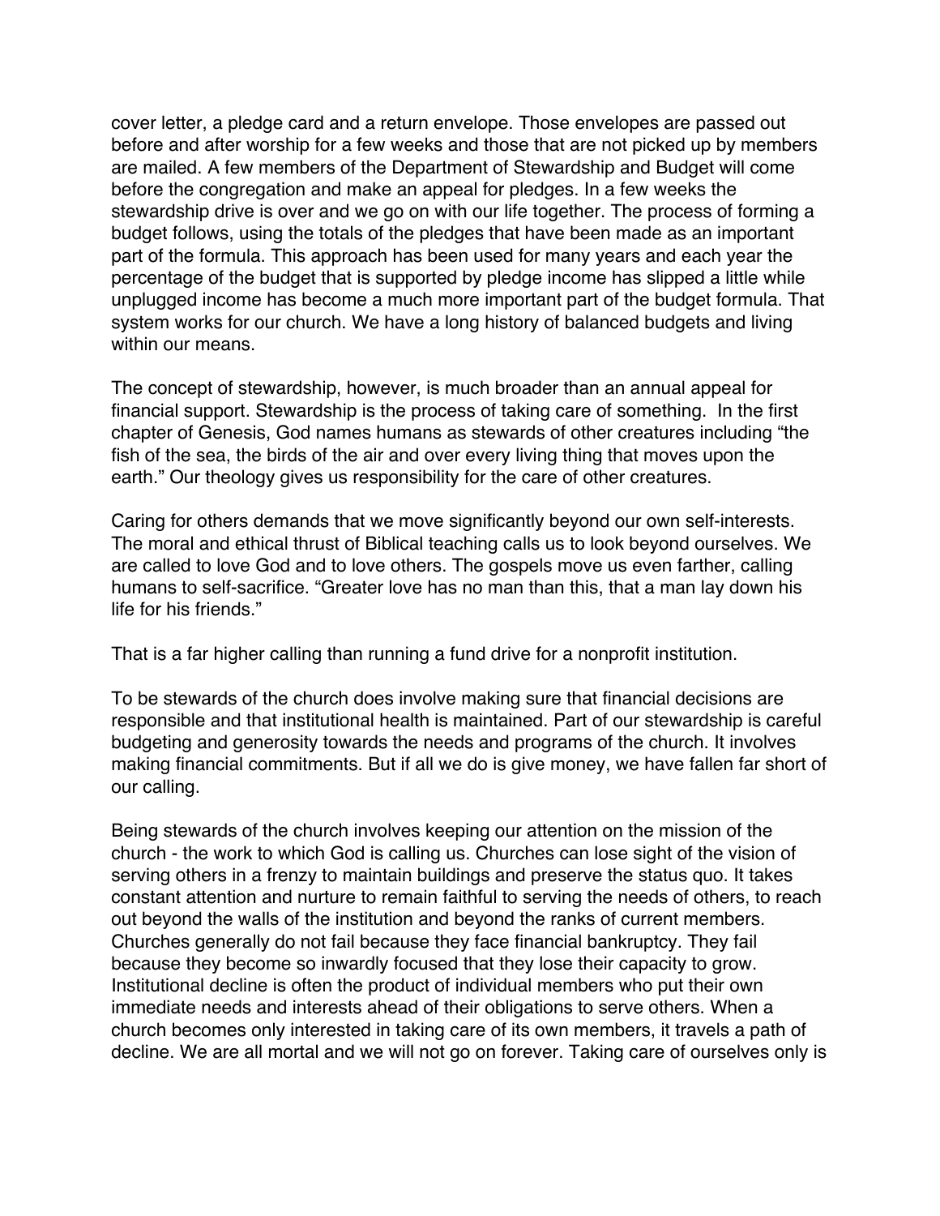cover letter, a pledge card and a return envelope. Those envelopes are passed out before and after worship for a few weeks and those that are not picked up by members are mailed. A few members of the Department of Stewardship and Budget will come before the congregation and make an appeal for pledges. In a few weeks the stewardship drive is over and we go on with our life together. The process of forming a budget follows, using the totals of the pledges that have been made as an important part of the formula. This approach has been used for many years and each year the percentage of the budget that is supported by pledge income has slipped a little while unplugged income has become a much more important part of the budget formula. That system works for our church. We have a long history of balanced budgets and living within our means.

The concept of stewardship, however, is much broader than an annual appeal for financial support. Stewardship is the process of taking care of something. In the first chapter of Genesis, God names humans as stewards of other creatures including "the fish of the sea, the birds of the air and over every living thing that moves upon the earth." Our theology gives us responsibility for the care of other creatures.

Caring for others demands that we move significantly beyond our own self-interests. The moral and ethical thrust of Biblical teaching calls us to look beyond ourselves. We are called to love God and to love others. The gospels move us even farther, calling humans to self-sacrifice. "Greater love has no man than this, that a man lay down his life for his friends."

That is a far higher calling than running a fund drive for a nonprofit institution.

To be stewards of the church does involve making sure that financial decisions are responsible and that institutional health is maintained. Part of our stewardship is careful budgeting and generosity towards the needs and programs of the church. It involves making financial commitments. But if all we do is give money, we have fallen far short of our calling.

Being stewards of the church involves keeping our attention on the mission of the church - the work to which God is calling us. Churches can lose sight of the vision of serving others in a frenzy to maintain buildings and preserve the status quo. It takes constant attention and nurture to remain faithful to serving the needs of others, to reach out beyond the walls of the institution and beyond the ranks of current members. Churches generally do not fail because they face financial bankruptcy. They fail because they become so inwardly focused that they lose their capacity to grow. Institutional decline is often the product of individual members who put their own immediate needs and interests ahead of their obligations to serve others. When a church becomes only interested in taking care of its own members, it travels a path of decline. We are all mortal and we will not go on forever. Taking care of ourselves only is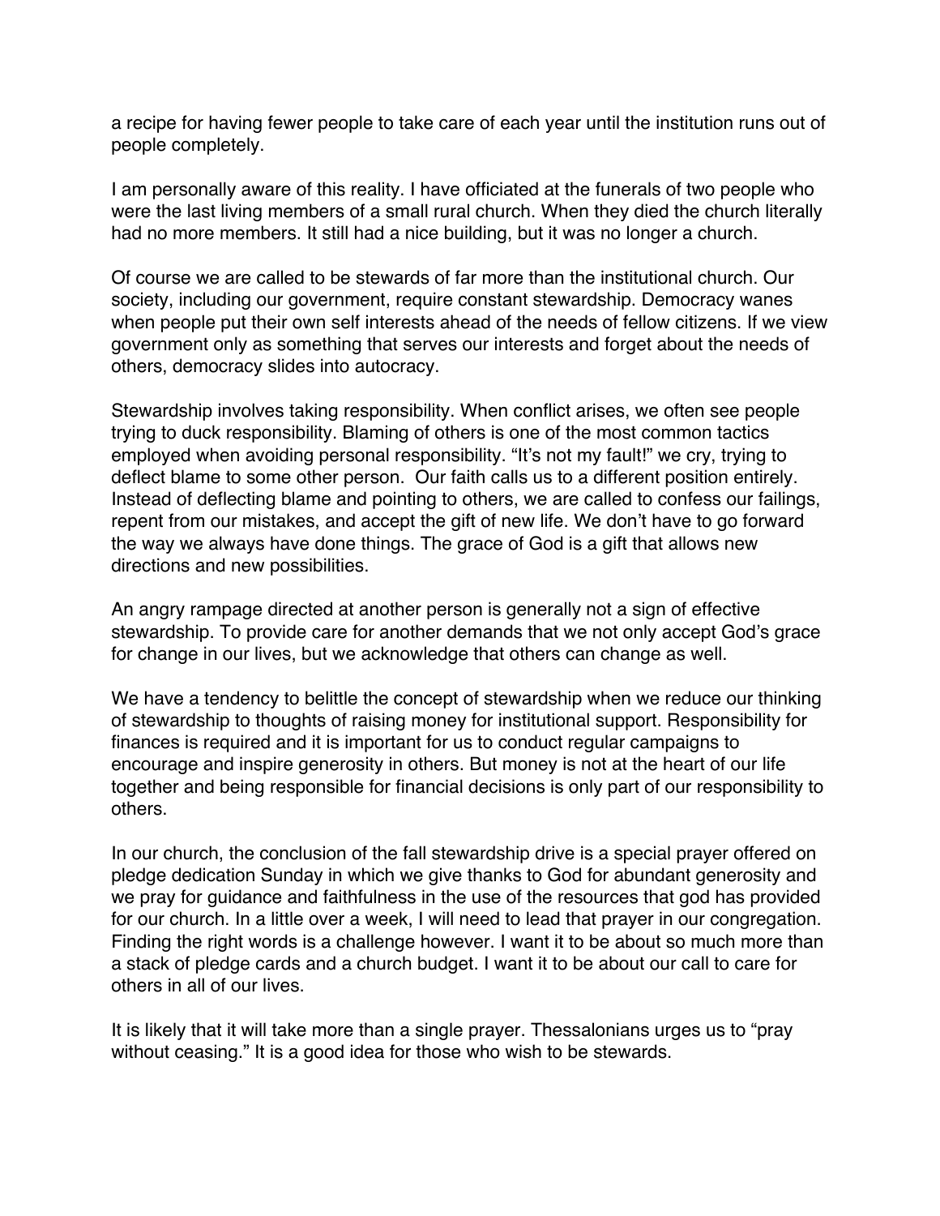a recipe for having fewer people to take care of each year until the institution runs out of people completely.

I am personally aware of this reality. I have officiated at the funerals of two people who were the last living members of a small rural church. When they died the church literally had no more members. It still had a nice building, but it was no longer a church.

Of course we are called to be stewards of far more than the institutional church. Our society, including our government, require constant stewardship. Democracy wanes when people put their own self interests ahead of the needs of fellow citizens. If we view government only as something that serves our interests and forget about the needs of others, democracy slides into autocracy.

Stewardship involves taking responsibility. When conflict arises, we often see people trying to duck responsibility. Blaming of others is one of the most common tactics employed when avoiding personal responsibility. "It's not my fault!" we cry, trying to deflect blame to some other person. Our faith calls us to a different position entirely. Instead of deflecting blame and pointing to others, we are called to confess our failings, repent from our mistakes, and accept the gift of new life. We don't have to go forward the way we always have done things. The grace of God is a gift that allows new directions and new possibilities.

An angry rampage directed at another person is generally not a sign of effective stewardship. To provide care for another demands that we not only accept God's grace for change in our lives, but we acknowledge that others can change as well.

We have a tendency to belittle the concept of stewardship when we reduce our thinking of stewardship to thoughts of raising money for institutional support. Responsibility for finances is required and it is important for us to conduct regular campaigns to encourage and inspire generosity in others. But money is not at the heart of our life together and being responsible for financial decisions is only part of our responsibility to others.

In our church, the conclusion of the fall stewardship drive is a special prayer offered on pledge dedication Sunday in which we give thanks to God for abundant generosity and we pray for guidance and faithfulness in the use of the resources that god has provided for our church. In a little over a week, I will need to lead that prayer in our congregation. Finding the right words is a challenge however. I want it to be about so much more than a stack of pledge cards and a church budget. I want it to be about our call to care for others in all of our lives.

It is likely that it will take more than a single prayer. Thessalonians urges us to "pray without ceasing." It is a good idea for those who wish to be stewards.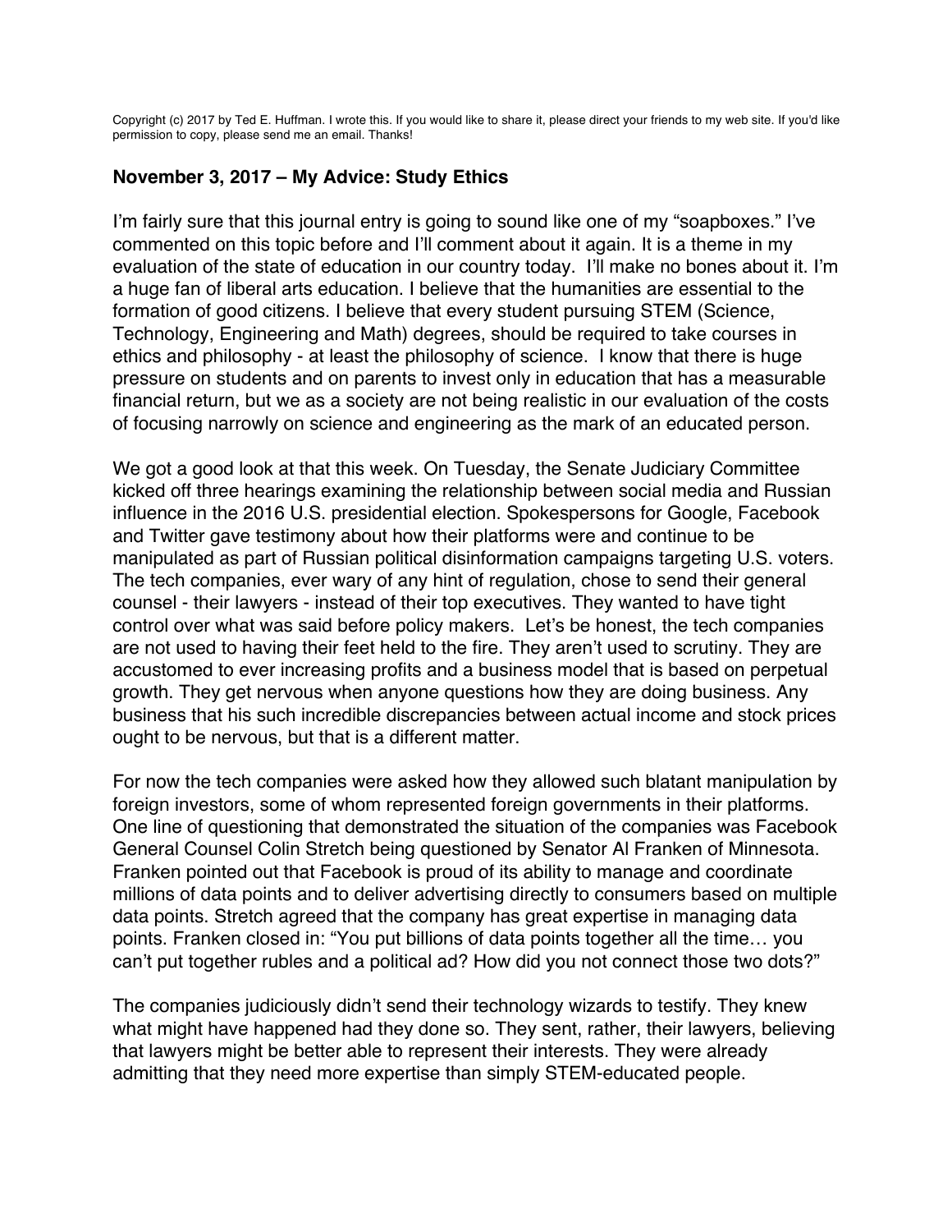Copyright (c) 2017 by Ted E. Huffman. I wrote this. If you would like to share it, please direct your friends to my web site. If you'd like permission to copy, please send me an email. Thanks!

## November 3, 2017 – My Advice: Study Ethics

I'm fairly sure that this journal entry is going to sound like one of my "soapboxes." I've commented on this topic before and I'll comment about it again. It is a theme in my evaluation of the state of education in our country today. I'll make no bones about it. I'm a huge fan of liberal arts education. I believe that the humanities are essential to the formation of good citizens. I believe that every student pursuing STEM (Science, Technology, Engineering and Math) degrees, should be required to take courses in ethics and philosophy - at least the philosophy of science. I know that there is huge pressure on students and on parents to invest only in education that has a measurable financial return, but we as a society are not being realistic in our evaluation of the costs of focusing narrowly on science and engineering as the mark of an educated person.

We got a good look at that this week. On Tuesday, the Senate Judiciary Committee kicked off three hearings examining the relationship between social media and Russian influence in the 2016 U.S. presidential election. Spokespersons for Google, Facebook and Twitter gave testimony about how their platforms were and continue to be manipulated as part of Russian political disinformation campaigns targeting U.S. voters. The tech companies, ever wary of any hint of regulation, chose to send their general counsel - their lawyers - instead of their top executives. They wanted to have tight control over what was said before policy makers. Let's be honest, the tech companies are not used to having their feet held to the fire. They aren't used to scrutiny. They are accustomed to ever increasing profits and a business model that is based on perpetual growth. They get nervous when anyone questions how they are doing business. Any business that his such incredible discrepancies between actual income and stock prices ought to be nervous, but that is a different matter.

For now the tech companies were asked how they allowed such blatant manipulation by foreign investors, some of whom represented foreign governments in their platforms. One line of questioning that demonstrated the situation of the companies was Facebook General Counsel Colin Stretch being questioned by Senator Al Franken of Minnesota. Franken pointed out that Facebook is proud of its ability to manage and coordinate millions of data points and to deliver advertising directly to consumers based on multiple data points. Stretch agreed that the company has great expertise in managing data points. Franken closed in: "You put billions of data points together all the time… you can't put together rubles and a political ad? How did you not connect those two dots?"

The companies judiciously didn't send their technology wizards to testify. They knew what might have happened had they done so. They sent, rather, their lawyers, believing that lawyers might be better able to represent their interests. They were already admitting that they need more expertise than simply STEM-educated people.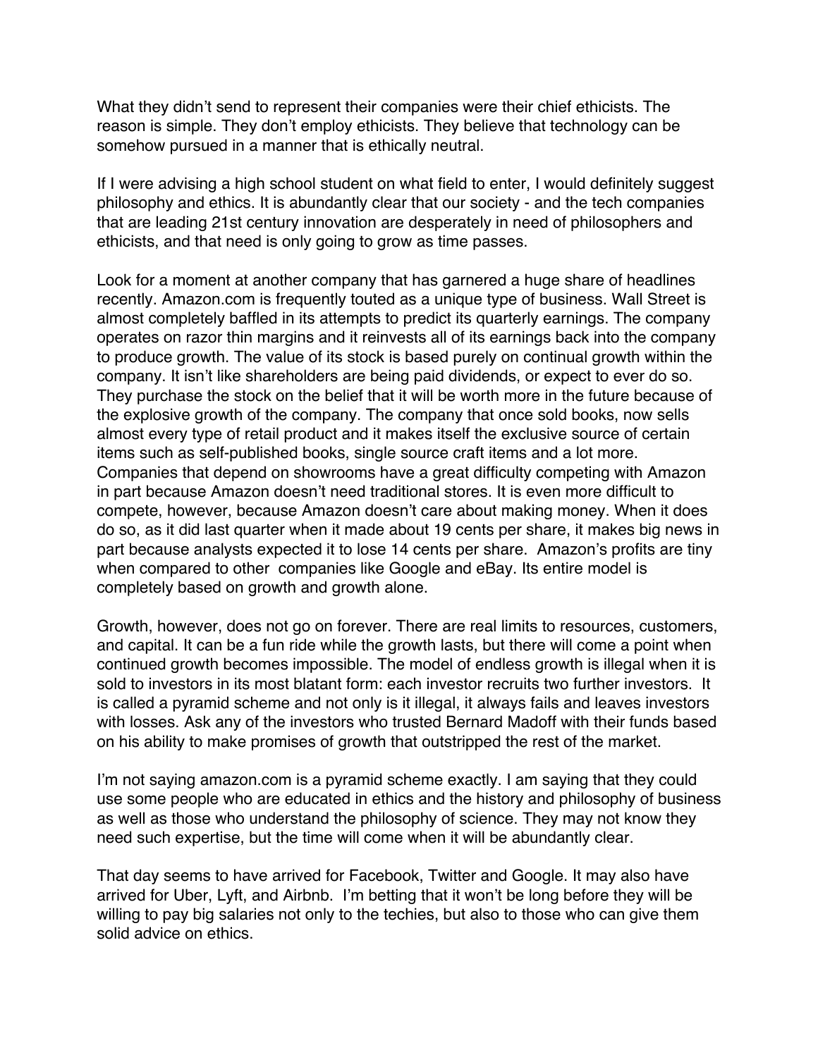What they didn't send to represent their companies were their chief ethicists. The reason is simple. They don't employ ethicists. They believe that technology can be somehow pursued in a manner that is ethically neutral.

If I were advising a high school student on what field to enter, I would definitely suggest philosophy and ethics. It is abundantly clear that our society - and the tech companies that are leading 21st century innovation are desperately in need of philosophers and ethicists, and that need is only going to grow as time passes.

Look for a moment at another company that has garnered a huge share of headlines recently. Amazon.com is frequently touted as a unique type of business. Wall Street is almost completely baffled in its attempts to predict its quarterly earnings. The company operates on razor thin margins and it reinvests all of its earnings back into the company to produce growth. The value of its stock is based purely on continual growth within the company. It isn't like shareholders are being paid dividends, or expect to ever do so. They purchase the stock on the belief that it will be worth more in the future because of the explosive growth of the company. The company that once sold books, now sells almost every type of retail product and it makes itself the exclusive source of certain items such as self-published books, single source craft items and a lot more. Companies that depend on showrooms have a great difficulty competing with Amazon in part because Amazon doesn't need traditional stores. It is even more difficult to compete, however, because Amazon doesn't care about making money. When it does do so, as it did last quarter when it made about 19 cents per share, it makes big news in part because analysts expected it to lose 14 cents per share. Amazon's profits are tiny when compared to other companies like Google and eBay. Its entire model is completely based on growth and growth alone.

Growth, however, does not go on forever. There are real limits to resources, customers, and capital. It can be a fun ride while the growth lasts, but there will come a point when continued growth becomes impossible. The model of endless growth is illegal when it is sold to investors in its most blatant form: each investor recruits two further investors. It is called a pyramid scheme and not only is it illegal, it always fails and leaves investors with losses. Ask any of the investors who trusted Bernard Madoff with their funds based on his ability to make promises of growth that outstripped the rest of the market.

I'm not saying amazon.com is a pyramid scheme exactly. I am saying that they could use some people who are educated in ethics and the history and philosophy of business as well as those who understand the philosophy of science. They may not know they need such expertise, but the time will come when it will be abundantly clear.

That day seems to have arrived for Facebook, Twitter and Google. It may also have arrived for Uber, Lyft, and Airbnb. I'm betting that it won't be long before they will be willing to pay big salaries not only to the techies, but also to those who can give them solid advice on ethics.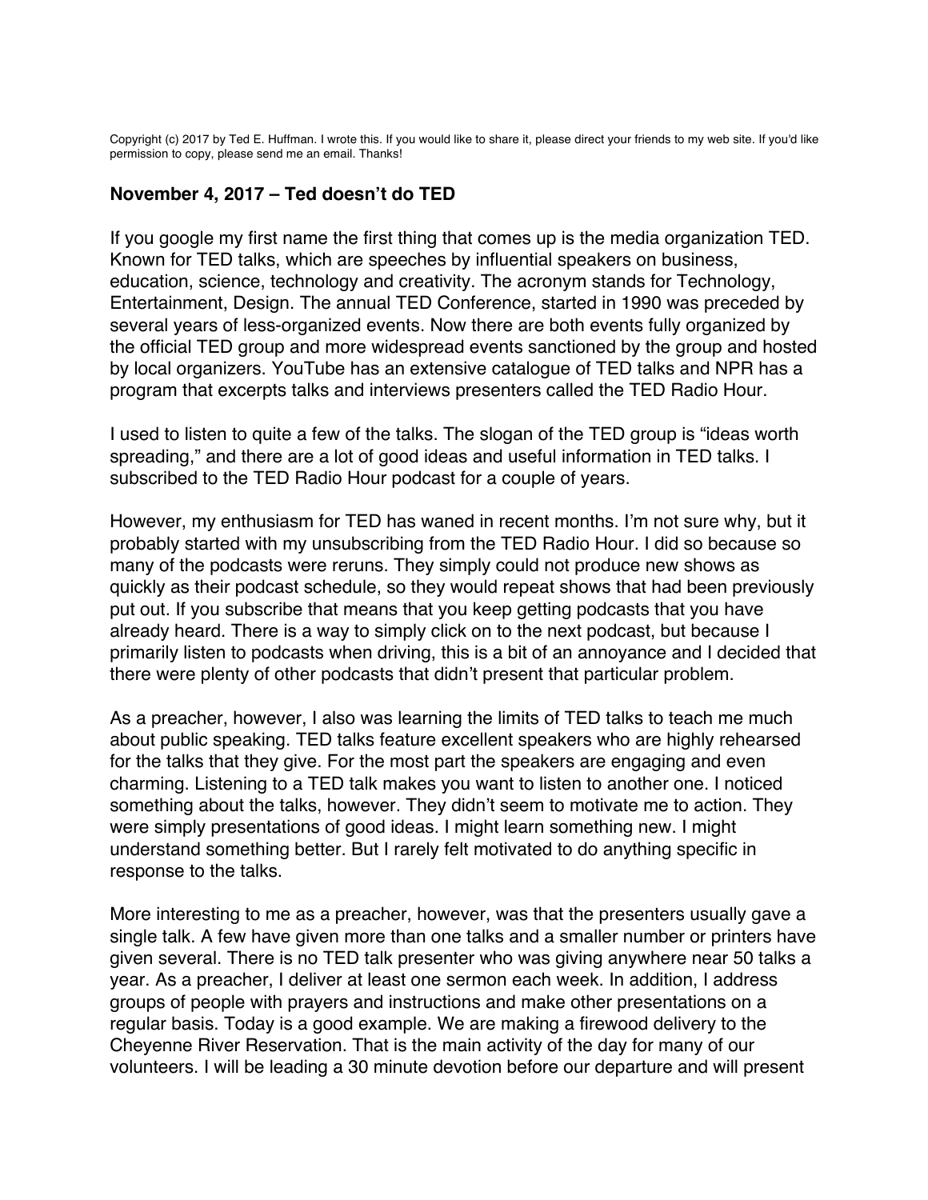Copyright (c) 2017 by Ted E. Huffman. I wrote this. If you would like to share it, please direct your friends to my web site. If you'd like permission to copy, please send me an email. Thanks!

## November 4, 2017 – Ted doesn't do TED

If you google my first name the first thing that comes up is the media organization TED. Known for TED talks, which are speeches by influential speakers on business, education, science, technology and creativity. The acronym stands for Technology, Entertainment, Design. The annual TED Conference, started in 1990 was preceded by several years of less-organized events. Now there are both events fully organized by the official TED group and more widespread events sanctioned by the group and hosted by local organizers. YouTube has an extensive catalogue of TED talks and NPR has a program that excerpts talks and interviews presenters called the TED Radio Hour.

I used to listen to quite a few of the talks. The slogan of the TED group is "ideas worth spreading," and there are a lot of good ideas and useful information in TED talks. I subscribed to the TED Radio Hour podcast for a couple of years.

However, my enthusiasm for TED has waned in recent months. I'm not sure why, but it probably started with my unsubscribing from the TED Radio Hour. I did so because so many of the podcasts were reruns. They simply could not produce new shows as quickly as their podcast schedule, so they would repeat shows that had been previously put out. If you subscribe that means that you keep getting podcasts that you have already heard. There is a way to simply click on to the next podcast, but because I primarily listen to podcasts when driving, this is a bit of an annoyance and I decided that there were plenty of other podcasts that didn't present that particular problem.

As a preacher, however, I also was learning the limits of TED talks to teach me much about public speaking. TED talks feature excellent speakers who are highly rehearsed for the talks that they give. For the most part the speakers are engaging and even charming. Listening to a TED talk makes you want to listen to another one. I noticed something about the talks, however. They didn't seem to motivate me to action. They were simply presentations of good ideas. I might learn something new. I might understand something better. But I rarely felt motivated to do anything specific in response to the talks.

More interesting to me as a preacher, however, was that the presenters usually gave a single talk. A few have given more than one talks and a smaller number or printers have given several. There is no TED talk presenter who was giving anywhere near 50 talks a year. As a preacher, I deliver at least one sermon each week. In addition, I address groups of people with prayers and instructions and make other presentations on a regular basis. Today is a good example. We are making a firewood delivery to the Cheyenne River Reservation. That is the main activity of the day for many of our volunteers. I will be leading a 30 minute devotion before our departure and will present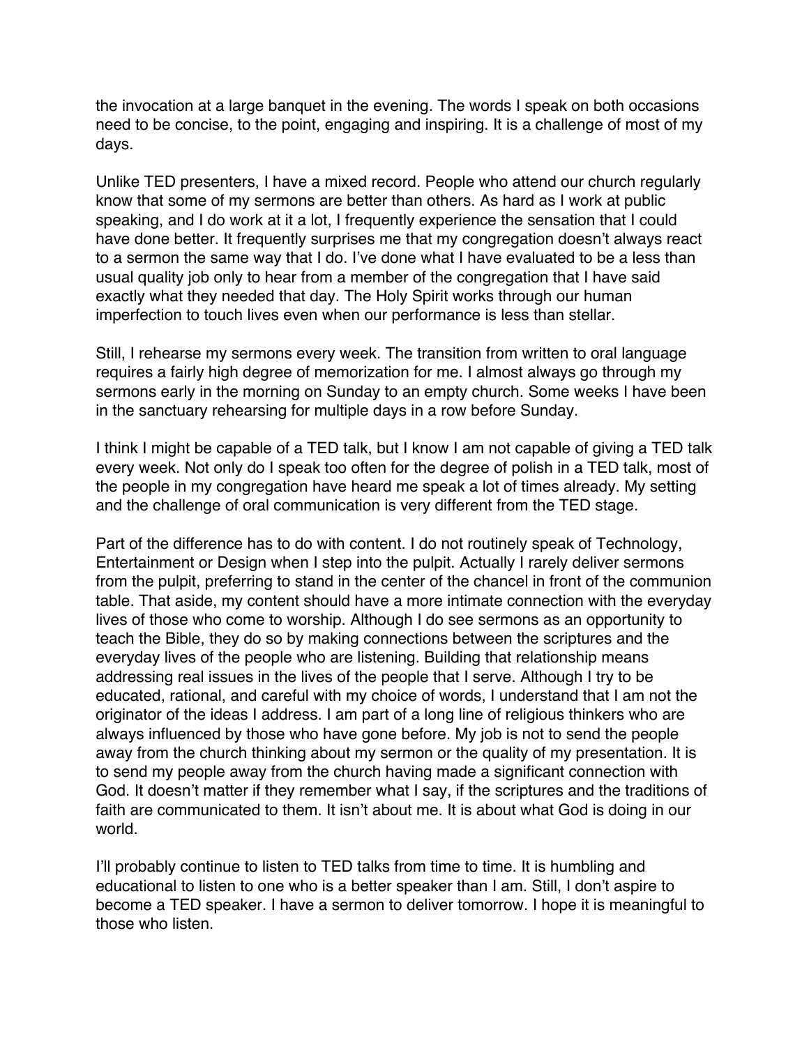the invocation at a large banquet in the evening. The words I speak on both occasions need to be concise, to the point, engaging and inspiring. It is a challenge of most of my days.

Unlike TED presenters, I have a mixed record. People who attend our church regularly know that some of my sermons are better than others. As hard as I work at public speaking, and I do work at it a lot, I frequently experience the sensation that I could have done better. It frequently surprises me that my congregation doesn't always react to a sermon the same way that I do. I've done what I have evaluated to be a less than usual quality job only to hear from a member of the congregation that I have said exactly what they needed that day. The Holy Spirit works through our human imperfection to touch lives even when our performance is less than stellar.

Still, I rehearse my sermons every week. The transition from written to oral language requires a fairly high degree of memorization for me. I almost always go through my sermons early in the morning on Sunday to an empty church. Some weeks I have been in the sanctuary rehearsing for multiple days in a row before Sunday.

I think I might be capable of a TED talk, but I know I am not capable of giving a TED talk every week. Not only do I speak too often for the degree of polish in a TED talk, most of the people in my congregation have heard me speak a lot of times already. My setting and the challenge of oral communication is very different from the TED stage.

Part of the difference has to do with content. I do not routinely speak of Technology, Entertainment or Design when I step into the pulpit. Actually I rarely deliver sermons from the pulpit, preferring to stand in the center of the chancel in front of the communion table. That aside, my content should have a more intimate connection with the everyday lives of those who come to worship. Although I do see sermons as an opportunity to teach the Bible, they do so by making connections between the scriptures and the everyday lives of the people who are listening. Building that relationship means addressing real issues in the lives of the people that I serve. Although I try to be educated, rational, and careful with my choice of words, I understand that I am not the originator of the ideas I address. I am part of a long line of religious thinkers who are always influenced by those who have gone before. My job is not to send the people away from the church thinking about my sermon or the quality of my presentation. It is to send my people away from the church having made a significant connection with God. It doesn't matter if they remember what I say, if the scriptures and the traditions of faith are communicated to them. It isn't about me. It is about what God is doing in our world.

I'll probably continue to listen to TED talks from time to time. It is humbling and educational to listen to one who is a better speaker than I am. Still, I don't aspire to become a TED speaker. I have a sermon to deliver tomorrow. I hope it is meaningful to those who listen.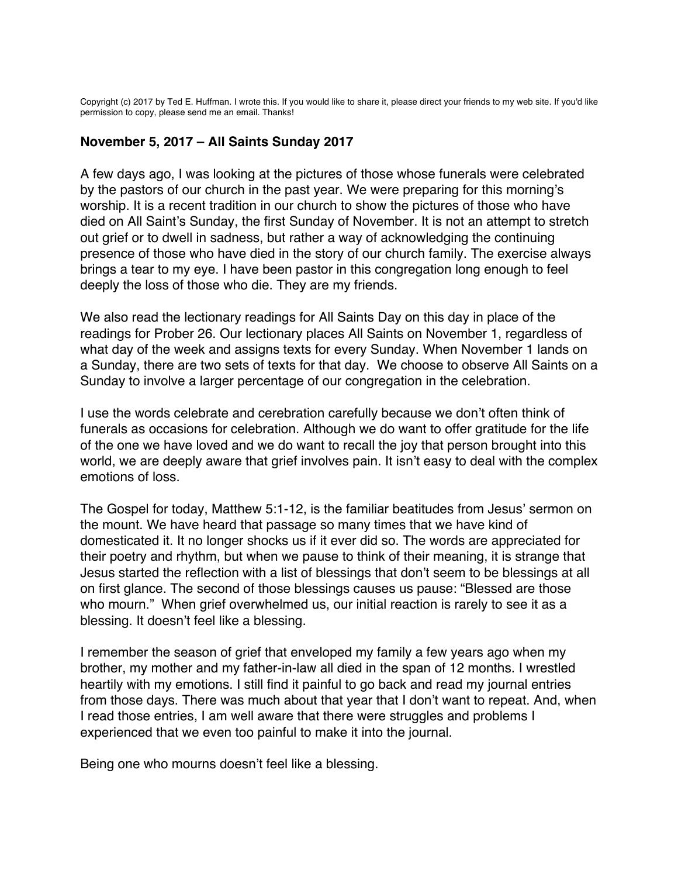Copyright (c) 2017 by Ted E. Huffman. I wrote this. If you would like to share it, please direct your friends to my web site. If you'd like permission to copy, please send me an email. Thanks!

**November 5, 2017 – All Saints Sunday 2017**

A few days ago, I was looking at the pictures of those whose funerals were celebrated by the pastors of our church in the past year. We were preparing for this morning's worship. It is a recent tradition in our church to show the pictures of those who have died on All Saint's Sunday, the first Sunday of November. It is not an attempt to stretch out grief or to dwell in sadness, but rather a way of acknowledging the continuing presence of those who have died in the story of our church family. The exercise always brings a tear to my eye. I have been pastor in this congregation long enough to feel deeply the loss of those who die. They are my friends.

We also read the lectionary readings for All Saints Day on this day in place of the readings for Prober 26. Our lectionary places All Saints on November 1, regardless of what day of the week and assigns texts for every Sunday. When November 1 lands on a Sunday, there are two sets of texts for that day. We choose to observe All Saints on a Sunday to involve a larger percentage of our congregation in the celebration.

I use the words celebrate and cerebration carefully because we don't often think of funerals as occasions for celebration. Although we do want to offer gratitude for the life of the one we have loved and we do want to recall the joy that person brought into this world, we are deeply aware that grief involves pain. It isn't easy to deal with the complex emotions of loss.

The Gospel for today, Matthew 5:1-12, is the familiar beatitudes from Jesus' sermon on the mount. We have heard that passage so many times that we have kind of domesticated it. It no longer shocks us if it ever did so. The words are appreciated for their poetry and rhythm, but when we pause to think of their meaning, it is strange that Jesus started the reflection with a list of blessings that don't seem to be blessings at all on first glance. The second of those blessings causes us pause: "Blessed are those who mourn." When grief overwhelmed us, our initial reaction is rarely to see it as a blessing. It doesn't feel like a blessing.

I remember the season of grief that enveloped my family a few years ago when my brother, my mother and my father-in-law all died in the span of 12 months. I wrestled heartily with my emotions. I still find it painful to go back and read my journal entries from those days. There was much about that year that I don't want to repeat. And, when I read those entries, I am well aware that there were struggles and problems I experienced that we even too painful to make it into the journal.

Being one who mourns doesn't feel like a blessing.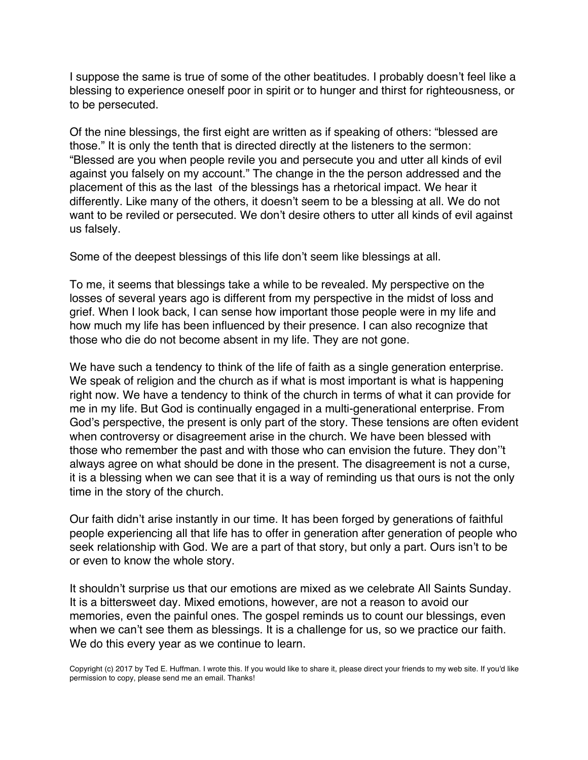I suppose the same is true of some of the other beatitudes. I probably doesn't feel like a blessing to experience oneself poor in spirit or to hunger and thirst for righteousness, or to be persecuted.

Of the nine blessings, the first eight are written as if speaking of others: "blessed are those." It is only the tenth that is directed directly at the listeners to the sermon: "Blessed are you when people revile you and persecute you and utter all kinds of evil against you falsely on my account." The change in the the person addressed and the placement of this as the last  of the blessings has a rhetorical impact. We hear it differently. Like many of the others, it doesn't seem to be a blessing at all. We do not want to be reviled or persecuted. We don't desire others to utter all kinds of evil against us falsely.

Some of the deepest blessings of this life don't seem like blessings at all.

To me, it seems that blessings take a while to be revealed. My perspective on the losses of several years ago is different from my perspective in the midst of loss and grief. When I look back, I can sense how important those people were in my life and how much my life has been influenced by their presence. I can also recognize that those who die do not become absent in my life. They are not gone.

We have such a tendency to think of the life of faith as a single generation enterprise. We speak of religion and the church as if what is most important is what is happening right now. We have a tendency to think of the church in terms of what it can provide for me in my life. But God is continually engaged in a multi-generational enterprise. From God's perspective, the present is only part of the story. These tensions are often evident when controversy or disagreement arise in the church. We have been blessed with those who remember the past and with those who can envision the future. They don''t always agree on what should be done in the present. The disagreement is not a curse, it is a blessing when we can see that it is a way of reminding us that ours is not the only time in the story of the church.

Our faith didn't arise instantly in our time. It has been forged by generations of faithful people experiencing all that life has to offer in generation after generation of people who seek relationship with God. We are a part of that story, but only a part. Ours isn't to be or even to know the whole story.

It shouldn't surprise us that our emotions are mixed as we celebrate All Saints Sunday. It is a bittersweet day. Mixed emotions, however, are not a reason to avoid our memories, even the painful ones. The gospel reminds us to count our blessings, even when we can't see them as blessings. It is a challenge for us, so we practice our faith. We do this every year as we continue to learn.

Copyright (c) 2017 by Ted E. Huffman. I wrote this. If you would like to share it, please direct your friends to my web site. If you'd like permission to copy, please send me an email. Thanks!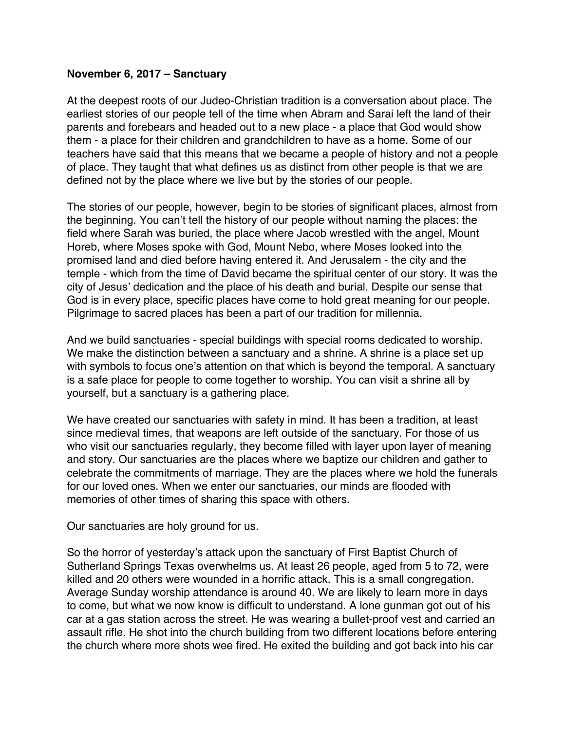**November 6, 2017 – Sanctuary**

At the deepest roots of our Judeo-Christian tradition is a conversation about place. The earliest stories of our people tell of the time when Abram and Sarai left the land of their parents and forebears and headed out to a new place - a place that God would show them - a place for their children and grandchildren to have as a home. Some of our teachers have said that this means that we became a people of history and not a people of place. They taught that what defines us as distinct from other people is that we are defined not by the place where we live but by the stories of our people.

The stories of our people, however, begin to be stories of significant places, almost from the beginning. You can't tell the history of our people without naming the places: the field where Sarah was buried, the place where Jacob wrestled with the angel, Mount Horeb, where Moses spoke with God, Mount Nebo, where Moses looked into the promised land and died before having entered it. And Jerusalem - the city and the temple - which from the time of David became the spiritual center of our story. It was the city of Jesus' dedication and the place of his death and burial. Despite our sense that God is in every place, specific places have come to hold great meaning for our people. Pilgrimage to sacred places has been a part of our tradition for millennia.

And we build sanctuaries - special buildings with special rooms dedicated to worship. We make the distinction between a sanctuary and a shrine. A shrine is a place set up with symbols to focus one's attention on that which is beyond the temporal. A sanctuary is a safe place for people to come together to worship. You can visit a shrine all by yourself, but a sanctuary is a gathering place.

We have created our sanctuaries with safety in mind. It has been a tradition, at least since medieval times, that weapons are left outside of the sanctuary. For those of us who visit our sanctuaries regularly, they become filled with layer upon layer of meaning and story. Our sanctuaries are the places where we baptize our children and gather to celebrate the commitments of marriage. They are the places where we hold the funerals for our loved ones. When we enter our sanctuaries, our minds are flooded with memories of other times of sharing this space with others.

Our sanctuaries are holy ground for us.

So the horror of yesterday's attack upon the sanctuary of First Baptist Church of Sutherland Springs Texas overwhelms us. At least 26 people, aged from 5 to 72, were killed and 20 others were wounded in a horrific attack. This is a small congregation. Average Sunday worship attendance is around 40. We are likely to learn more in days to come, but what we now know is difficult to understand. A lone gunman got out of his car at a gas station across the street. He was wearing a bullet-proof vest and carried an assault rifle. He shot into the church building from two different locations before entering the church where more shots wee fired. He exited the building and got back into his car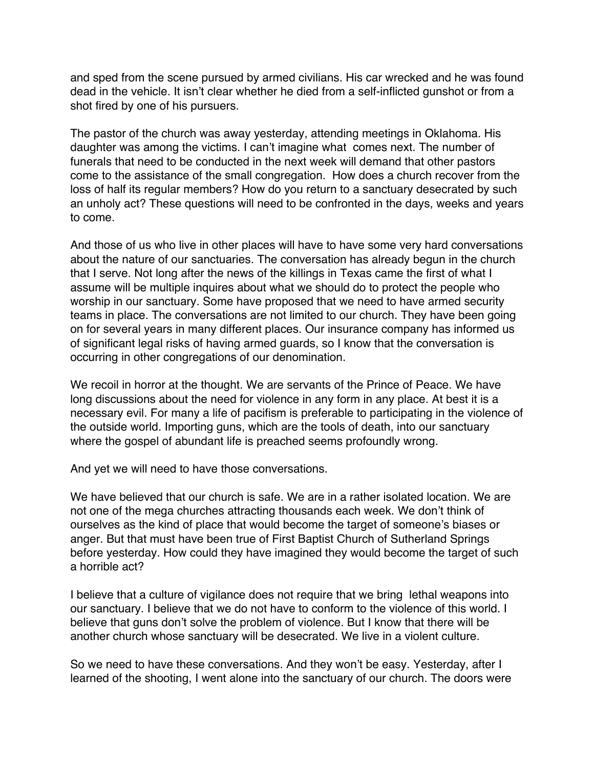and sped from the scene pursued by armed civilians. His car wrecked and he was found dead in the vehicle. It isn't clear whether he died from a self-inflicted gunshot or from a shot fired by one of his pursuers.

The pastor of the church was away yesterday, attending meetings in Oklahoma. His daughter was among the victims. I can't imagine what comes next. The number of funerals that need to be conducted in the next week will demand that other pastors come to the assistance of the small congregation. How does a church recover from the loss of half its regular members? How do you return to a sanctuary desecrated by such an unholy act? These questions will need to be confronted in the days, weeks and years to come.

And those of us who live in other places will have to have some very hard conversations about the nature of our sanctuaries. The conversation has already begun in the church that I serve. Not long after the news of the killings in Texas came the first of what I assume will be multiple inquires about what we should do to protect the people who worship in our sanctuary. Some have proposed that we need to have armed security teams in place. The conversations are not limited to our church. They have been going on for several years in many different places. Our insurance company has informed us of significant legal risks of having armed guards, so I know that the conversation is occurring in other congregations of our denomination.

We recoil in horror at the thought. We are servants of the Prince of Peace. We have long discussions about the need for violence in any form in any place. At best it is a necessary evil. For many a life of pacifism is preferable to participating in the violence of the outside world. Importing guns, which are the tools of death, into our sanctuary where the gospel of abundant life is preached seems profoundly wrong.

And yet we will need to have those conversations.

We have believed that our church is safe. We are in a rather isolated location. We are not one of the mega churches attracting thousands each week. We don't think of ourselves as the kind of place that would become the target of someone's biases or anger. But that must have been true of First Baptist Church of Sutherland Springs before yesterday. How could they have imagined they would become the target of such a horrible act?

I believe that a culture of vigilance does not require that we bring lethal weapons into our sanctuary. I believe that we do not have to conform to the violence of this world. I believe that guns don't solve the problem of violence. But I know that there will be another church whose sanctuary will be desecrated. We live in a violent culture.

So we need to have these conversations. And they won't be easy. Yesterday, after I learned of the shooting, I went alone into the sanctuary of our church. The doors were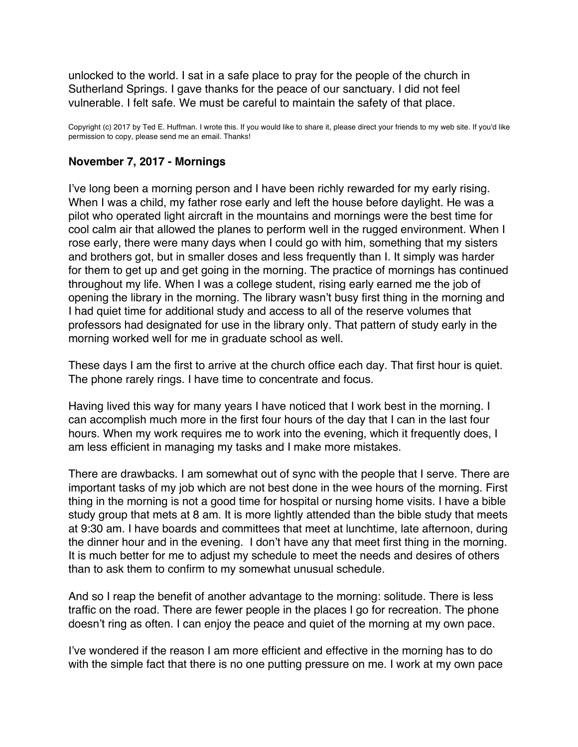unlocked to the world. I sat in a safe place to pray for the people of the church in Sutherland Springs. I gave thanks for the peace of our sanctuary. I did not feel vulnerable. I felt safe. We must be careful to maintain the safety of that place.

Copyright (c) 2017 by Ted E. Huffman. I wrote this. If you would like to share it, please direct your friends to my web site. If you'd like permission to copy, please send me an email. Thanks!

### November 7, 2017 - Mornings

I've long been a morning person and I have been richly rewarded for my early rising. When I was a child, my father rose early and left the house before daylight. He was a pilot who operated light aircraft in the mountains and mornings were the best time for cool calm air that allowed the planes to perform well in the rugged environment. When I rose early, there were many days when I could go with him, something that my sisters and brothers got, but in smaller doses and less frequently than I. It simply was harder for them to get up and get going in the morning. The practice of mornings has continued throughout my life. When I was a college student, rising early earned me the job of opening the library in the morning. The library wasn't busy first thing in the morning and I had quiet time for additional study and access to all of the reserve volumes that professors had designated for use in the library only. That pattern of study early in the morning worked well for me in graduate school as well.

These days I am the first to arrive at the church office each day. That first hour is quiet. The phone rarely rings. I have time to concentrate and focus.

Having lived this way for many years I have noticed that I work best in the morning. I can accomplish much more in the first four hours of the day that I can in the last four hours. When my work requires me to work into the evening, which it frequently does, I am less efficient in managing my tasks and I make more mistakes.

There are drawbacks. I am somewhat out of sync with the people that I serve. There are important tasks of my job which are not best done in the wee hours of the morning. First thing in the morning is not a good time for hospital or nursing home visits. I have a bible study group that mets at 8 am. It is more lightly attended than the bible study that meets at 9:30 am. I have boards and committees that meet at lunchtime, late afternoon, during the dinner hour and in the evening. I don't have any that meet first thing in the morning. It is much better for me to adjust my schedule to meet the needs and desires of others than to ask them to confirm to my somewhat unusual schedule.

And so I reap the benefit of another advantage to the morning: solitude. There is less traffic on the road. There are fewer people in the places I go for recreation. The phone doesn't ring as often. I can enjoy the peace and quiet of the morning at my own pace.

I've wondered if the reason I am more efficient and effective in the morning has to do with the simple fact that there is no one putting pressure on me. I work at my own pace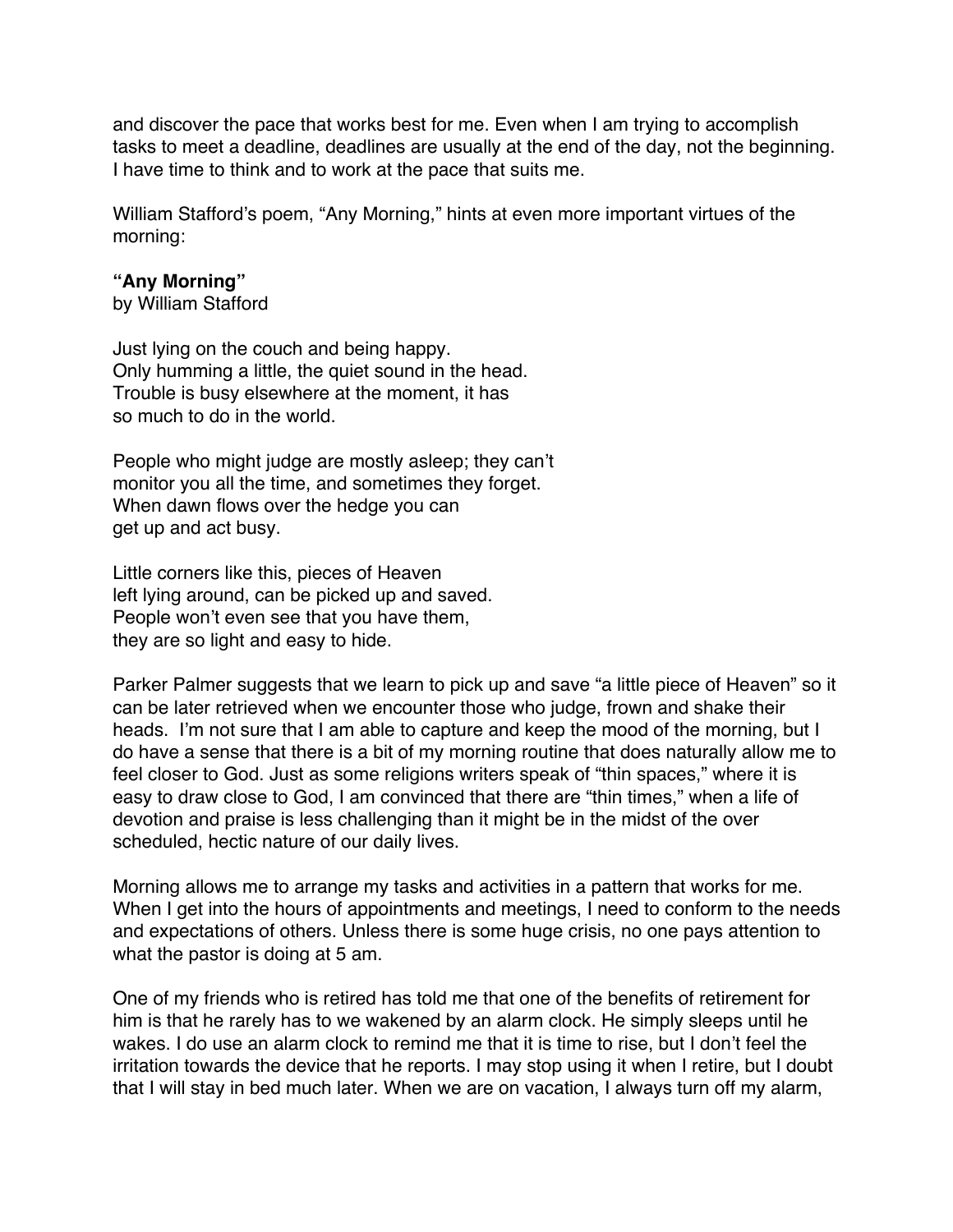and discover the pace that works best for me. Even when I am trying to accomplish tasks to meet a deadline, deadlines are usually at the end of the day, not the beginning. I have time to think and to work at the pace that suits me.

William Stafford's poem, "Any Morning," hints at even more important virtues of the morning:

**"Any Morning"**
by William Stafford

Just lying on the couch and being happy.
Only humming a little, the quiet sound in the head.
Trouble is busy elsewhere at the moment, it has
so much to do in the world.

People who might judge are mostly asleep; they can't
monitor you all the time, and sometimes they forget.
When dawn flows over the hedge you can
get up and act busy.

Little corners like this, pieces of Heaven
left lying around, can be picked up and saved.
People won't even see that you have them,
they are so light and easy to hide.

Parker Palmer suggests that we learn to pick up and save "a little piece of Heaven" so it can be later retrieved when we encounter those who judge, frown and shake their heads. I'm not sure that I am able to capture and keep the mood of the morning, but I do have a sense that there is a bit of my morning routine that does naturally allow me to feel closer to God. Just as some religions writers speak of "thin spaces," where it is easy to draw close to God, I am convinced that there are "thin times," when a life of devotion and praise is less challenging than it might be in the midst of the over scheduled, hectic nature of our daily lives.

Morning allows me to arrange my tasks and activities in a pattern that works for me. When I get into the hours of appointments and meetings, I need to conform to the needs and expectations of others. Unless there is some huge crisis, no one pays attention to what the pastor is doing at 5 am.

One of my friends who is retired has told me that one of the benefits of retirement for him is that he rarely has to we wakened by an alarm clock. He simply sleeps until he wakes. I do use an alarm clock to remind me that it is time to rise, but I don't feel the irritation towards the device that he reports. I may stop using it when I retire, but I doubt that I will stay in bed much later. When we are on vacation, I always turn off my alarm,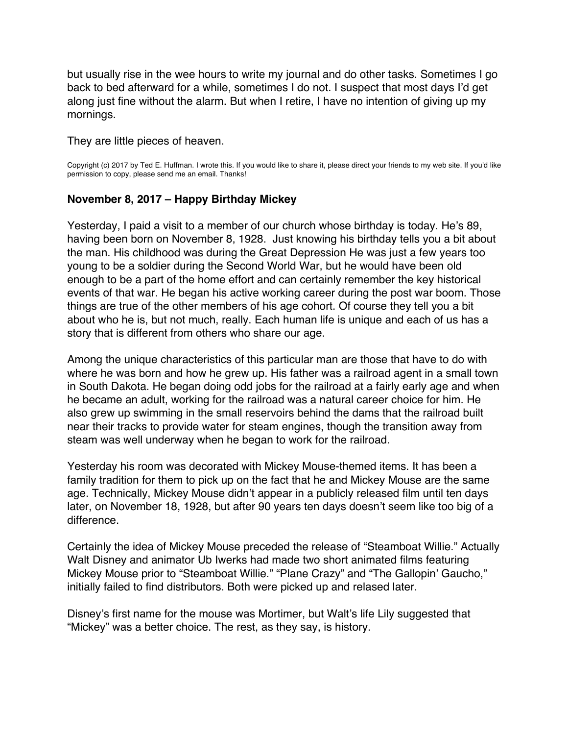but usually rise in the wee hours to write my journal and do other tasks. Sometimes I go back to bed afterward for a while, sometimes I do not. I suspect that most days I'd get along just fine without the alarm. But when I retire, I have no intention of giving up my mornings.

They are little pieces of heaven.

Copyright (c) 2017 by Ted E. Huffman. I wrote this. If you would like to share it, please direct your friends to my web site. If you'd like permission to copy, please send me an email. Thanks!

### November 8, 2017 – Happy Birthday Mickey

Yesterday, I paid a visit to a member of our church whose birthday is today. He's 89, having been born on November 8, 1928. Just knowing his birthday tells you a bit about the man. His childhood was during the Great Depression He was just a few years too young to be a soldier during the Second World War, but he would have been old enough to be a part of the home effort and can certainly remember the key historical events of that war. He began his active working career during the post war boom. Those things are true of the other members of his age cohort. Of course they tell you a bit about who he is, but not much, really. Each human life is unique and each of us has a story that is different from others who share our age.

Among the unique characteristics of this particular man are those that have to do with where he was born and how he grew up. His father was a railroad agent in a small town in South Dakota. He began doing odd jobs for the railroad at a fairly early age and when he became an adult, working for the railroad was a natural career choice for him. He also grew up swimming in the small reservoirs behind the dams that the railroad built near their tracks to provide water for steam engines, though the transition away from steam was well underway when he began to work for the railroad.

Yesterday his room was decorated with Mickey Mouse-themed items. It has been a family tradition for them to pick up on the fact that he and Mickey Mouse are the same age. Technically, Mickey Mouse didn't appear in a publicly released film until ten days later, on November 18, 1928, but after 90 years ten days doesn't seem like too big of a difference.

Certainly the idea of Mickey Mouse preceded the release of "Steamboat Willie." Actually Walt Disney and animator Ub Iwerks had made two short animated films featuring Mickey Mouse prior to "Steamboat Willie." "Plane Crazy" and "The Gallopin' Gaucho," initially failed to find distributors. Both were picked up and relased later.

Disney's first name for the mouse was Mortimer, but Walt's life Lily suggested that "Mickey" was a better choice. The rest, as they say, is history.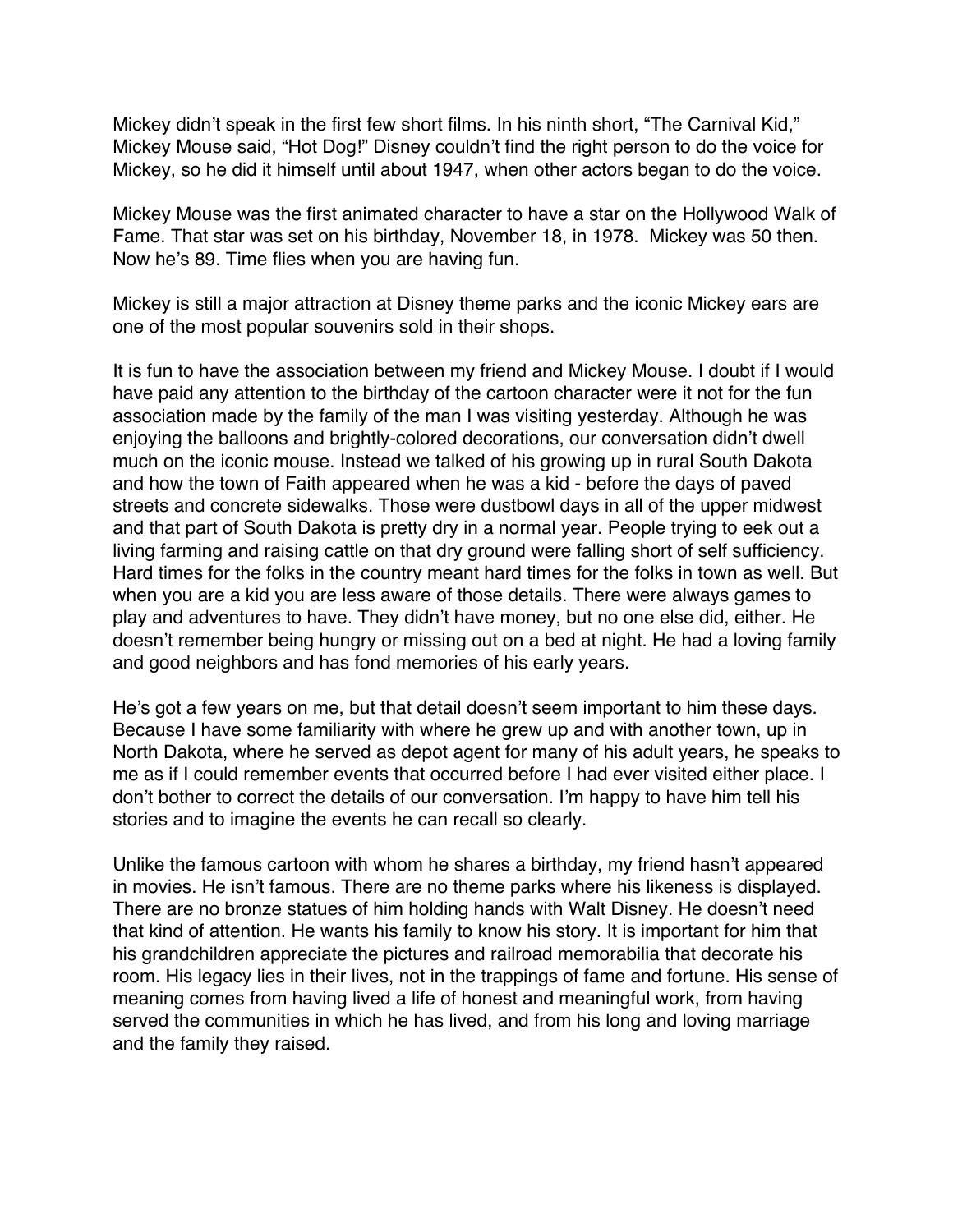Mickey didn't speak in the first few short films. In his ninth short, "The Carnival Kid," Mickey Mouse said, "Hot Dog!" Disney couldn't find the right person to do the voice for Mickey, so he did it himself until about 1947, when other actors began to do the voice.

Mickey Mouse was the first animated character to have a star on the Hollywood Walk of Fame. That star was set on his birthday, November 18, in 1978. Mickey was 50 then. Now he's 89. Time flies when you are having fun.

Mickey is still a major attraction at Disney theme parks and the iconic Mickey ears are one of the most popular souvenirs sold in their shops.

It is fun to have the association between my friend and Mickey Mouse. I doubt if I would have paid any attention to the birthday of the cartoon character were it not for the fun association made by the family of the man I was visiting yesterday. Although he was enjoying the balloons and brightly-colored decorations, our conversation didn't dwell much on the iconic mouse. Instead we talked of his growing up in rural South Dakota and how the town of Faith appeared when he was a kid - before the days of paved streets and concrete sidewalks. Those were dustbowl days in all of the upper midwest and that part of South Dakota is pretty dry in a normal year. People trying to eek out a living farming and raising cattle on that dry ground were falling short of self sufficiency. Hard times for the folks in the country meant hard times for the folks in town as well. But when you are a kid you are less aware of those details. There were always games to play and adventures to have. They didn't have money, but no one else did, either. He doesn't remember being hungry or missing out on a bed at night. He had a loving family and good neighbors and has fond memories of his early years.

He's got a few years on me, but that detail doesn't seem important to him these days. Because I have some familiarity with where he grew up and with another town, up in North Dakota, where he served as depot agent for many of his adult years, he speaks to me as if I could remember events that occurred before I had ever visited either place. I don't bother to correct the details of our conversation. I'm happy to have him tell his stories and to imagine the events he can recall so clearly.

Unlike the famous cartoon with whom he shares a birthday, my friend hasn't appeared in movies. He isn't famous. There are no theme parks where his likeness is displayed. There are no bronze statues of him holding hands with Walt Disney. He doesn't need that kind of attention. He wants his family to know his story. It is important for him that his grandchildren appreciate the pictures and railroad memorabilia that decorate his room. His legacy lies in their lives, not in the trappings of fame and fortune. His sense of meaning comes from having lived a life of honest and meaningful work, from having served the communities in which he has lived, and from his long and loving marriage and the family they raised.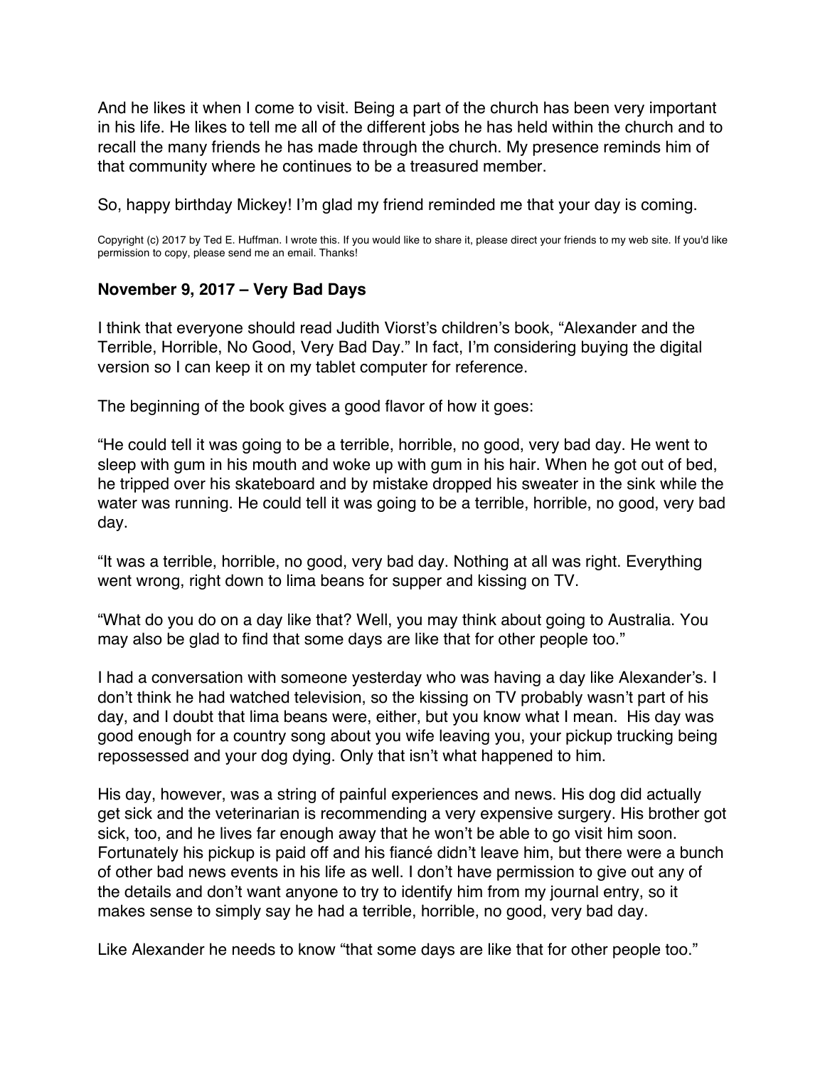And he likes it when I come to visit. Being a part of the church has been very important in his life. He likes to tell me all of the different jobs he has held within the church and to recall the many friends he has made through the church. My presence reminds him of that community where he continues to be a treasured member.

So, happy birthday Mickey! I'm glad my friend reminded me that your day is coming.

Copyright (c) 2017 by Ted E. Huffman. I wrote this. If you would like to share it, please direct your friends to my web site. If you'd like permission to copy, please send me an email. Thanks!

### November 9, 2017 – Very Bad Days

I think that everyone should read Judith Viorst's children's book, "Alexander and the Terrible, Horrible, No Good, Very Bad Day." In fact, I'm considering buying the digital version so I can keep it on my tablet computer for reference.

The beginning of the book gives a good flavor of how it goes:

"He could tell it was going to be a terrible, horrible, no good, very bad day. He went to sleep with gum in his mouth and woke up with gum in his hair. When he got out of bed, he tripped over his skateboard and by mistake dropped his sweater in the sink while the water was running. He could tell it was going to be a terrible, horrible, no good, very bad day.

"It was a terrible, horrible, no good, very bad day. Nothing at all was right. Everything went wrong, right down to lima beans for supper and kissing on TV.

"What do you do on a day like that? Well, you may think about going to Australia. You may also be glad to find that some days are like that for other people too."

I had a conversation with someone yesterday who was having a day like Alexander's. I don't think he had watched television, so the kissing on TV probably wasn't part of his day, and I doubt that lima beans were, either, but you know what I mean. His day was good enough for a country song about you wife leaving you, your pickup trucking being repossessed and your dog dying. Only that isn't what happened to him.

His day, however, was a string of painful experiences and news. His dog did actually get sick and the veterinarian is recommending a very expensive surgery. His brother got sick, too, and he lives far enough away that he won't be able to go visit him soon. Fortunately his pickup is paid off and his fiancé didn't leave him, but there were a bunch of other bad news events in his life as well. I don't have permission to give out any of the details and don't want anyone to try to identify him from my journal entry, so it makes sense to simply say he had a terrible, horrible, no good, very bad day.

Like Alexander he needs to know "that some days are like that for other people too."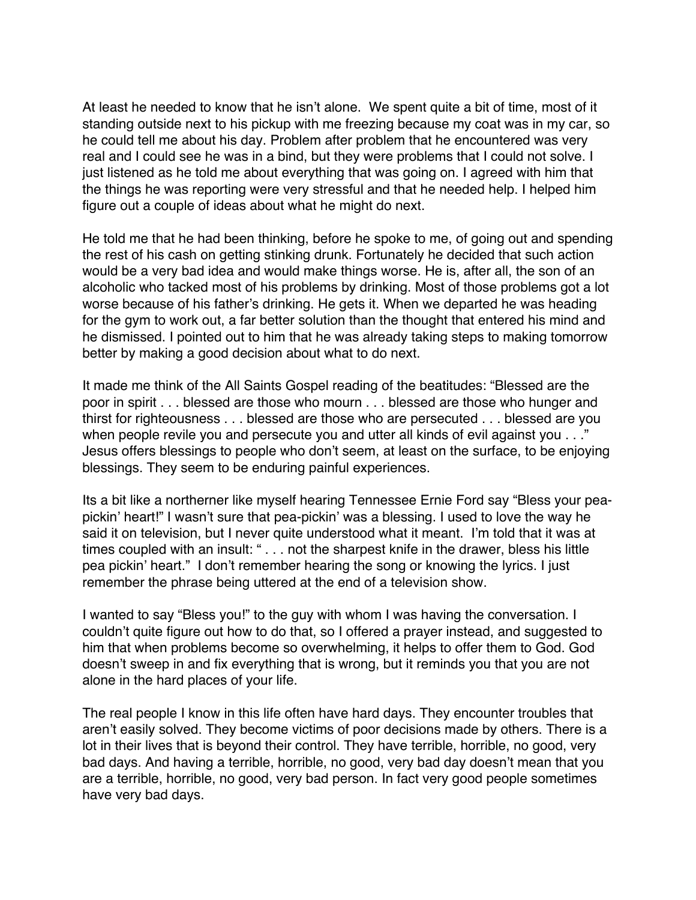At least he needed to know that he isn't alone.  We spent quite a bit of time, most of it standing outside next to his pickup with me freezing because my coat was in my car, so he could tell me about his day. Problem after problem that he encountered was very real and I could see he was in a bind, but they were problems that I could not solve. I just listened as he told me about everything that was going on. I agreed with him that the things he was reporting were very stressful and that he needed help. I helped him figure out a couple of ideas about what he might do next.

He told me that he had been thinking, before he spoke to me, of going out and spending the rest of his cash on getting stinking drunk. Fortunately he decided that such action would be a very bad idea and would make things worse. He is, after all, the son of an alcoholic who tacked most of his problems by drinking. Most of those problems got a lot worse because of his father's drinking. He gets it. When we departed he was heading for the gym to work out, a far better solution than the thought that entered his mind and he dismissed. I pointed out to him that he was already taking steps to making tomorrow better by making a good decision about what to do next.

It made me think of the All Saints Gospel reading of the beatitudes: "Blessed are the poor in spirit . . . blessed are those who mourn . . . blessed are those who hunger and thirst for righteousness . . . blessed are those who are persecuted . . . blessed are you when people revile you and persecute you and utter all kinds of evil against you . . ." Jesus offers blessings to people who don't seem, at least on the surface, to be enjoying blessings. They seem to be enduring painful experiences.

Its a bit like a northerner like myself hearing Tennessee Ernie Ford say "Bless your pea-pickin' heart!" I wasn't sure that pea-pickin' was a blessing. I used to love the way he said it on television, but I never quite understood what it meant.  I'm told that it was at times coupled with an insult: " . . . not the sharpest knife in the drawer, bless his little pea pickin' heart."  I don't remember hearing the song or knowing the lyrics. I just remember the phrase being uttered at the end of a television show.

I wanted to say "Bless you!" to the guy with whom I was having the conversation. I couldn't quite figure out how to do that, so I offered a prayer instead, and suggested to him that when problems become so overwhelming, it helps to offer them to God. God doesn't sweep in and fix everything that is wrong, but it reminds you that you are not alone in the hard places of your life.

The real people I know in this life often have hard days. They encounter troubles that aren't easily solved. They become victims of poor decisions made by others. There is a lot in their lives that is beyond their control. They have terrible, horrible, no good, very bad days. And having a terrible, horrible, no good, very bad day doesn't mean that you are a terrible, horrible, no good, very bad person. In fact very good people sometimes have very bad days.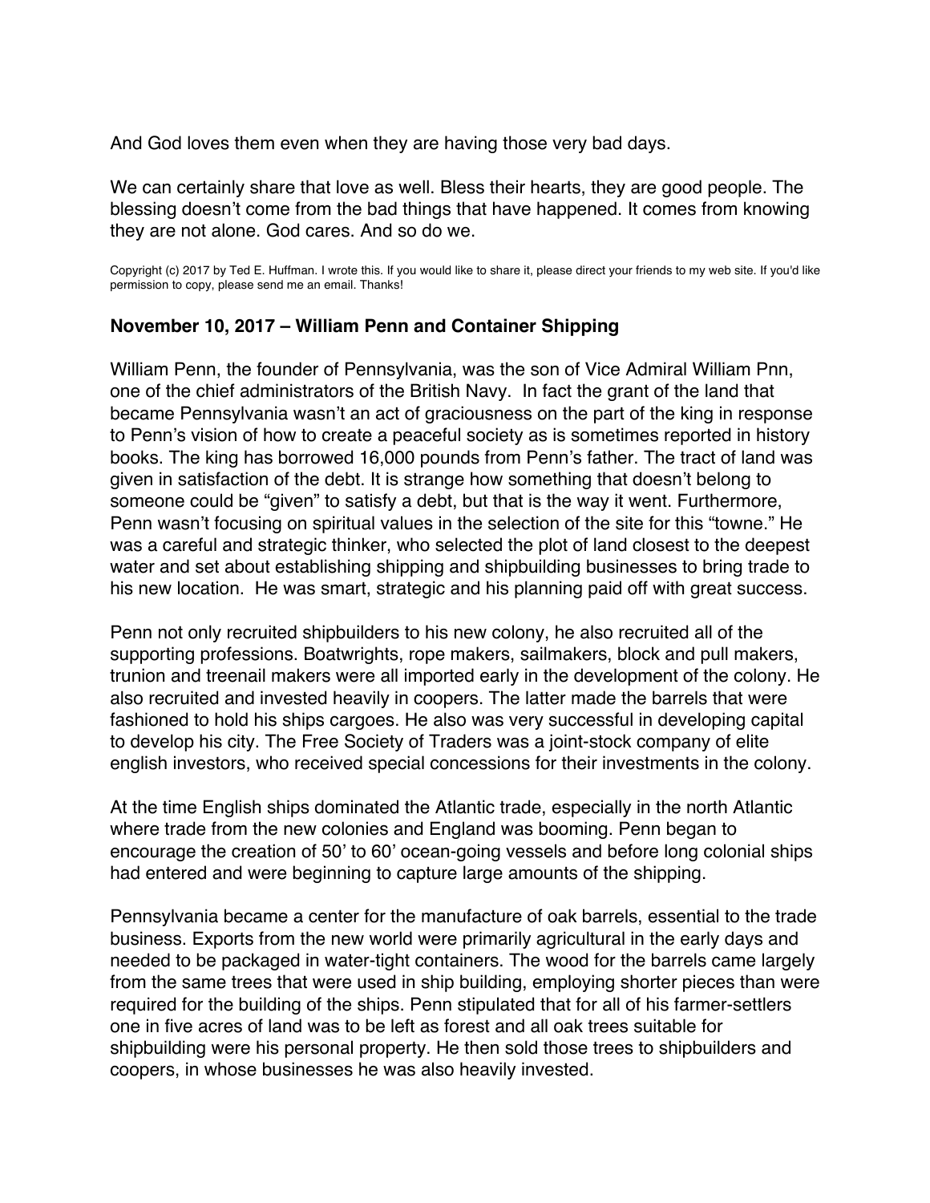And God loves them even when they are having those very bad days.

We can certainly share that love as well. Bless their hearts, they are good people. The blessing doesn't come from the bad things that have happened. It comes from knowing they are not alone. God cares. And so do we.

Copyright (c) 2017 by Ted E. Huffman. I wrote this. If you would like to share it, please direct your friends to my web site. If you'd like permission to copy, please send me an email. Thanks!

**November 10, 2017 – William Penn and Container Shipping**

William Penn, the founder of Pennsylvania, was the son of Vice Admiral William Pnn, one of the chief administrators of the British Navy. In fact the grant of the land that became Pennsylvania wasn't an act of graciousness on the part of the king in response to Penn's vision of how to create a peaceful society as is sometimes reported in history books. The king has borrowed 16,000 pounds from Penn's father. The tract of land was given in satisfaction of the debt. It is strange how something that doesn't belong to someone could be "given" to satisfy a debt, but that is the way it went. Furthermore, Penn wasn't focusing on spiritual values in the selection of the site for this "towne." He was a careful and strategic thinker, who selected the plot of land closest to the deepest water and set about establishing shipping and shipbuilding businesses to bring trade to his new location. He was smart, strategic and his planning paid off with great success.

Penn not only recruited shipbuilders to his new colony, he also recruited all of the supporting professions. Boatwrights, rope makers, sailmakers, block and pull makers, trunion and treenail makers were all imported early in the development of the colony. He also recruited and invested heavily in coopers. The latter made the barrels that were fashioned to hold his ships cargoes. He also was very successful in developing capital to develop his city. The Free Society of Traders was a joint-stock company of elite english investors, who received special concessions for their investments in the colony.

At the time English ships dominated the Atlantic trade, especially in the north Atlantic where trade from the new colonies and England was booming. Penn began to encourage the creation of 50' to 60' ocean-going vessels and before long colonial ships had entered and were beginning to capture large amounts of the shipping.

Pennsylvania became a center for the manufacture of oak barrels, essential to the trade business. Exports from the new world were primarily agricultural in the early days and needed to be packaged in water-tight containers. The wood for the barrels came largely from the same trees that were used in ship building, employing shorter pieces than were required for the building of the ships. Penn stipulated that for all of his farmer-settlers one in five acres of land was to be left as forest and all oak trees suitable for shipbuilding were his personal property. He then sold those trees to shipbuilders and coopers, in whose businesses he was also heavily invested.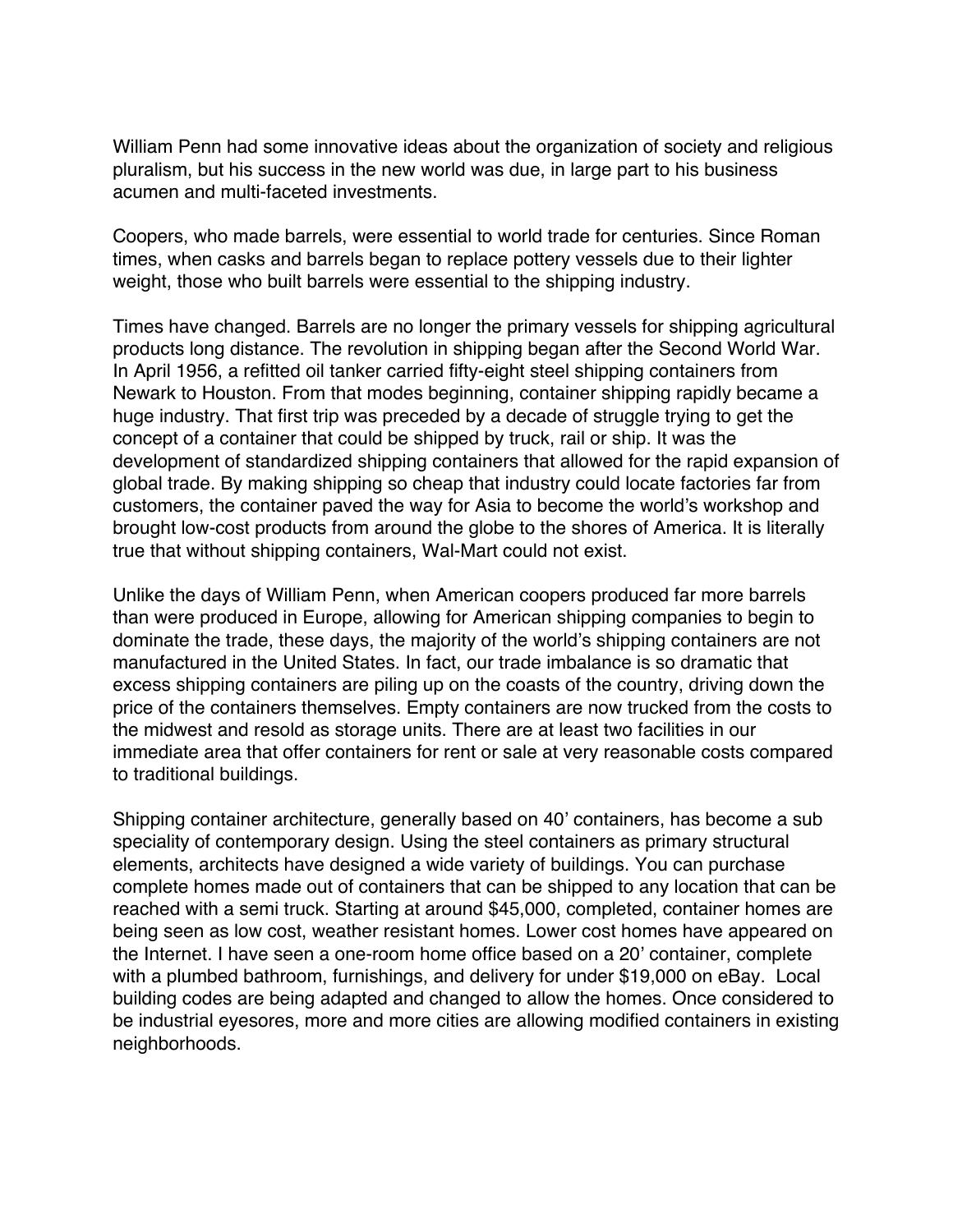William Penn had some innovative ideas about the organization of society and religious pluralism, but his success in the new world was due, in large part to his business acumen and multi-faceted investments.

Coopers, who made barrels, were essential to world trade for centuries. Since Roman times, when casks and barrels began to replace pottery vessels due to their lighter weight, those who built barrels were essential to the shipping industry.

Times have changed. Barrels are no longer the primary vessels for shipping agricultural products long distance. The revolution in shipping began after the Second World War. In April 1956, a refitted oil tanker carried fifty-eight steel shipping containers from Newark to Houston. From that modes beginning, container shipping rapidly became a huge industry. That first trip was preceded by a decade of struggle trying to get the concept of a container that could be shipped by truck, rail or ship. It was the development of standardized shipping containers that allowed for the rapid expansion of global trade. By making shipping so cheap that industry could locate factories far from customers, the container paved the way for Asia to become the world's workshop and brought low-cost products from around the globe to the shores of America. It is literally true that without shipping containers, Wal-Mart could not exist.

Unlike the days of William Penn, when American coopers produced far more barrels than were produced in Europe, allowing for American shipping companies to begin to dominate the trade, these days, the majority of the world's shipping containers are not manufactured in the United States. In fact, our trade imbalance is so dramatic that excess shipping containers are piling up on the coasts of the country, driving down the price of the containers themselves. Empty containers are now trucked from the costs to the midwest and resold as storage units. There are at least two facilities in our immediate area that offer containers for rent or sale at very reasonable costs compared to traditional buildings.

Shipping container architecture, generally based on 40' containers, has become a sub speciality of contemporary design. Using the steel containers as primary structural elements, architects have designed a wide variety of buildings. You can purchase complete homes made out of containers that can be shipped to any location that can be reached with a semi truck. Starting at around $45,000, completed, container homes are being seen as low cost, weather resistant homes. Lower cost homes have appeared on the Internet. I have seen a one-room home office based on a 20' container, complete with a plumbed bathroom, furnishings, and delivery for under $19,000 on eBay. Local building codes are being adapted and changed to allow the homes. Once considered to be industrial eyesores, more and more cities are allowing modified containers in existing neighborhoods.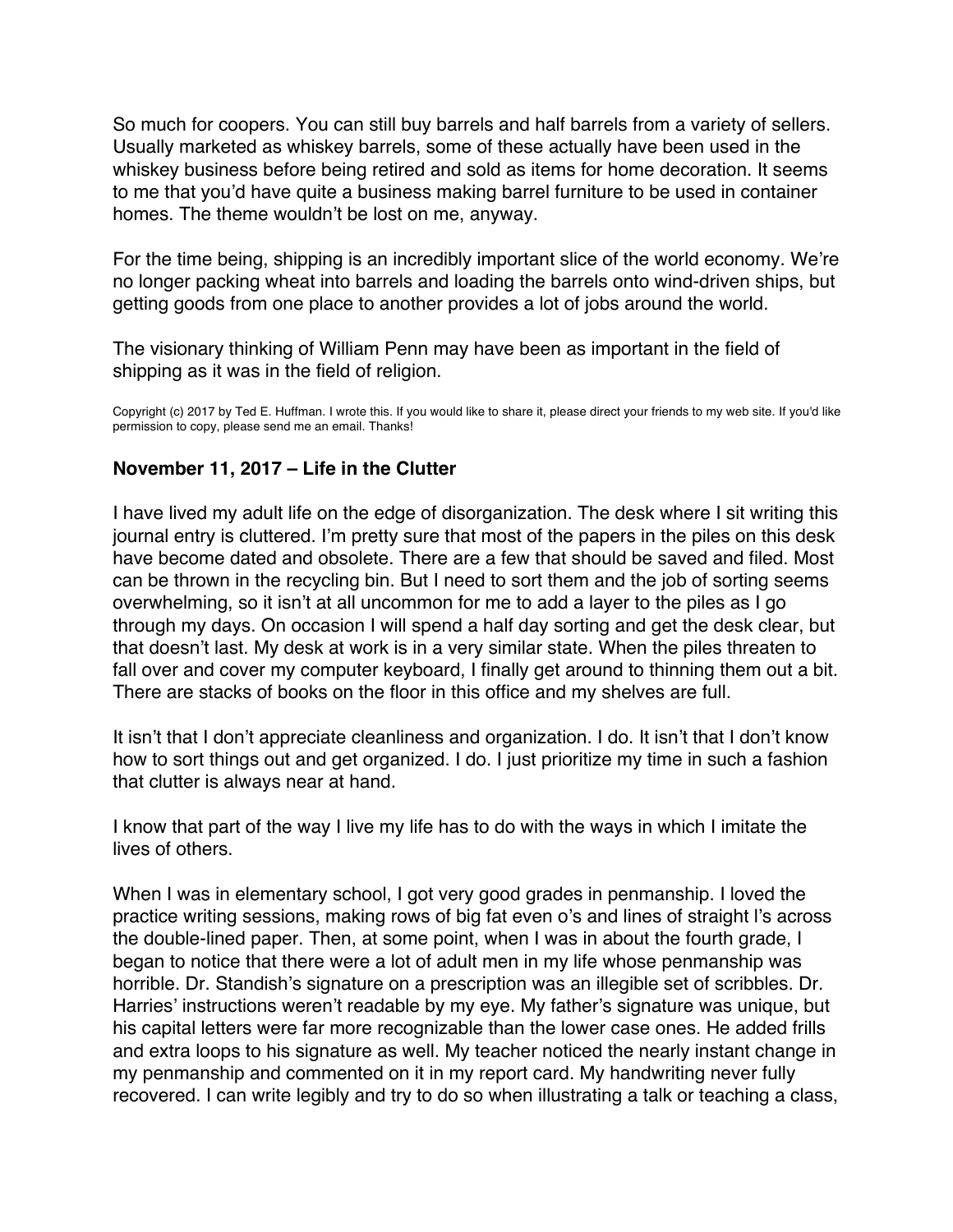So much for coopers. You can still buy barrels and half barrels from a variety of sellers. Usually marketed as whiskey barrels, some of these actually have been used in the whiskey business before being retired and sold as items for home decoration. It seems to me that you'd have quite a business making barrel furniture to be used in container homes. The theme wouldn't be lost on me, anyway.

For the time being, shipping is an incredibly important slice of the world economy. We're no longer packing wheat into barrels and loading the barrels onto wind-driven ships, but getting goods from one place to another provides a lot of jobs around the world.

The visionary thinking of William Penn may have been as important in the field of shipping as it was in the field of religion.

Copyright (c) 2017 by Ted E. Huffman. I wrote this. If you would like to share it, please direct your friends to my web site. If you'd like permission to copy, please send me an email. Thanks!

**November 11, 2017 – Life in the Clutter**

I have lived my adult life on the edge of disorganization. The desk where I sit writing this journal entry is cluttered. I'm pretty sure that most of the papers in the piles on this desk have become dated and obsolete. There are a few that should be saved and filed. Most can be thrown in the recycling bin. But I need to sort them and the job of sorting seems overwhelming, so it isn't at all uncommon for me to add a layer to the piles as I go through my days. On occasion I will spend a half day sorting and get the desk clear, but that doesn't last. My desk at work is in a very similar state. When the piles threaten to fall over and cover my computer keyboard, I finally get around to thinning them out a bit. There are stacks of books on the floor in this office and my shelves are full.

It isn't that I don't appreciate cleanliness and organization. I do. It isn't that I don't know how to sort things out and get organized. I do. I just prioritize my time in such a fashion that clutter is always near at hand.

I know that part of the way I live my life has to do with the ways in which I imitate the lives of others.

When I was in elementary school, I got very good grades in penmanship. I loved the practice writing sessions, making rows of big fat even o's and lines of straight l's across the double-lined paper. Then, at some point, when I was in about the fourth grade, I began to notice that there were a lot of adult men in my life whose penmanship was horrible. Dr. Standish's signature on a prescription was an illegible set of scribbles. Dr. Harries' instructions weren't readable by my eye. My father's signature was unique, but his capital letters were far more recognizable than the lower case ones. He added frills and extra loops to his signature as well. My teacher noticed the nearly instant change in my penmanship and commented on it in my report card. My handwriting never fully recovered. I can write legibly and try to do so when illustrating a talk or teaching a class,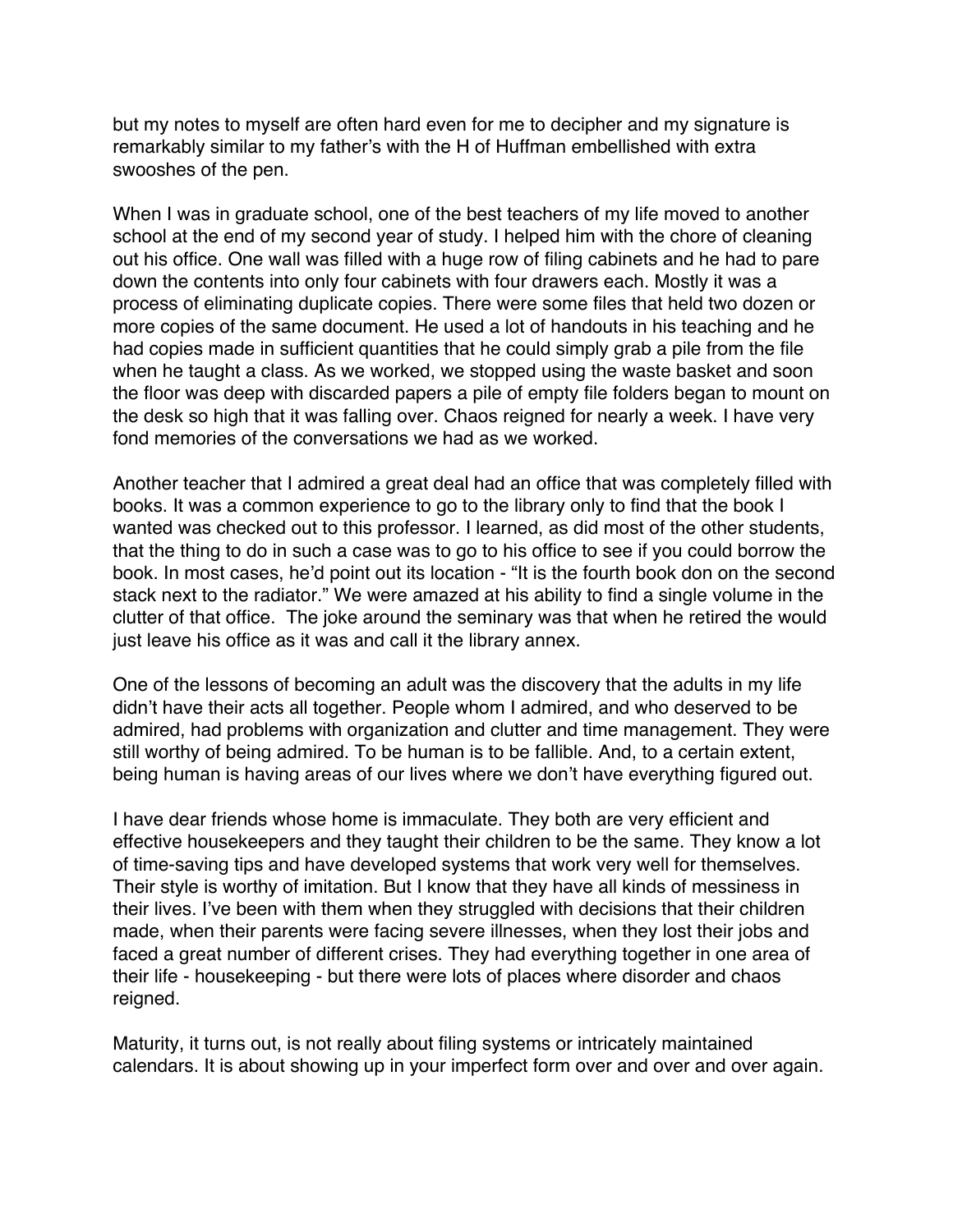but my notes to myself are often hard even for me to decipher and my signature is remarkably similar to my father's with the H of Huffman embellished with extra swooshes of the pen.

When I was in graduate school, one of the best teachers of my life moved to another school at the end of my second year of study. I helped him with the chore of cleaning out his office. One wall was filled with a huge row of filing cabinets and he had to pare down the contents into only four cabinets with four drawers each. Mostly it was a process of eliminating duplicate copies. There were some files that held two dozen or more copies of the same document. He used a lot of handouts in his teaching and he had copies made in sufficient quantities that he could simply grab a pile from the file when he taught a class. As we worked, we stopped using the waste basket and soon the floor was deep with discarded papers a pile of empty file folders began to mount on the desk so high that it was falling over. Chaos reigned for nearly a week. I have very fond memories of the conversations we had as we worked.

Another teacher that I admired a great deal had an office that was completely filled with books. It was a common experience to go to the library only to find that the book I wanted was checked out to this professor. I learned, as did most of the other students, that the thing to do in such a case was to go to his office to see if you could borrow the book. In most cases, he'd point out its location - "It is the fourth book don on the second stack next to the radiator." We were amazed at his ability to find a single volume in the clutter of that office. The joke around the seminary was that when he retired the would just leave his office as it was and call it the library annex.

One of the lessons of becoming an adult was the discovery that the adults in my life didn't have their acts all together. People whom I admired, and who deserved to be admired, had problems with organization and clutter and time management. They were still worthy of being admired. To be human is to be fallible. And, to a certain extent, being human is having areas of our lives where we don't have everything figured out.

I have dear friends whose home is immaculate. They both are very efficient and effective housekeepers and they taught their children to be the same. They know a lot of time-saving tips and have developed systems that work very well for themselves. Their style is worthy of imitation. But I know that they have all kinds of messiness in their lives. I've been with them when they struggled with decisions that their children made, when their parents were facing severe illnesses, when they lost their jobs and faced a great number of different crises. They had everything together in one area of their life - housekeeping - but there were lots of places where disorder and chaos reigned.

Maturity, it turns out, is not really about filing systems or intricately maintained calendars. It is about showing up in your imperfect form over and over and over again.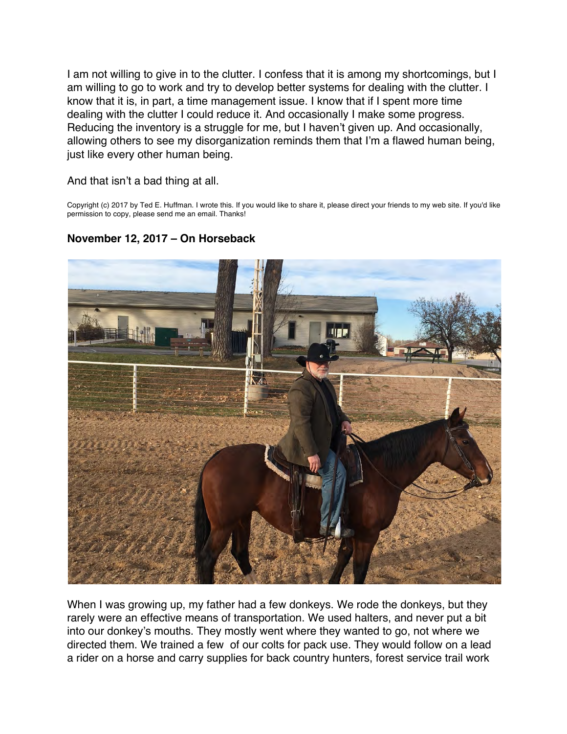I am not willing to give in to the clutter. I confess that it is among my shortcomings, but I am willing to go to work and try to develop better systems for dealing with the clutter. I know that it is, in part, a time management issue. I know that if I spent more time dealing with the clutter I could reduce it. And occasionally I make some progress. Reducing the inventory is a struggle for me, but I haven't given up. And occasionally, allowing others to see my disorganization reminds them that I'm a flawed human being, just like every other human being.

And that isn't a bad thing at all.

Copyright (c) 2017 by Ted E. Huffman. I wrote this. If you would like to share it, please direct your friends to my web site. If you'd like permission to copy, please send me an email. Thanks!

### November 12, 2017 – On Horseback

When I was growing up, my father had a few donkeys. We rode the donkeys, but they rarely were an effective means of transportation. We used halters, and never put a bit into our donkey's mouths. They mostly went where they wanted to go, not where we directed them. We trained a few of our colts for pack use. They would follow on a lead a rider on a horse and carry supplies for back country hunters, forest service trail work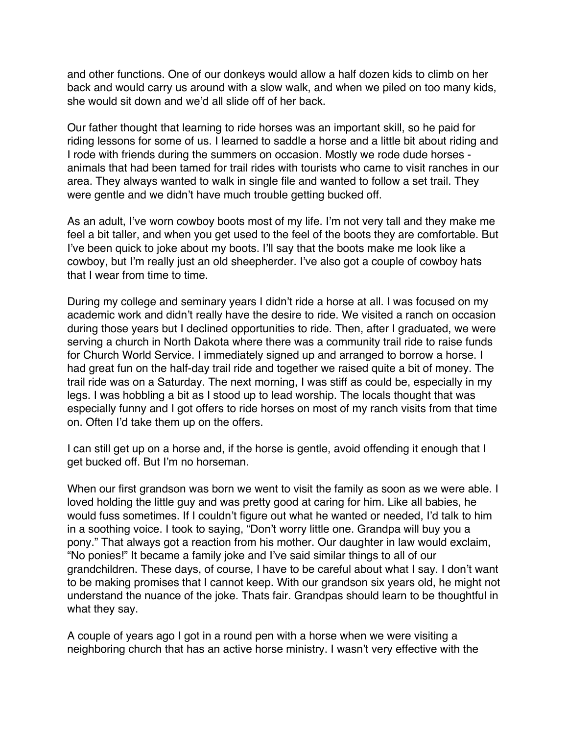and other functions. One of our donkeys would allow a half dozen kids to climb on her back and would carry us around with a slow walk, and when we piled on too many kids, she would sit down and we'd all slide off of her back.

Our father thought that learning to ride horses was an important skill, so he paid for riding lessons for some of us. I learned to saddle a horse and a little bit about riding and I rode with friends during the summers on occasion. Mostly we rode dude horses - animals that had been tamed for trail rides with tourists who came to visit ranches in our area. They always wanted to walk in single file and wanted to follow a set trail. They were gentle and we didn't have much trouble getting bucked off.

As an adult, I've worn cowboy boots most of my life. I'm not very tall and they make me feel a bit taller, and when you get used to the feel of the boots they are comfortable. But I've been quick to joke about my boots. I'll say that the boots make me look like a cowboy, but I'm really just an old sheepherder. I've also got a couple of cowboy hats that I wear from time to time.

During my college and seminary years I didn't ride a horse at all. I was focused on my academic work and didn't really have the desire to ride. We visited a ranch on occasion during those years but I declined opportunities to ride. Then, after I graduated, we were serving a church in North Dakota where there was a community trail ride to raise funds for Church World Service. I immediately signed up and arranged to borrow a horse. I had great fun on the half-day trail ride and together we raised quite a bit of money. The trail ride was on a Saturday. The next morning, I was stiff as could be, especially in my legs. I was hobbling a bit as I stood up to lead worship. The locals thought that was especially funny and I got offers to ride horses on most of my ranch visits from that time on. Often I'd take them up on the offers.

I can still get up on a horse and, if the horse is gentle, avoid offending it enough that I get bucked off. But I'm no horseman.

When our first grandson was born we went to visit the family as soon as we were able. I loved holding the little guy and was pretty good at caring for him. Like all babies, he would fuss sometimes. If I couldn't figure out what he wanted or needed, I'd talk to him in a soothing voice. I took to saying, "Don't worry little one. Grandpa will buy you a pony." That always got a reaction from his mother. Our daughter in law would exclaim, "No ponies!" It became a family joke and I've said similar things to all of our grandchildren. These days, of course, I have to be careful about what I say. I don't want to be making promises that I cannot keep. With our grandson six years old, he might not understand the nuance of the joke. Thats fair. Grandpas should learn to be thoughtful in what they say.

A couple of years ago I got in a round pen with a horse when we were visiting a neighboring church that has an active horse ministry. I wasn't very effective with the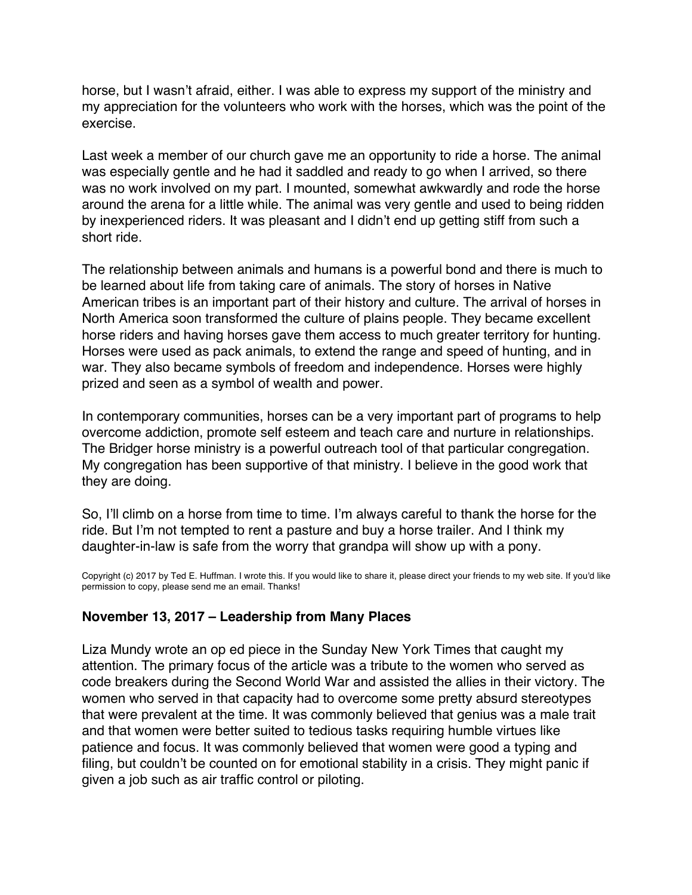horse, but I wasn't afraid, either. I was able to express my support of the ministry and my appreciation for the volunteers who work with the horses, which was the point of the exercise.

Last week a member of our church gave me an opportunity to ride a horse. The animal was especially gentle and he had it saddled and ready to go when I arrived, so there was no work involved on my part. I mounted, somewhat awkwardly and rode the horse around the arena for a little while. The animal was very gentle and used to being ridden by inexperienced riders. It was pleasant and I didn't end up getting stiff from such a short ride.

The relationship between animals and humans is a powerful bond and there is much to be learned about life from taking care of animals. The story of horses in Native American tribes is an important part of their history and culture. The arrival of horses in North America soon transformed the culture of plains people. They became excellent horse riders and having horses gave them access to much greater territory for hunting. Horses were used as pack animals, to extend the range and speed of hunting, and in war. They also became symbols of freedom and independence. Horses were highly prized and seen as a symbol of wealth and power.

In contemporary communities, horses can be a very important part of programs to help overcome addiction, promote self esteem and teach care and nurture in relationships. The Bridger horse ministry is a powerful outreach tool of that particular congregation. My congregation has been supportive of that ministry. I believe in the good work that they are doing.

So, I'll climb on a horse from time to time. I'm always careful to thank the horse for the ride. But I'm not tempted to rent a pasture and buy a horse trailer. And I think my daughter-in-law is safe from the worry that grandpa will show up with a pony.

Copyright (c) 2017 by Ted E. Huffman. I wrote this. If you would like to share it, please direct your friends to my web site. If you'd like permission to copy, please send me an email. Thanks!

### November 13, 2017 – Leadership from Many Places

Liza Mundy wrote an op ed piece in the Sunday New York Times that caught my attention. The primary focus of the article was a tribute to the women who served as code breakers during the Second World War and assisted the allies in their victory. The women who served in that capacity had to overcome some pretty absurd stereotypes that were prevalent at the time. It was commonly believed that genius was a male trait and that women were better suited to tedious tasks requiring humble virtues like patience and focus. It was commonly believed that women were good a typing and filing, but couldn't be counted on for emotional stability in a crisis. They might panic if given a job such as air traffic control or piloting.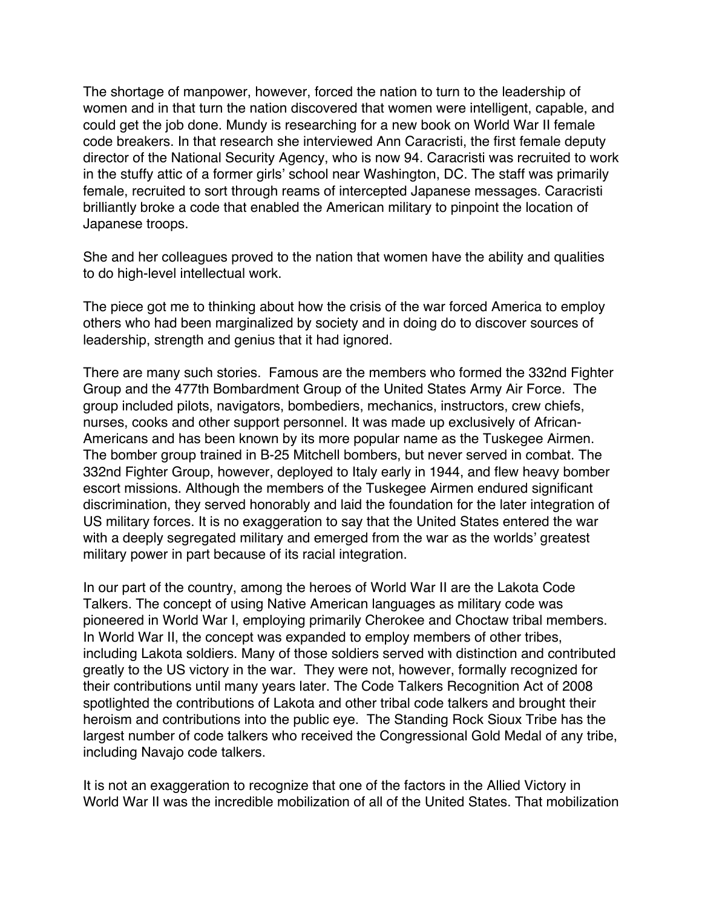The shortage of manpower, however, forced the nation to turn to the leadership of women and in that turn the nation discovered that women were intelligent, capable, and could get the job done. Mundy is researching for a new book on World War II female code breakers. In that research she interviewed Ann Caracristi, the first female deputy director of the National Security Agency, who is now 94. Caracristi was recruited to work in the stuffy attic of a former girls' school near Washington, DC. The staff was primarily female, recruited to sort through reams of intercepted Japanese messages. Caracristi brilliantly broke a code that enabled the American military to pinpoint the location of Japanese troops.

She and her colleagues proved to the nation that women have the ability and qualities to do high-level intellectual work.

The piece got me to thinking about how the crisis of the war forced America to employ others who had been marginalized by society and in doing do to discover sources of leadership, strength and genius that it had ignored.

There are many such stories. Famous are the members who formed the 332nd Fighter Group and the 477th Bombardment Group of the United States Army Air Force. The group included pilots, navigators, bombediers, mechanics, instructors, crew chiefs, nurses, cooks and other support personnel. It was made up exclusively of African-Americans and has been known by its more popular name as the Tuskegee Airmen. The bomber group trained in B-25 Mitchell bombers, but never served in combat. The 332nd Fighter Group, however, deployed to Italy early in 1944, and flew heavy bomber escort missions. Although the members of the Tuskegee Airmen endured significant discrimination, they served honorably and laid the foundation for the later integration of US military forces. It is no exaggeration to say that the United States entered the war with a deeply segregated military and emerged from the war as the worlds' greatest military power in part because of its racial integration.

In our part of the country, among the heroes of World War II are the Lakota Code Talkers. The concept of using Native American languages as military code was pioneered in World War I, employing primarily Cherokee and Choctaw tribal members. In World War II, the concept was expanded to employ members of other tribes, including Lakota soldiers. Many of those soldiers served with distinction and contributed greatly to the US victory in the war. They were not, however, formally recognized for their contributions until many years later. The Code Talkers Recognition Act of 2008 spotlighted the contributions of Lakota and other tribal code talkers and brought their heroism and contributions into the public eye. The Standing Rock Sioux Tribe has the largest number of code talkers who received the Congressional Gold Medal of any tribe, including Navajo code talkers.

It is not an exaggeration to recognize that one of the factors in the Allied Victory in World War II was the incredible mobilization of all of the United States. That mobilization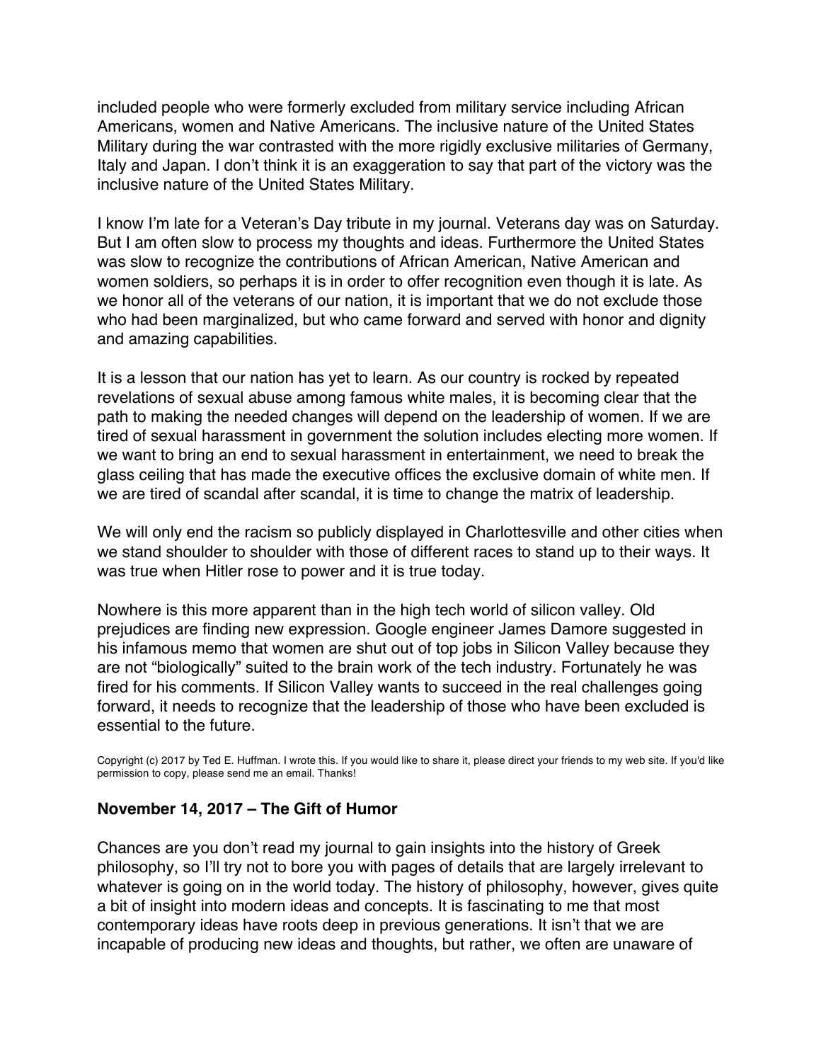included people who were formerly excluded from military service including African Americans, women and Native Americans. The inclusive nature of the United States Military during the war contrasted with the more rigidly exclusive militaries of Germany, Italy and Japan. I don't think it is an exaggeration to say that part of the victory was the inclusive nature of the United States Military.

I know I'm late for a Veteran's Day tribute in my journal. Veterans day was on Saturday. But I am often slow to process my thoughts and ideas. Furthermore the United States was slow to recognize the contributions of African American, Native American and women soldiers, so perhaps it is in order to offer recognition even though it is late. As we honor all of the veterans of our nation, it is important that we do not exclude those who had been marginalized, but who came forward and served with honor and dignity and amazing capabilities.

It is a lesson that our nation has yet to learn. As our country is rocked by repeated revelations of sexual abuse among famous white males, it is becoming clear that the path to making the needed changes will depend on the leadership of women. If we are tired of sexual harassment in government the solution includes electing more women. If we want to bring an end to sexual harassment in entertainment, we need to break the glass ceiling that has made the executive offices the exclusive domain of white men. If we are tired of scandal after scandal, it is time to change the matrix of leadership.

We will only end the racism so publicly displayed in Charlottesville and other cities when we stand shoulder to shoulder with those of different races to stand up to their ways. It was true when Hitler rose to power and it is true today.

Nowhere is this more apparent than in the high tech world of silicon valley. Old prejudices are finding new expression. Google engineer James Damore suggested in his infamous memo that women are shut out of top jobs in Silicon Valley because they are not "biologically" suited to the brain work of the tech industry. Fortunately he was fired for his comments. If Silicon Valley wants to succeed in the real challenges going forward, it needs to recognize that the leadership of those who have been excluded is essential to the future.

Copyright (c) 2017 by Ted E. Huffman. I wrote this. If you would like to share it, please direct your friends to my web site. If you'd like permission to copy, please send me an email. Thanks!

### November 14, 2017 – The Gift of Humor

Chances are you don't read my journal to gain insights into the history of Greek philosophy, so I'll try not to bore you with pages of details that are largely irrelevant to whatever is going on in the world today. The history of philosophy, however, gives quite a bit of insight into modern ideas and concepts. It is fascinating to me that most contemporary ideas have roots deep in previous generations. It isn't that we are incapable of producing new ideas and thoughts, but rather, we often are unaware of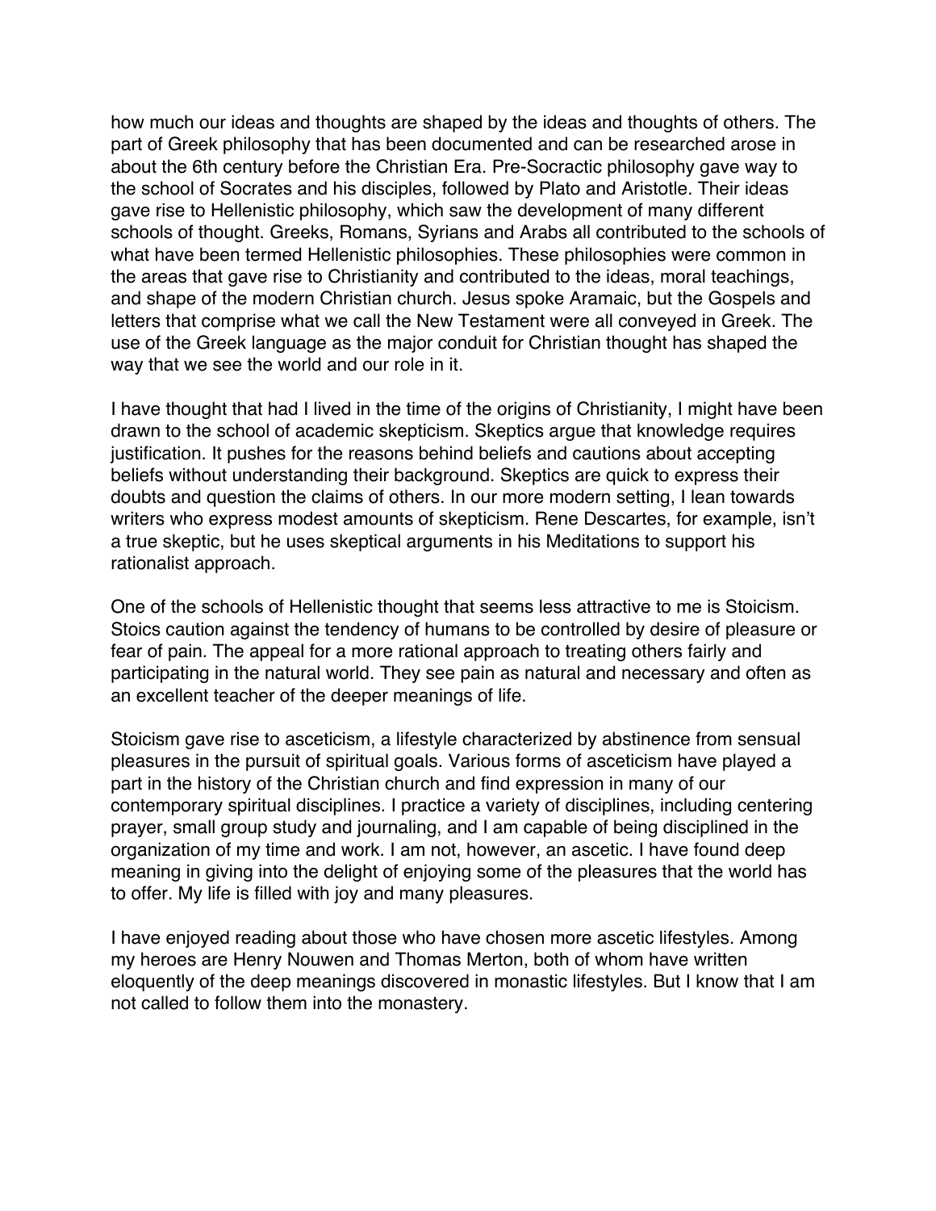how much our ideas and thoughts are shaped by the ideas and thoughts of others. The part of Greek philosophy that has been documented and can be researched arose in about the 6th century before the Christian Era. Pre-Socractic philosophy gave way to the school of Socrates and his disciples, followed by Plato and Aristotle. Their ideas gave rise to Hellenistic philosophy, which saw the development of many different schools of thought. Greeks, Romans, Syrians and Arabs all contributed to the schools of what have been termed Hellenistic philosophies. These philosophies were common in the areas that gave rise to Christianity and contributed to the ideas, moral teachings, and shape of the modern Christian church. Jesus spoke Aramaic, but the Gospels and letters that comprise what we call the New Testament were all conveyed in Greek. The use of the Greek language as the major conduit for Christian thought has shaped the way that we see the world and our role in it.

I have thought that had I lived in the time of the origins of Christianity, I might have been drawn to the school of academic skepticism. Skeptics argue that knowledge requires justification. It pushes for the reasons behind beliefs and cautions about accepting beliefs without understanding their background. Skeptics are quick to express their doubts and question the claims of others. In our more modern setting, I lean towards writers who express modest amounts of skepticism. Rene Descartes, for example, isn't a true skeptic, but he uses skeptical arguments in his Meditations to support his rationalist approach.

One of the schools of Hellenistic thought that seems less attractive to me is Stoicism. Stoics caution against the tendency of humans to be controlled by desire of pleasure or fear of pain. The appeal for a more rational approach to treating others fairly and participating in the natural world. They see pain as natural and necessary and often as an excellent teacher of the deeper meanings of life.

Stoicism gave rise to asceticism, a lifestyle characterized by abstinence from sensual pleasures in the pursuit of spiritual goals. Various forms of asceticism have played a part in the history of the Christian church and find expression in many of our contemporary spiritual disciplines. I practice a variety of disciplines, including centering prayer, small group study and journaling, and I am capable of being disciplined in the organization of my time and work. I am not, however, an ascetic. I have found deep meaning in giving into the delight of enjoying some of the pleasures that the world has to offer. My life is filled with joy and many pleasures.

I have enjoyed reading about those who have chosen more ascetic lifestyles. Among my heroes are Henry Nouwen and Thomas Merton, both of whom have written eloquently of the deep meanings discovered in monastic lifestyles. But I know that I am not called to follow them into the monastery.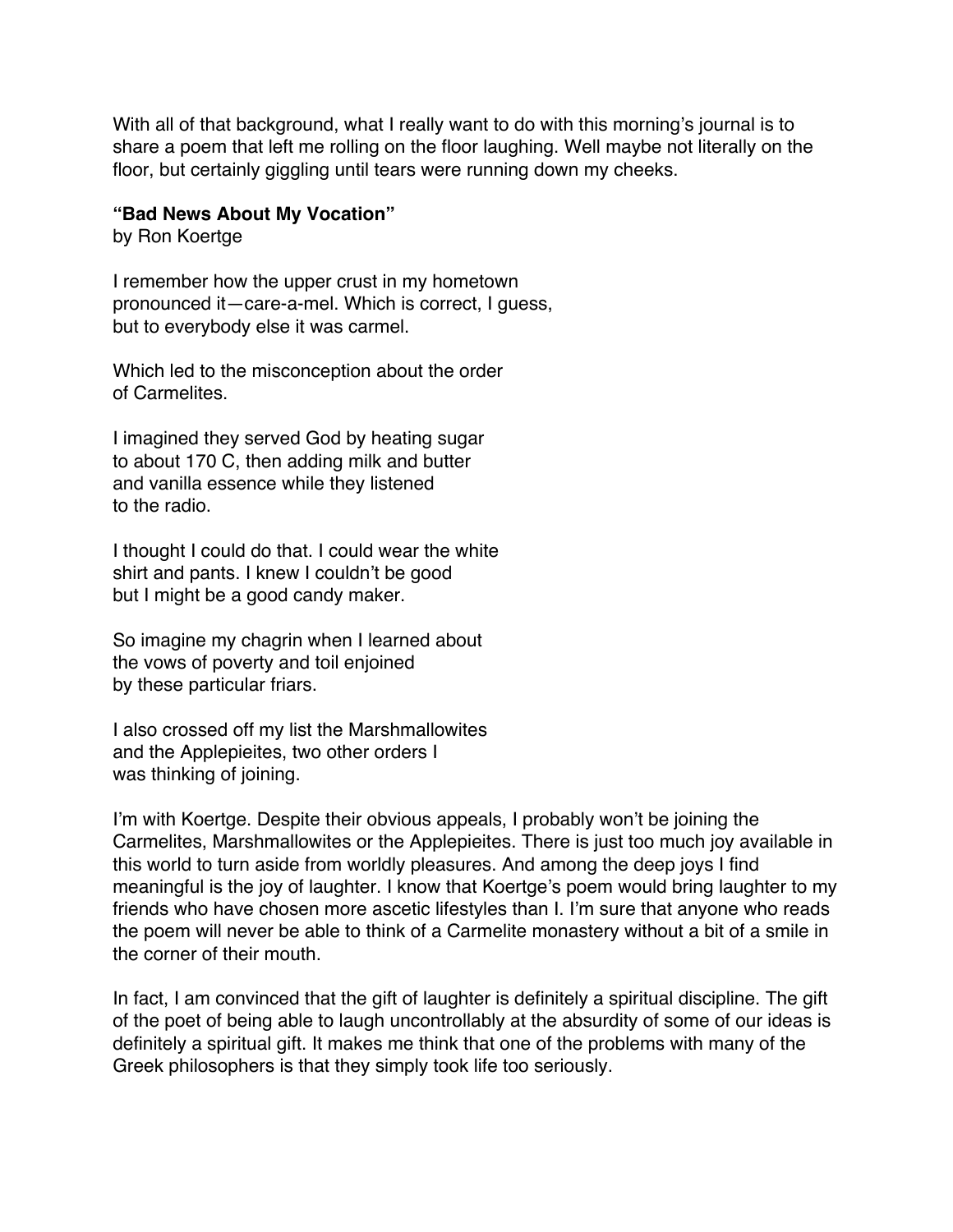With all of that background, what I really want to do with this morning's journal is to share a poem that left me rolling on the floor laughing. Well maybe not literally on the floor, but certainly giggling until tears were running down my cheeks.

**"Bad News About My Vocation"**
by Ron Koertge

I remember how the upper crust in my hometown
pronounced it—care-a-mel. Which is correct, I guess,
but to everybody else it was carmel.

Which led to the misconception about the order
of Carmelites.

I imagined they served God by heating sugar
to about 170 C, then adding milk and butter
and vanilla essence while they listened
to the radio.

I thought I could do that. I could wear the white
shirt and pants. I knew I couldn't be good
but I might be a good candy maker.

So imagine my chagrin when I learned about
the vows of poverty and toil enjoined
by these particular friars.

I also crossed off my list the Marshmallowites
and the Applepieites, two other orders I
was thinking of joining.

I'm with Koertge. Despite their obvious appeals, I probably won't be joining the Carmelites, Marshmallowites or the Applepieites. There is just too much joy available in this world to turn aside from worldly pleasures. And among the deep joys I find meaningful is the joy of laughter. I know that Koertge's poem would bring laughter to my friends who have chosen more ascetic lifestyles than I. I'm sure that anyone who reads the poem will never be able to think of a Carmelite monastery without a bit of a smile in the corner of their mouth.

In fact, I am convinced that the gift of laughter is definitely a spiritual discipline. The gift of the poet of being able to laugh uncontrollably at the absurdity of some of our ideas is definitely a spiritual gift. It makes me think that one of the problems with many of the Greek philosophers is that they simply took life too seriously.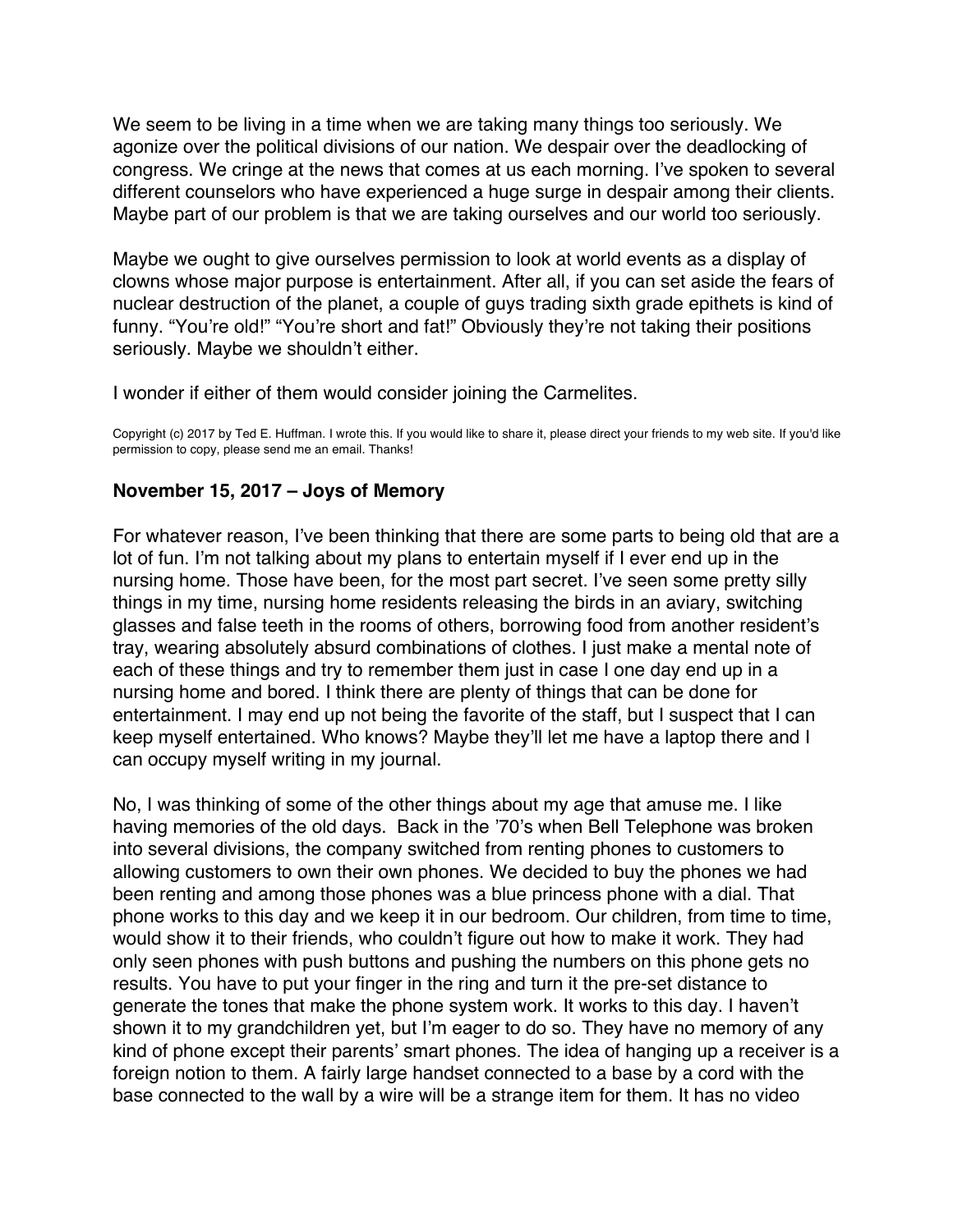We seem to be living in a time when we are taking many things too seriously. We agonize over the political divisions of our nation. We despair over the deadlocking of congress. We cringe at the news that comes at us each morning. I've spoken to several different counselors who have experienced a huge surge in despair among their clients. Maybe part of our problem is that we are taking ourselves and our world too seriously.

Maybe we ought to give ourselves permission to look at world events as a display of clowns whose major purpose is entertainment. After all, if you can set aside the fears of nuclear destruction of the planet, a couple of guys trading sixth grade epithets is kind of funny. "You're old!" "You're short and fat!" Obviously they're not taking their positions seriously. Maybe we shouldn't either.

I wonder if either of them would consider joining the Carmelites.

Copyright (c) 2017 by Ted E. Huffman. I wrote this. If you would like to share it, please direct your friends to my web site. If you'd like permission to copy, please send me an email. Thanks!

**November 15, 2017 – Joys of Memory**

For whatever reason, I've been thinking that there are some parts to being old that are a lot of fun. I'm not talking about my plans to entertain myself if I ever end up in the nursing home. Those have been, for the most part secret. I've seen some pretty silly things in my time, nursing home residents releasing the birds in an aviary, switching glasses and false teeth in the rooms of others, borrowing food from another resident's tray, wearing absolutely absurd combinations of clothes. I just make a mental note of each of these things and try to remember them just in case I one day end up in a nursing home and bored. I think there are plenty of things that can be done for entertainment. I may end up not being the favorite of the staff, but I suspect that I can keep myself entertained. Who knows? Maybe they'll let me have a laptop there and I can occupy myself writing in my journal.

No, I was thinking of some of the other things about my age that amuse me. I like having memories of the old days. Back in the '70's when Bell Telephone was broken into several divisions, the company switched from renting phones to customers to allowing customers to own their own phones. We decided to buy the phones we had been renting and among those phones was a blue princess phone with a dial. That phone works to this day and we keep it in our bedroom. Our children, from time to time, would show it to their friends, who couldn't figure out how to make it work. They had only seen phones with push buttons and pushing the numbers on this phone gets no results. You have to put your finger in the ring and turn it the pre-set distance to generate the tones that make the phone system work. It works to this day. I haven't shown it to my grandchildren yet, but I'm eager to do so. They have no memory of any kind of phone except their parents' smart phones. The idea of hanging up a receiver is a foreign notion to them. A fairly large handset connected to a base by a cord with the base connected to the wall by a wire will be a strange item for them. It has no video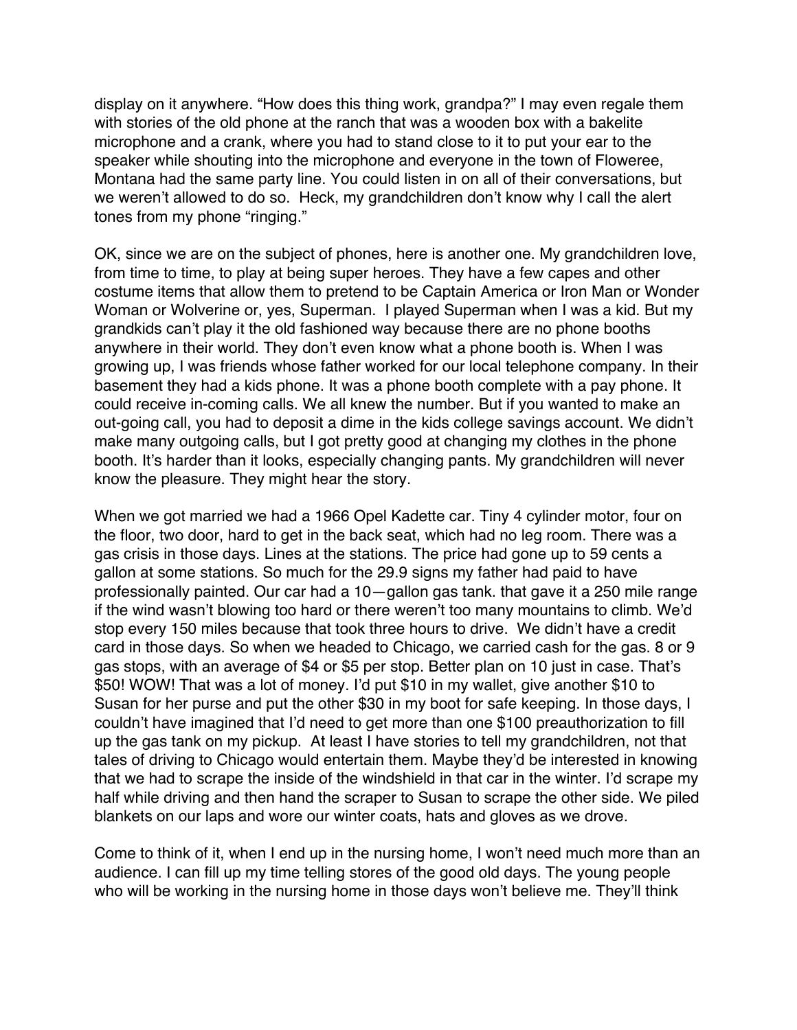display on it anywhere. "How does this thing work, grandpa?" I may even regale them with stories of the old phone at the ranch that was a wooden box with a bakelite microphone and a crank, where you had to stand close to it to put your ear to the speaker while shouting into the microphone and everyone in the town of Floweree, Montana had the same party line. You could listen in on all of their conversations, but we weren't allowed to do so.  Heck, my grandchildren don't know why I call the alert tones from my phone "ringing."

OK, since we are on the subject of phones, here is another one. My grandchildren love, from time to time, to play at being super heroes. They have a few capes and other costume items that allow them to pretend to be Captain America or Iron Man or Wonder Woman or Wolverine or, yes, Superman.  I played Superman when I was a kid. But my grandkids can't play it the old fashioned way because there are no phone booths anywhere in their world. They don't even know what a phone booth is. When I was growing up, I was friends whose father worked for our local telephone company. In their basement they had a kids phone. It was a phone booth complete with a pay phone. It could receive in-coming calls. We all knew the number. But if you wanted to make an out-going call, you had to deposit a dime in the kids college savings account. We didn't make many outgoing calls, but I got pretty good at changing my clothes in the phone booth. It's harder than it looks, especially changing pants. My grandchildren will never know the pleasure. They might hear the story.

When we got married we had a 1966 Opel Kadette car. Tiny 4 cylinder motor, four on the floor, two door, hard to get in the back seat, which had no leg room. There was a gas crisis in those days. Lines at the stations. The price had gone up to 59 cents a gallon at some stations. So much for the 29.9 signs my father had paid to have professionally painted. Our car had a 10—gallon gas tank. that gave it a 250 mile range if the wind wasn't blowing too hard or there weren't too many mountains to climb. We'd stop every 150 miles because that took three hours to drive.  We didn't have a credit card in those days. So when we headed to Chicago, we carried cash for the gas. 8 or 9 gas stops, with an average of $4 or $5 per stop. Better plan on 10 just in case. That's $50! WOW! That was a lot of money. I'd put $10 in my wallet, give another $10 to Susan for her purse and put the other $30 in my boot for safe keeping. In those days, I couldn't have imagined that I'd need to get more than one $100 preauthorization to fill up the gas tank on my pickup.  At least I have stories to tell my grandchildren, not that tales of driving to Chicago would entertain them. Maybe they'd be interested in knowing that we had to scrape the inside of the windshield in that car in the winter. I'd scrape my half while driving and then hand the scraper to Susan to scrape the other side. We piled blankets on our laps and wore our winter coats, hats and gloves as we drove.

Come to think of it, when I end up in the nursing home, I won't need much more than an audience. I can fill up my time telling stores of the good old days. The young people who will be working in the nursing home in those days won't believe me. They'll think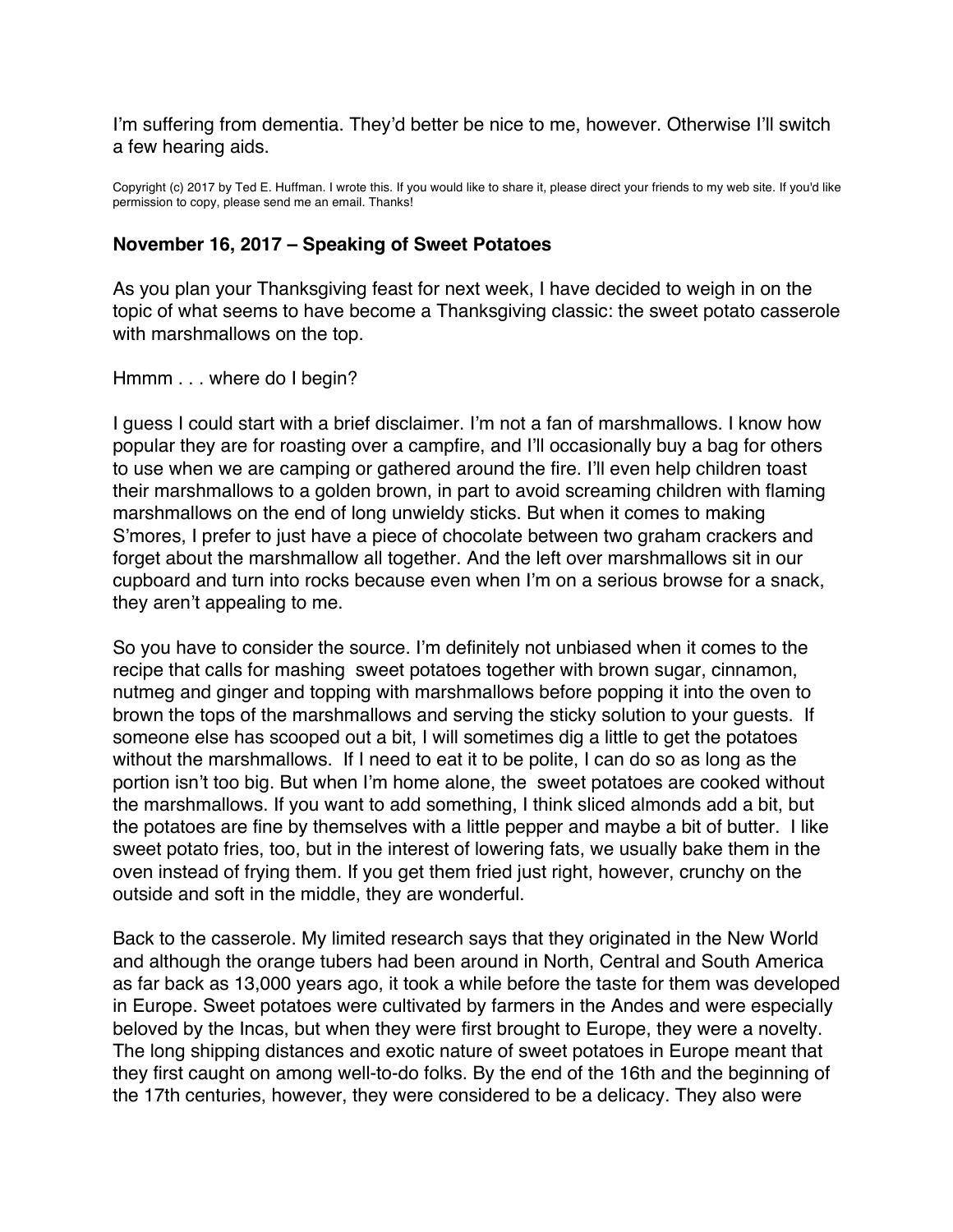I'm suffering from dementia. They'd better be nice to me, however. Otherwise I'll switch a few hearing aids.

Copyright (c) 2017 by Ted E. Huffman. I wrote this. If you would like to share it, please direct your friends to my web site. If you'd like permission to copy, please send me an email. Thanks!

**November 16, 2017 – Speaking of Sweet Potatoes**

As you plan your Thanksgiving feast for next week, I have decided to weigh in on the topic of what seems to have become a Thanksgiving classic: the sweet potato casserole with marshmallows on the top.

Hmmm . . . where do I begin?

I guess I could start with a brief disclaimer. I'm not a fan of marshmallows. I know how popular they are for roasting over a campfire, and I'll occasionally buy a bag for others to use when we are camping or gathered around the fire. I'll even help children toast their marshmallows to a golden brown, in part to avoid screaming children with flaming marshmallows on the end of long unwieldy sticks. But when it comes to making S'mores, I prefer to just have a piece of chocolate between two graham crackers and forget about the marshmallow all together. And the left over marshmallows sit in our cupboard and turn into rocks because even when I'm on a serious browse for a snack, they aren't appealing to me.

So you have to consider the source. I'm definitely not unbiased when it comes to the recipe that calls for mashing sweet potatoes together with brown sugar, cinnamon, nutmeg and ginger and topping with marshmallows before popping it into the oven to brown the tops of the marshmallows and serving the sticky solution to your guests. If someone else has scooped out a bit, I will sometimes dig a little to get the potatoes without the marshmallows. If I need to eat it to be polite, I can do so as long as the portion isn't too big. But when I'm home alone, the sweet potatoes are cooked without the marshmallows. If you want to add something, I think sliced almonds add a bit, but the potatoes are fine by themselves with a little pepper and maybe a bit of butter. I like sweet potato fries, too, but in the interest of lowering fats, we usually bake them in the oven instead of frying them. If you get them fried just right, however, crunchy on the outside and soft in the middle, they are wonderful.

Back to the casserole. My limited research says that they originated in the New World and although the orange tubers had been around in North, Central and South America as far back as 13,000 years ago, it took a while before the taste for them was developed in Europe. Sweet potatoes were cultivated by farmers in the Andes and were especially beloved by the Incas, but when they were first brought to Europe, they were a novelty. The long shipping distances and exotic nature of sweet potatoes in Europe meant that they first caught on among well-to-do folks. By the end of the 16th and the beginning of the 17th centuries, however, they were considered to be a delicacy. They also were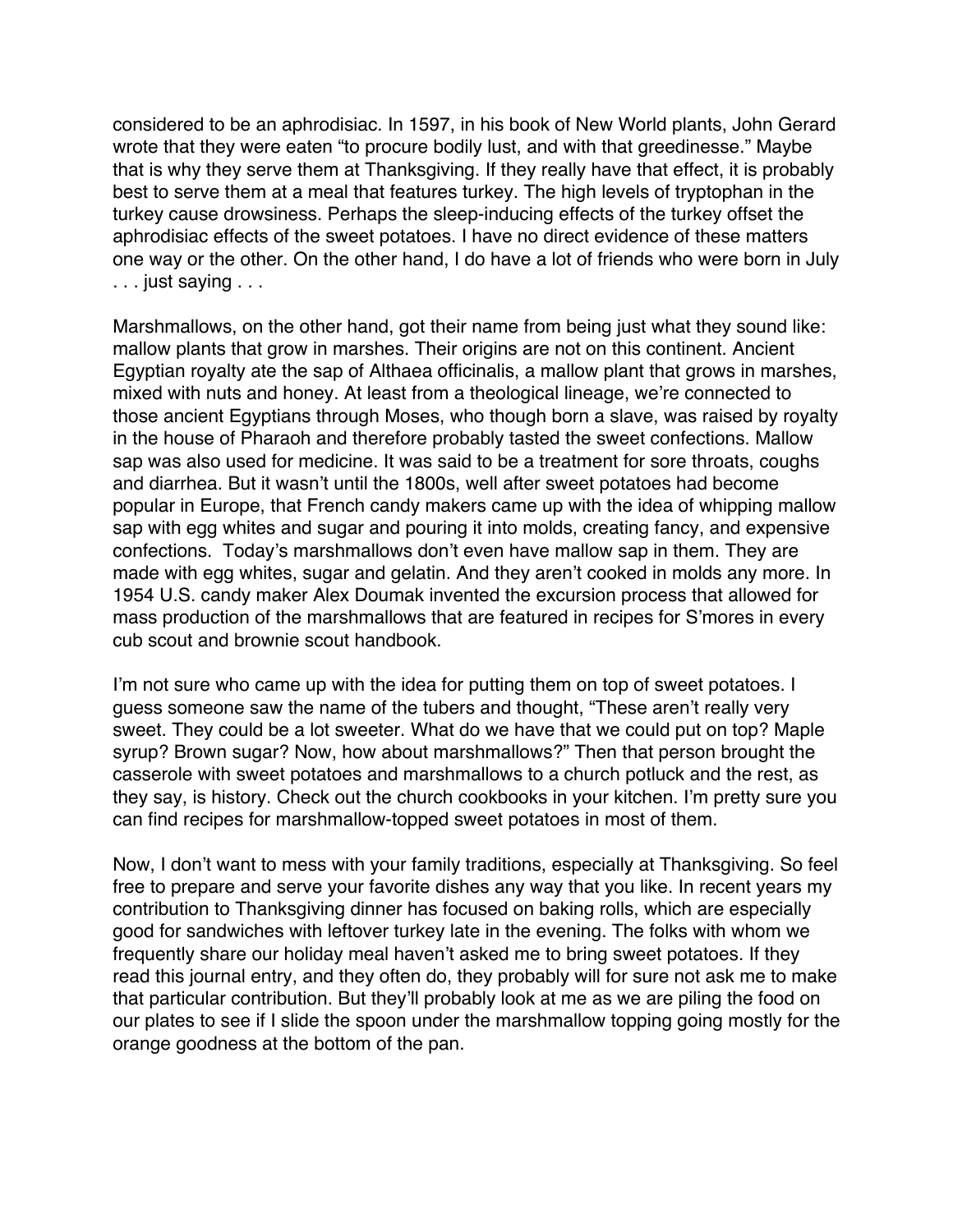considered to be an aphrodisiac. In 1597, in his book of New World plants, John Gerard wrote that they were eaten "to procure bodily lust, and with that greedinesse." Maybe that is why they serve them at Thanksgiving. If they really have that effect, it is probably best to serve them at a meal that features turkey. The high levels of tryptophan in the turkey cause drowsiness. Perhaps the sleep-inducing effects of the turkey offset the aphrodisiac effects of the sweet potatoes. I have no direct evidence of these matters one way or the other. On the other hand, I do have a lot of friends who were born in July . . . just saying . . .

Marshmallows, on the other hand, got their name from being just what they sound like: mallow plants that grow in marshes. Their origins are not on this continent. Ancient Egyptian royalty ate the sap of Althaea officinalis, a mallow plant that grows in marshes, mixed with nuts and honey. At least from a theological lineage, we're connected to those ancient Egyptians through Moses, who though born a slave, was raised by royalty in the house of Pharaoh and therefore probably tasted the sweet confections. Mallow sap was also used for medicine. It was said to be a treatment for sore throats, coughs and diarrhea. But it wasn't until the 1800s, well after sweet potatoes had become popular in Europe, that French candy makers came up with the idea of whipping mallow sap with egg whites and sugar and pouring it into molds, creating fancy, and expensive confections. Today's marshmallows don't even have mallow sap in them. They are made with egg whites, sugar and gelatin. And they aren't cooked in molds any more. In 1954 U.S. candy maker Alex Doumak invented the excursion process that allowed for mass production of the marshmallows that are featured in recipes for S'mores in every cub scout and brownie scout handbook.

I'm not sure who came up with the idea for putting them on top of sweet potatoes. I guess someone saw the name of the tubers and thought, "These aren't really very sweet. They could be a lot sweeter. What do we have that we could put on top? Maple syrup? Brown sugar? Now, how about marshmallows?" Then that person brought the casserole with sweet potatoes and marshmallows to a church potluck and the rest, as they say, is history. Check out the church cookbooks in your kitchen. I'm pretty sure you can find recipes for marshmallow-topped sweet potatoes in most of them.

Now, I don't want to mess with your family traditions, especially at Thanksgiving. So feel free to prepare and serve your favorite dishes any way that you like. In recent years my contribution to Thanksgiving dinner has focused on baking rolls, which are especially good for sandwiches with leftover turkey late in the evening. The folks with whom we frequently share our holiday meal haven't asked me to bring sweet potatoes. If they read this journal entry, and they often do, they probably will for sure not ask me to make that particular contribution. But they'll probably look at me as we are piling the food on our plates to see if I slide the spoon under the marshmallow topping going mostly for the orange goodness at the bottom of the pan.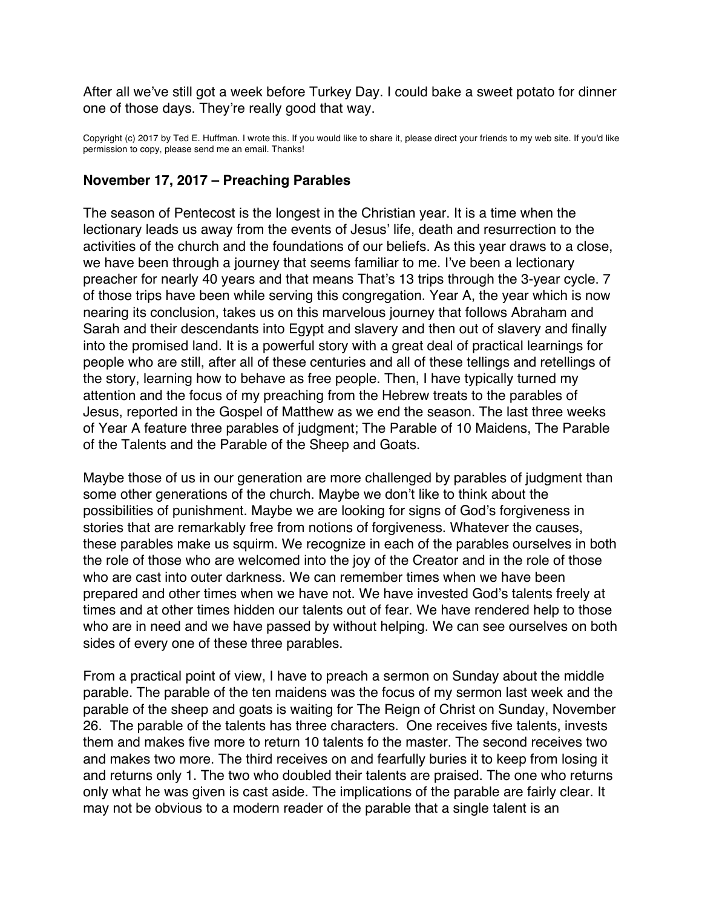After all we've still got a week before Turkey Day. I could bake a sweet potato for dinner one of those days. They're really good that way.

Copyright (c) 2017 by Ted E. Huffman. I wrote this. If you would like to share it, please direct your friends to my web site. If you'd like permission to copy, please send me an email. Thanks!

### November 17, 2017 – Preaching Parables

The season of Pentecost is the longest in the Christian year. It is a time when the lectionary leads us away from the events of Jesus' life, death and resurrection to the activities of the church and the foundations of our beliefs. As this year draws to a close, we have been through a journey that seems familiar to me. I've been a lectionary preacher for nearly 40 years and that means That's 13 trips through the 3-year cycle. 7 of those trips have been while serving this congregation. Year A, the year which is now nearing its conclusion, takes us on this marvelous journey that follows Abraham and Sarah and their descendants into Egypt and slavery and then out of slavery and finally into the promised land. It is a powerful story with a great deal of practical learnings for people who are still, after all of these centuries and all of these tellings and retellings of the story, learning how to behave as free people. Then, I have typically turned my attention and the focus of my preaching from the Hebrew treats to the parables of Jesus, reported in the Gospel of Matthew as we end the season. The last three weeks of Year A feature three parables of judgment; The Parable of 10 Maidens, The Parable of the Talents and the Parable of the Sheep and Goats.

Maybe those of us in our generation are more challenged by parables of judgment than some other generations of the church. Maybe we don't like to think about the possibilities of punishment. Maybe we are looking for signs of God's forgiveness in stories that are remarkably free from notions of forgiveness. Whatever the causes, these parables make us squirm. We recognize in each of the parables ourselves in both the role of those who are welcomed into the joy of the Creator and in the role of those who are cast into outer darkness. We can remember times when we have been prepared and other times when we have not. We have invested God's talents freely at times and at other times hidden our talents out of fear. We have rendered help to those who are in need and we have passed by without helping. We can see ourselves on both sides of every one of these three parables.

From a practical point of view, I have to preach a sermon on Sunday about the middle parable. The parable of the ten maidens was the focus of my sermon last week and the parable of the sheep and goats is waiting for The Reign of Christ on Sunday, November 26. The parable of the talents has three characters. One receives five talents, invests them and makes five more to return 10 talents fo the master. The second receives two and makes two more. The third receives on and fearfully buries it to keep from losing it and returns only 1. The two who doubled their talents are praised. The one who returns only what he was given is cast aside. The implications of the parable are fairly clear. It may not be obvious to a modern reader of the parable that a single talent is an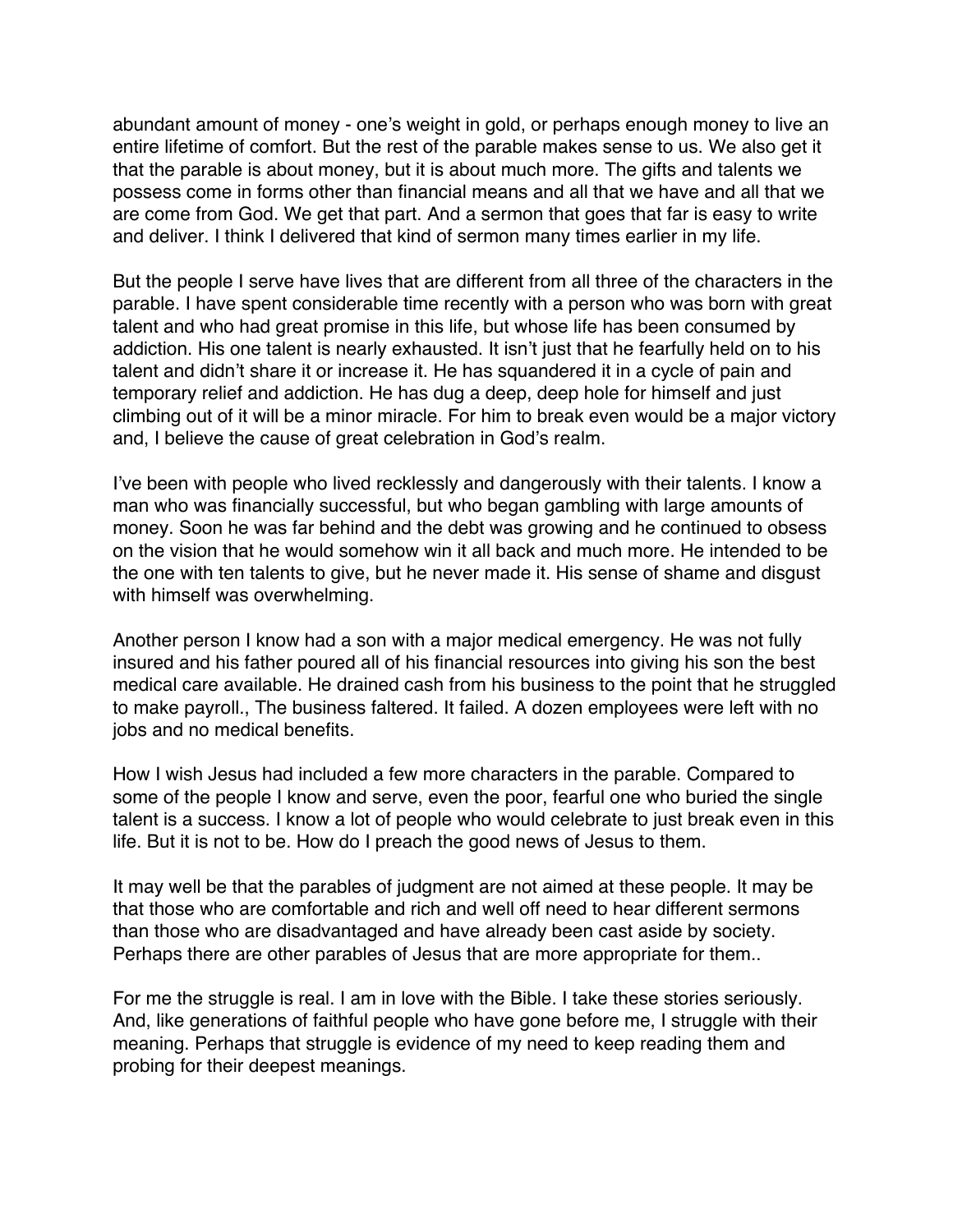abundant amount of money - one's weight in gold, or perhaps enough money to live an entire lifetime of comfort. But the rest of the parable makes sense to us. We also get it that the parable is about money, but it is about much more. The gifts and talents we possess come in forms other than financial means and all that we have and all that we are come from God. We get that part. And a sermon that goes that far is easy to write and deliver. I think I delivered that kind of sermon many times earlier in my life.

But the people I serve have lives that are different from all three of the characters in the parable. I have spent considerable time recently with a person who was born with great talent and who had great promise in this life, but whose life has been consumed by addiction. His one talent is nearly exhausted. It isn't just that he fearfully held on to his talent and didn't share it or increase it. He has squandered it in a cycle of pain and temporary relief and addiction. He has dug a deep, deep hole for himself and just climbing out of it will be a minor miracle. For him to break even would be a major victory and, I believe the cause of great celebration in God's realm.

I've been with people who lived recklessly and dangerously with their talents. I know a man who was financially successful, but who began gambling with large amounts of money. Soon he was far behind and the debt was growing and he continued to obsess on the vision that he would somehow win it all back and much more. He intended to be the one with ten talents to give, but he never made it. His sense of shame and disgust with himself was overwhelming.

Another person I know had a son with a major medical emergency. He was not fully insured and his father poured all of his financial resources into giving his son the best medical care available. He drained cash from his business to the point that he struggled to make payroll., The business faltered. It failed. A dozen employees were left with no jobs and no medical benefits.

How I wish Jesus had included a few more characters in the parable. Compared to some of the people I know and serve, even the poor, fearful one who buried the single talent is a success. I know a lot of people who would celebrate to just break even in this life. But it is not to be. How do I preach the good news of Jesus to them.

It may well be that the parables of judgment are not aimed at these people. It may be that those who are comfortable and rich and well off need to hear different sermons than those who are disadvantaged and have already been cast aside by society. Perhaps there are other parables of Jesus that are more appropriate for them..

For me the struggle is real. I am in love with the Bible. I take these stories seriously. And, like generations of faithful people who have gone before me, I struggle with their meaning. Perhaps that struggle is evidence of my need to keep reading them and probing for their deepest meanings.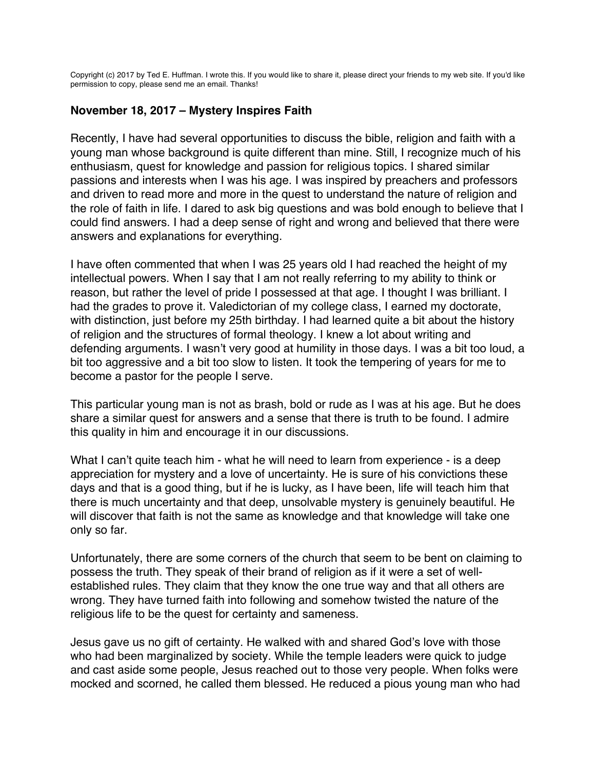Copyright (c) 2017 by Ted E. Huffman. I wrote this. If you would like to share it, please direct your friends to my web site. If you'd like permission to copy, please send me an email. Thanks!

### November 18, 2017 – Mystery Inspires Faith

Recently, I have had several opportunities to discuss the bible, religion and faith with a young man whose background is quite different than mine. Still, I recognize much of his enthusiasm, quest for knowledge and passion for religious topics. I shared similar passions and interests when I was his age. I was inspired by preachers and professors and driven to read more and more in the quest to understand the nature of religion and the role of faith in life. I dared to ask big questions and was bold enough to believe that I could find answers. I had a deep sense of right and wrong and believed that there were answers and explanations for everything.

I have often commented that when I was 25 years old I had reached the height of my intellectual powers. When I say that I am not really referring to my ability to think or reason, but rather the level of pride I possessed at that age. I thought I was brilliant. I had the grades to prove it. Valedictorian of my college class, I earned my doctorate, with distinction, just before my 25th birthday. I had learned quite a bit about the history of religion and the structures of formal theology. I knew a lot about writing and defending arguments. I wasn't very good at humility in those days. I was a bit too loud, a bit too aggressive and a bit too slow to listen. It took the tempering of years for me to become a pastor for the people I serve.

This particular young man is not as brash, bold or rude as I was at his age. But he does share a similar quest for answers and a sense that there is truth to be found. I admire this quality in him and encourage it in our discussions.

What I can't quite teach him - what he will need to learn from experience - is a deep appreciation for mystery and a love of uncertainty. He is sure of his convictions these days and that is a good thing, but if he is lucky, as I have been, life will teach him that there is much uncertainty and that deep, unsolvable mystery is genuinely beautiful. He will discover that faith is not the same as knowledge and that knowledge will take one only so far.

Unfortunately, there are some corners of the church that seem to be bent on claiming to possess the truth. They speak of their brand of religion as if it were a set of well-established rules. They claim that they know the one true way and that all others are wrong. They have turned faith into following and somehow twisted the nature of the religious life to be the quest for certainty and sameness.

Jesus gave us no gift of certainty. He walked with and shared God's love with those who had been marginalized by society. While the temple leaders were quick to judge and cast aside some people, Jesus reached out to those very people. When folks were mocked and scorned, he called them blessed. He reduced a pious young man who had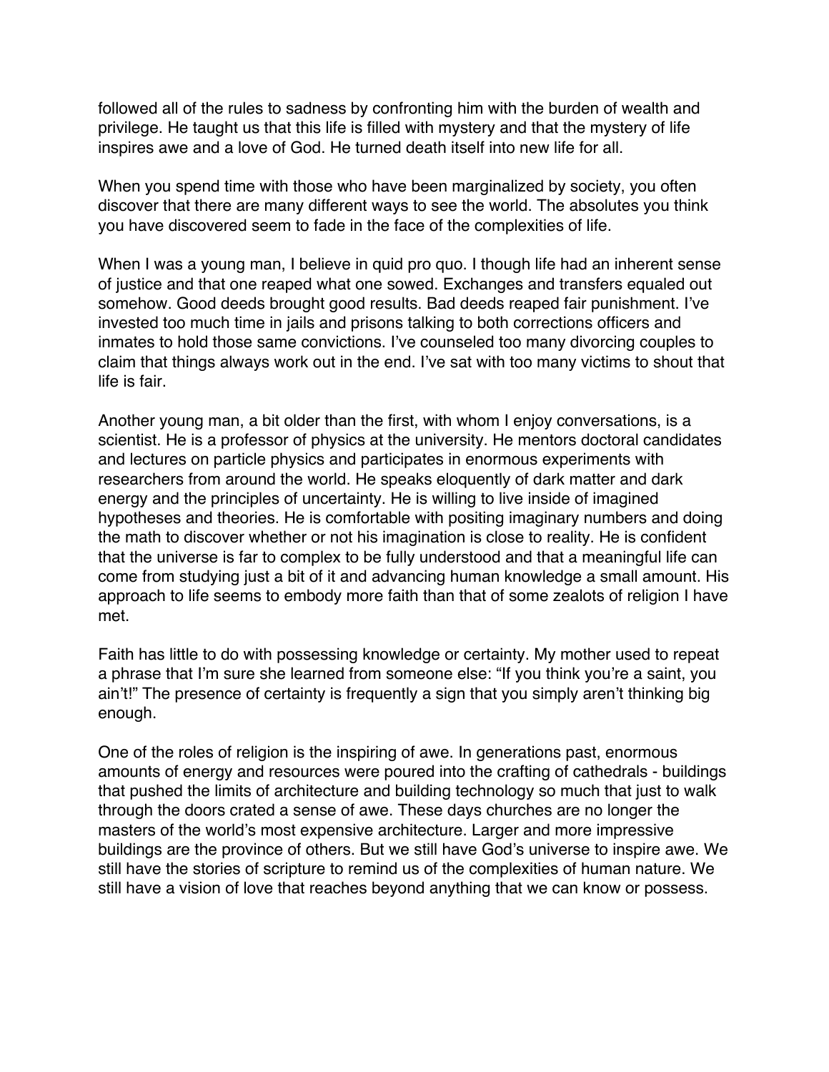followed all of the rules to sadness by confronting him with the burden of wealth and privilege. He taught us that this life is filled with mystery and that the mystery of life inspires awe and a love of God. He turned death itself into new life for all.

When you spend time with those who have been marginalized by society, you often discover that there are many different ways to see the world. The absolutes you think you have discovered seem to fade in the face of the complexities of life.

When I was a young man, I believe in quid pro quo. I though life had an inherent sense of justice and that one reaped what one sowed. Exchanges and transfers equaled out somehow. Good deeds brought good results. Bad deeds reaped fair punishment. I've invested too much time in jails and prisons talking to both corrections officers and inmates to hold those same convictions. I've counseled too many divorcing couples to claim that things always work out in the end. I've sat with too many victims to shout that life is fair.

Another young man, a bit older than the first, with whom I enjoy conversations, is a scientist. He is a professor of physics at the university. He mentors doctoral candidates and lectures on particle physics and participates in enormous experiments with researchers from around the world. He speaks eloquently of dark matter and dark energy and the principles of uncertainty. He is willing to live inside of imagined hypotheses and theories. He is comfortable with positing imaginary numbers and doing the math to discover whether or not his imagination is close to reality. He is confident that the universe is far to complex to be fully understood and that a meaningful life can come from studying just a bit of it and advancing human knowledge a small amount. His approach to life seems to embody more faith than that of some zealots of religion I have met.

Faith has little to do with possessing knowledge or certainty. My mother used to repeat a phrase that I'm sure she learned from someone else: "If you think you're a saint, you ain't!" The presence of certainty is frequently a sign that you simply aren't thinking big enough.

One of the roles of religion is the inspiring of awe. In generations past, enormous amounts of energy and resources were poured into the crafting of cathedrals - buildings that pushed the limits of architecture and building technology so much that just to walk through the doors crated a sense of awe. These days churches are no longer the masters of the world's most expensive architecture. Larger and more impressive buildings are the province of others. But we still have God's universe to inspire awe. We still have the stories of scripture to remind us of the complexities of human nature. We still have a vision of love that reaches beyond anything that we can know or possess.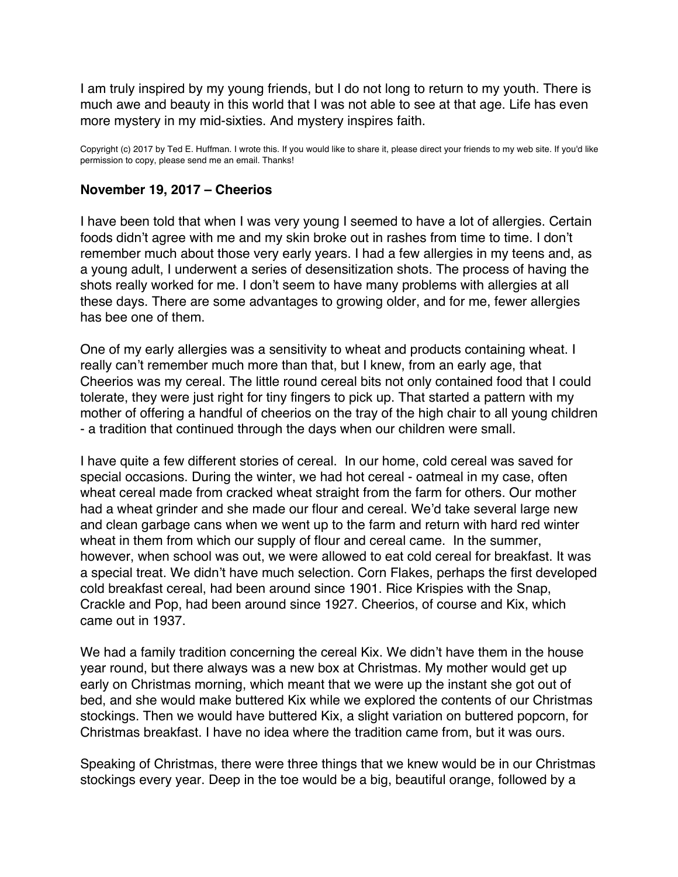I am truly inspired by my young friends, but I do not long to return to my youth. There is much awe and beauty in this world that I was not able to see at that age. Life has even more mystery in my mid-sixties. And mystery inspires faith.

Copyright (c) 2017 by Ted E. Huffman. I wrote this. If you would like to share it, please direct your friends to my web site. If you'd like permission to copy, please send me an email. Thanks!

**November 19, 2017 – Cheerios**

I have been told that when I was very young I seemed to have a lot of allergies. Certain foods didn't agree with me and my skin broke out in rashes from time to time. I don't remember much about those very early years. I had a few allergies in my teens and, as a young adult, I underwent a series of desensitization shots. The process of having the shots really worked for me. I don't seem to have many problems with allergies at all these days. There are some advantages to growing older, and for me, fewer allergies has bee one of them.

One of my early allergies was a sensitivity to wheat and products containing wheat. I really can't remember much more than that, but I knew, from an early age, that Cheerios was my cereal. The little round cereal bits not only contained food that I could tolerate, they were just right for tiny fingers to pick up. That started a pattern with my mother of offering a handful of cheerios on the tray of the high chair to all young children - a tradition that continued through the days when our children were small.

I have quite a few different stories of cereal. In our home, cold cereal was saved for special occasions. During the winter, we had hot cereal - oatmeal in my case, often wheat cereal made from cracked wheat straight from the farm for others. Our mother had a wheat grinder and she made our flour and cereal. We'd take several large new and clean garbage cans when we went up to the farm and return with hard red winter wheat in them from which our supply of flour and cereal came. In the summer, however, when school was out, we were allowed to eat cold cereal for breakfast. It was a special treat. We didn't have much selection. Corn Flakes, perhaps the first developed cold breakfast cereal, had been around since 1901. Rice Krispies with the Snap, Crackle and Pop, had been around since 1927. Cheerios, of course and Kix, which came out in 1937.

We had a family tradition concerning the cereal Kix. We didn't have them in the house year round, but there always was a new box at Christmas. My mother would get up early on Christmas morning, which meant that we were up the instant she got out of bed, and she would make buttered Kix while we explored the contents of our Christmas stockings. Then we would have buttered Kix, a slight variation on buttered popcorn, for Christmas breakfast. I have no idea where the tradition came from, but it was ours.

Speaking of Christmas, there were three things that we knew would be in our Christmas stockings every year. Deep in the toe would be a big, beautiful orange, followed by a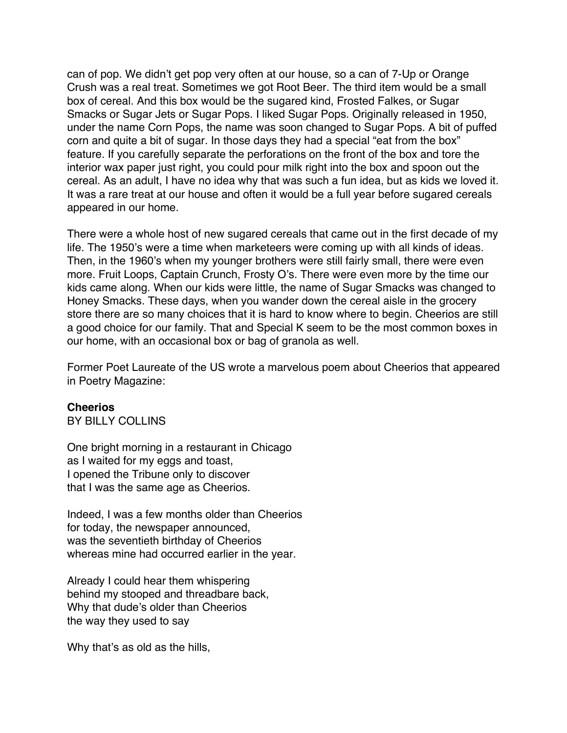can of pop. We didn't get pop very often at our house, so a can of 7-Up or Orange Crush was a real treat. Sometimes we got Root Beer. The third item would be a small box of cereal. And this box would be the sugared kind, Frosted Falkes, or Sugar Smacks or Sugar Jets or Sugar Pops. I liked Sugar Pops. Originally released in 1950, under the name Corn Pops, the name was soon changed to Sugar Pops. A bit of puffed corn and quite a bit of sugar. In those days they had a special "eat from the box" feature. If you carefully separate the perforations on the front of the box and tore the interior wax paper just right, you could pour milk right into the box and spoon out the cereal. As an adult, I have no idea why that was such a fun idea, but as kids we loved it. It was a rare treat at our house and often it would be a full year before sugared cereals appeared in our home.

There were a whole host of new sugared cereals that came out in the first decade of my life. The 1950's were a time when marketeers were coming up with all kinds of ideas. Then, in the 1960's when my younger brothers were still fairly small, there were even more. Fruit Loops, Captain Crunch, Frosty O's. There were even more by the time our kids came along. When our kids were little, the name of Sugar Smacks was changed to Honey Smacks. These days, when you wander down the cereal aisle in the grocery store there are so many choices that it is hard to know where to begin. Cheerios are still a good choice for our family. That and Special K seem to be the most common boxes in our home, with an occasional box or bag of granola as well.

Former Poet Laureate of the US wrote a marvelous poem about Cheerios that appeared in Poetry Magazine:

**Cheerios**
BY BILLY COLLINS

One bright morning in a restaurant in Chicago
as I waited for my eggs and toast,
I opened the Tribune only to discover
that I was the same age as Cheerios.

Indeed, I was a few months older than Cheerios
for today, the newspaper announced,
was the seventieth birthday of Cheerios
whereas mine had occurred earlier in the year.

Already I could hear them whispering
behind my stooped and threadbare back,
Why that dude's older than Cheerios
the way they used to say

Why that's as old as the hills,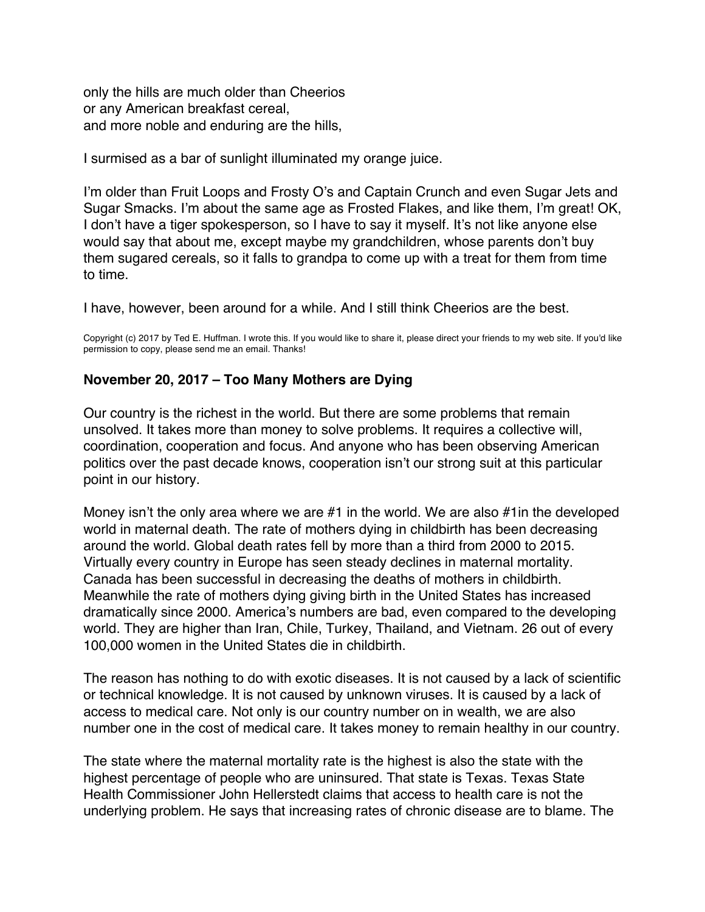only the hills are much older than Cheerios
or any American breakfast cereal,
and more noble and enduring are the hills,

I surmised as a bar of sunlight illuminated my orange juice.

I'm older than Fruit Loops and Frosty O's and Captain Crunch and even Sugar Jets and Sugar Smacks. I'm about the same age as Frosted Flakes, and like them, I'm great! OK, I don't have a tiger spokesperson, so I have to say it myself. It's not like anyone else would say that about me, except maybe my grandchildren, whose parents don't buy them sugared cereals, so it falls to grandpa to come up with a treat for them from time to time.

I have, however, been around for a while. And I still think Cheerios are the best.

Copyright (c) 2017 by Ted E. Huffman. I wrote this. If you would like to share it, please direct your friends to my web site. If you'd like permission to copy, please send me an email. Thanks!

**November 20, 2017 – Too Many Mothers are Dying**

Our country is the richest in the world. But there are some problems that remain unsolved. It takes more than money to solve problems. It requires a collective will, coordination, cooperation and focus. And anyone who has been observing American politics over the past decade knows, cooperation isn't our strong suit at this particular point in our history.

Money isn't the only area where we are #1 in the world. We are also #1in the developed world in maternal death. The rate of mothers dying in childbirth has been decreasing around the world. Global death rates fell by more than a third from 2000 to 2015. Virtually every country in Europe has seen steady declines in maternal mortality. Canada has been successful in decreasing the deaths of mothers in childbirth. Meanwhile the rate of mothers dying giving birth in the United States has increased dramatically since 2000. America's numbers are bad, even compared to the developing world. They are higher than Iran, Chile, Turkey, Thailand, and Vietnam. 26 out of every 100,000 women in the United States die in childbirth.

The reason has nothing to do with exotic diseases. It is not caused by a lack of scientific or technical knowledge. It is not caused by unknown viruses. It is caused by a lack of access to medical care. Not only is our country number on in wealth, we are also number one in the cost of medical care. It takes money to remain healthy in our country.

The state where the maternal mortality rate is the highest is also the state with the highest percentage of people who are uninsured. That state is Texas. Texas State Health Commissioner John Hellerstedt claims that access to health care is not the underlying problem. He says that increasing rates of chronic disease are to blame. The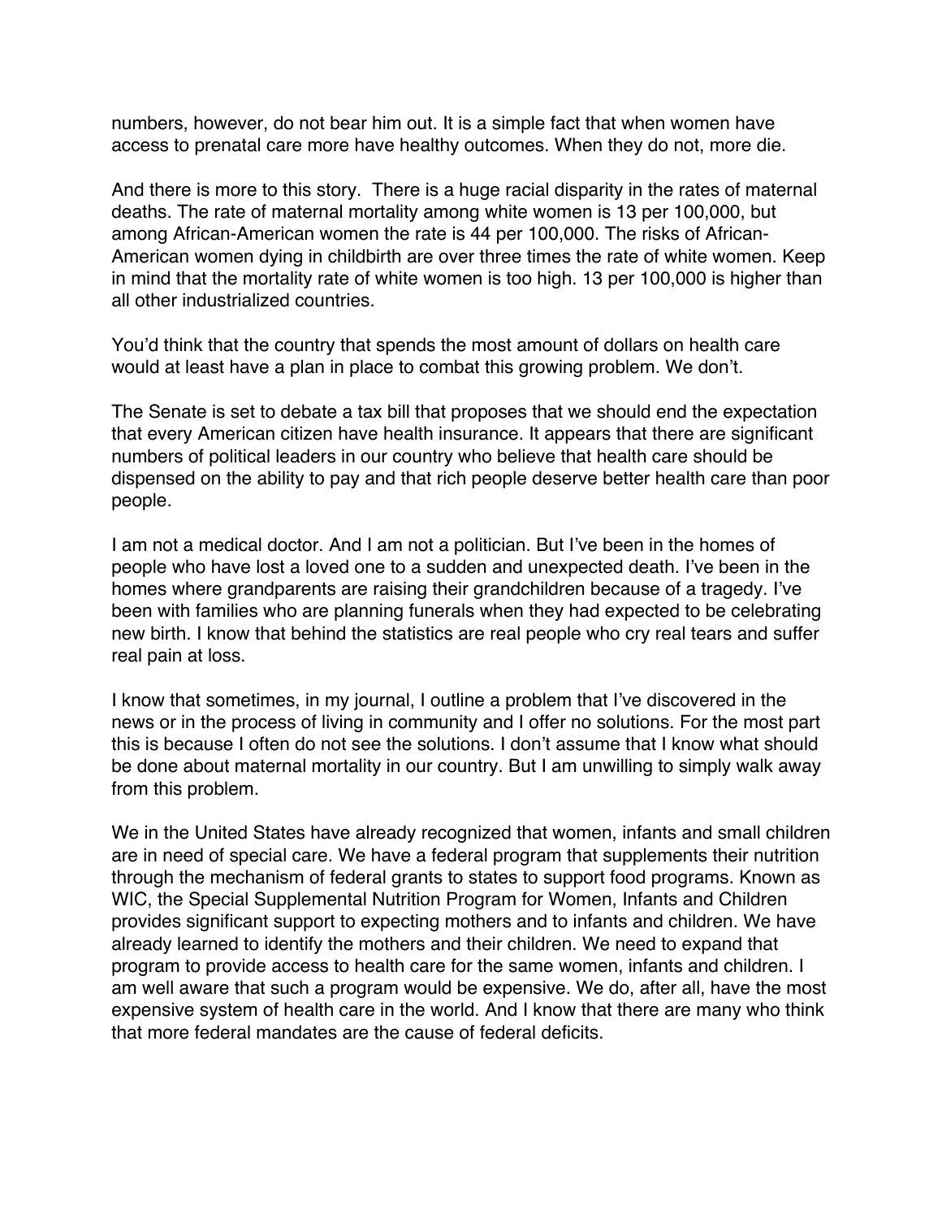numbers, however, do not bear him out. It is a simple fact that when women have access to prenatal care more have healthy outcomes. When they do not, more die.

And there is more to this story. There is a huge racial disparity in the rates of maternal deaths. The rate of maternal mortality among white women is 13 per 100,000, but among African-American women the rate is 44 per 100,000. The risks of African-American women dying in childbirth are over three times the rate of white women. Keep in mind that the mortality rate of white women is too high. 13 per 100,000 is higher than all other industrialized countries.

You'd think that the country that spends the most amount of dollars on health care would at least have a plan in place to combat this growing problem. We don't.

The Senate is set to debate a tax bill that proposes that we should end the expectation that every American citizen have health insurance. It appears that there are significant numbers of political leaders in our country who believe that health care should be dispensed on the ability to pay and that rich people deserve better health care than poor people.

I am not a medical doctor. And I am not a politician. But I've been in the homes of people who have lost a loved one to a sudden and unexpected death. I've been in the homes where grandparents are raising their grandchildren because of a tragedy. I've been with families who are planning funerals when they had expected to be celebrating new birth. I know that behind the statistics are real people who cry real tears and suffer real pain at loss.

I know that sometimes, in my journal, I outline a problem that I've discovered in the news or in the process of living in community and I offer no solutions. For the most part this is because I often do not see the solutions. I don't assume that I know what should be done about maternal mortality in our country. But I am unwilling to simply walk away from this problem.

We in the United States have already recognized that women, infants and small children are in need of special care. We have a federal program that supplements their nutrition through the mechanism of federal grants to states to support food programs. Known as WIC, the Special Supplemental Nutrition Program for Women, Infants and Children provides significant support to expecting mothers and to infants and children. We have already learned to identify the mothers and their children. We need to expand that program to provide access to health care for the same women, infants and children. I am well aware that such a program would be expensive. We do, after all, have the most expensive system of health care in the world. And I know that there are many who think that more federal mandates are the cause of federal deficits.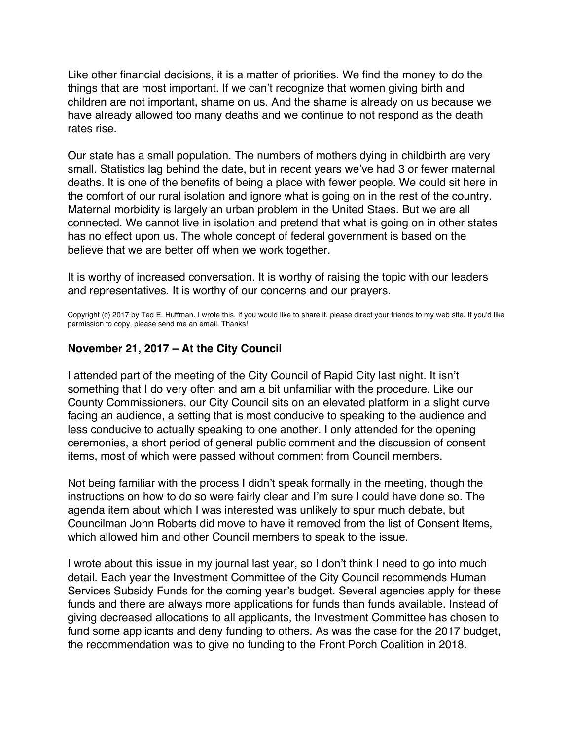Like other financial decisions, it is a matter of priorities. We find the money to do the things that are most important. If we can't recognize that women giving birth and children are not important, shame on us. And the shame is already on us because we have already allowed too many deaths and we continue to not respond as the death rates rise.

Our state has a small population. The numbers of mothers dying in childbirth are very small. Statistics lag behind the date, but in recent years we've had 3 or fewer maternal deaths. It is one of the benefits of being a place with fewer people. We could sit here in the comfort of our rural isolation and ignore what is going on in the rest of the country. Maternal morbidity is largely an urban problem in the United Staes. But we are all connected. We cannot live in isolation and pretend that what is going on in other states has no effect upon us. The whole concept of federal government is based on the believe that we are better off when we work together.

It is worthy of increased conversation. It is worthy of raising the topic with our leaders and representatives. It is worthy of our concerns and our prayers.

Copyright (c) 2017 by Ted E. Huffman. I wrote this. If you would like to share it, please direct your friends to my web site. If you'd like permission to copy, please send me an email. Thanks!

### November 21, 2017 – At the City Council

I attended part of the meeting of the City Council of Rapid City last night. It isn't something that I do very often and am a bit unfamiliar with the procedure. Like our County Commissioners, our City Council sits on an elevated platform in a slight curve facing an audience, a setting that is most conducive to speaking to the audience and less conducive to actually speaking to one another. I only attended for the opening ceremonies, a short period of general public comment and the discussion of consent items, most of which were passed without comment from Council members.

Not being familiar with the process I didn't speak formally in the meeting, though the instructions on how to do so were fairly clear and I'm sure I could have done so. The agenda item about which I was interested was unlikely to spur much debate, but Councilman John Roberts did move to have it removed from the list of Consent Items, which allowed him and other Council members to speak to the issue.

I wrote about this issue in my journal last year, so I don't think I need to go into much detail. Each year the Investment Committee of the City Council recommends Human Services Subsidy Funds for the coming year's budget. Several agencies apply for these funds and there are always more applications for funds than funds available. Instead of giving decreased allocations to all applicants, the Investment Committee has chosen to fund some applicants and deny funding to others. As was the case for the 2017 budget, the recommendation was to give no funding to the Front Porch Coalition in 2018.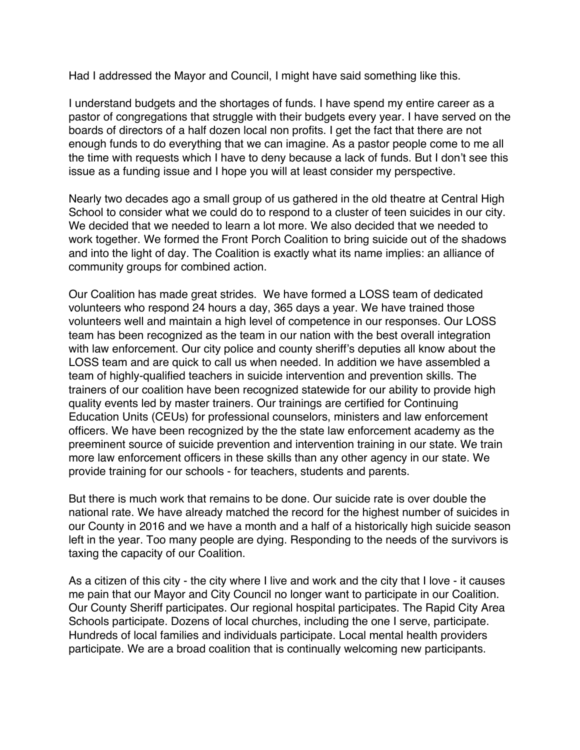Had I addressed the Mayor and Council, I might have said something like this.

I understand budgets and the shortages of funds. I have spend my entire career as a pastor of congregations that struggle with their budgets every year. I have served on the boards of directors of a half dozen local non profits. I get the fact that there are not enough funds to do everything that we can imagine. As a pastor people come to me all the time with requests which I have to deny because a lack of funds. But I don't see this issue as a funding issue and I hope you will at least consider my perspective.

Nearly two decades ago a small group of us gathered in the old theatre at Central High School to consider what we could do to respond to a cluster of teen suicides in our city. We decided that we needed to learn a lot more. We also decided that we needed to work together. We formed the Front Porch Coalition to bring suicide out of the shadows and into the light of day. The Coalition is exactly what its name implies: an alliance of community groups for combined action.

Our Coalition has made great strides. We have formed a LOSS team of dedicated volunteers who respond 24 hours a day, 365 days a year. We have trained those volunteers well and maintain a high level of competence in our responses. Our LOSS team has been recognized as the team in our nation with the best overall integration with law enforcement. Our city police and county sheriff's deputies all know about the LOSS team and are quick to call us when needed. In addition we have assembled a team of highly-qualified teachers in suicide intervention and prevention skills. The trainers of our coalition have been recognized statewide for our ability to provide high quality events led by master trainers. Our trainings are certified for Continuing Education Units (CEUs) for professional counselors, ministers and law enforcement officers. We have been recognized by the the state law enforcement academy as the preeminent source of suicide prevention and intervention training in our state. We train more law enforcement officers in these skills than any other agency in our state. We provide training for our schools - for teachers, students and parents.

But there is much work that remains to be done. Our suicide rate is over double the national rate. We have already matched the record for the highest number of suicides in our County in 2016 and we have a month and a half of a historically high suicide season left in the year. Too many people are dying. Responding to the needs of the survivors is taxing the capacity of our Coalition.

As a citizen of this city - the city where I live and work and the city that I love - it causes me pain that our Mayor and City Council no longer want to participate in our Coalition. Our County Sheriff participates. Our regional hospital participates. The Rapid City Area Schools participate. Dozens of local churches, including the one I serve, participate. Hundreds of local families and individuals participate. Local mental health providers participate. We are a broad coalition that is continually welcoming new participants.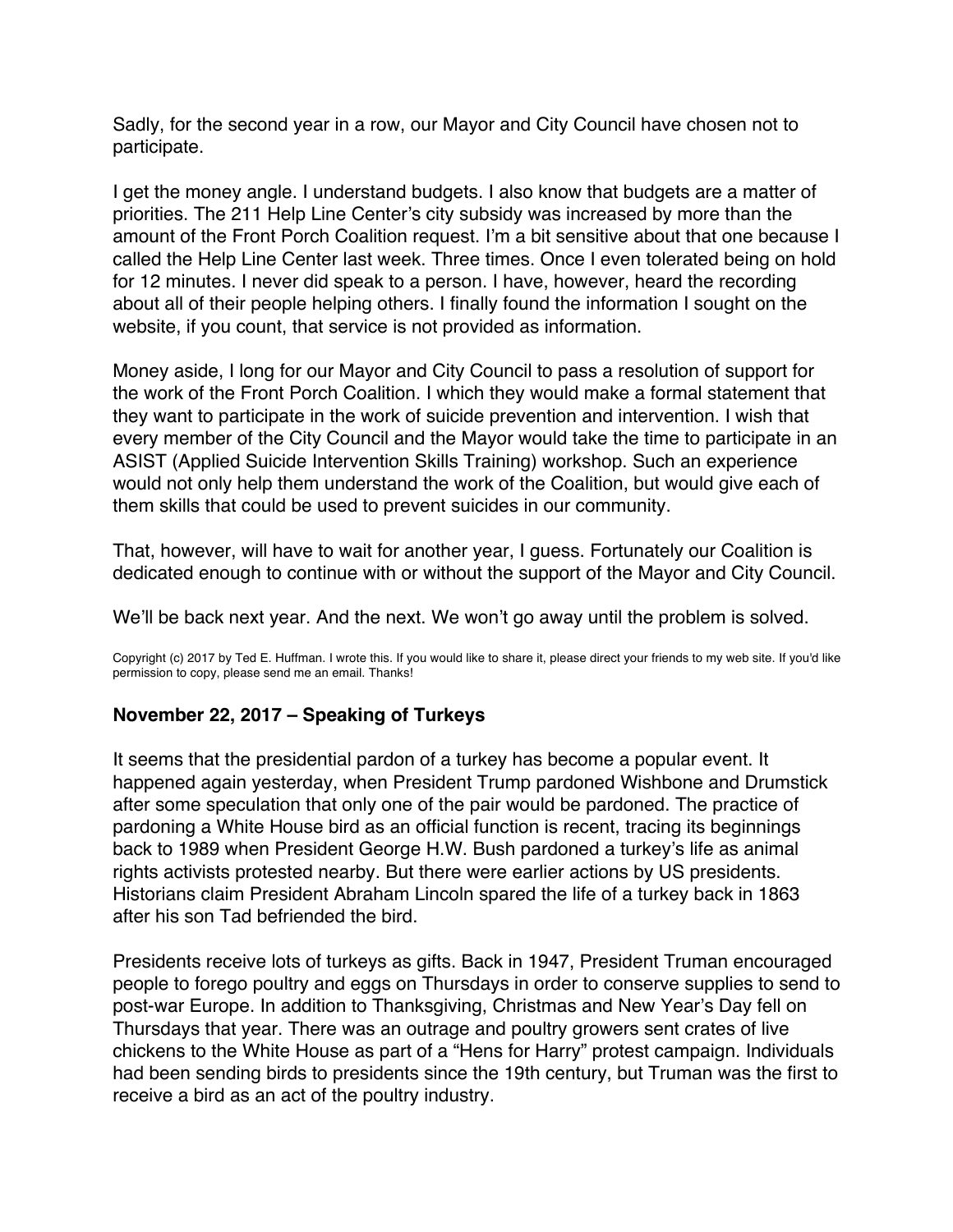Sadly, for the second year in a row, our Mayor and City Council have chosen not to participate.

I get the money angle. I understand budgets. I also know that budgets are a matter of priorities. The 211 Help Line Center's city subsidy was increased by more than the amount of the Front Porch Coalition request. I'm a bit sensitive about that one because I called the Help Line Center last week. Three times. Once I even tolerated being on hold for 12 minutes. I never did speak to a person. I have, however, heard the recording about all of their people helping others. I finally found the information I sought on the website, if you count, that service is not provided as information.

Money aside, I long for our Mayor and City Council to pass a resolution of support for the work of the Front Porch Coalition. I which they would make a formal statement that they want to participate in the work of suicide prevention and intervention. I wish that every member of the City Council and the Mayor would take the time to participate in an ASIST (Applied Suicide Intervention Skills Training) workshop. Such an experience would not only help them understand the work of the Coalition, but would give each of them skills that could be used to prevent suicides in our community.

That, however, will have to wait for another year, I guess. Fortunately our Coalition is dedicated enough to continue with or without the support of the Mayor and City Council.

We'll be back next year. And the next. We won't go away until the problem is solved.

Copyright (c) 2017 by Ted E. Huffman. I wrote this. If you would like to share it, please direct your friends to my web site. If you'd like permission to copy, please send me an email. Thanks!

### November 22, 2017 – Speaking of Turkeys

It seems that the presidential pardon of a turkey has become a popular event. It happened again yesterday, when President Trump pardoned Wishbone and Drumstick after some speculation that only one of the pair would be pardoned. The practice of pardoning a White House bird as an official function is recent, tracing its beginnings back to 1989 when President George H.W. Bush pardoned a turkey's life as animal rights activists protested nearby. But there were earlier actions by US presidents. Historians claim President Abraham Lincoln spared the life of a turkey back in 1863 after his son Tad befriended the bird.

Presidents receive lots of turkeys as gifts. Back in 1947, President Truman encouraged people to forego poultry and eggs on Thursdays in order to conserve supplies to send to post-war Europe. In addition to Thanksgiving, Christmas and New Year's Day fell on Thursdays that year. There was an outrage and poultry growers sent crates of live chickens to the White House as part of a "Hens for Harry" protest campaign. Individuals had been sending birds to presidents since the 19th century, but Truman was the first to receive a bird as an act of the poultry industry.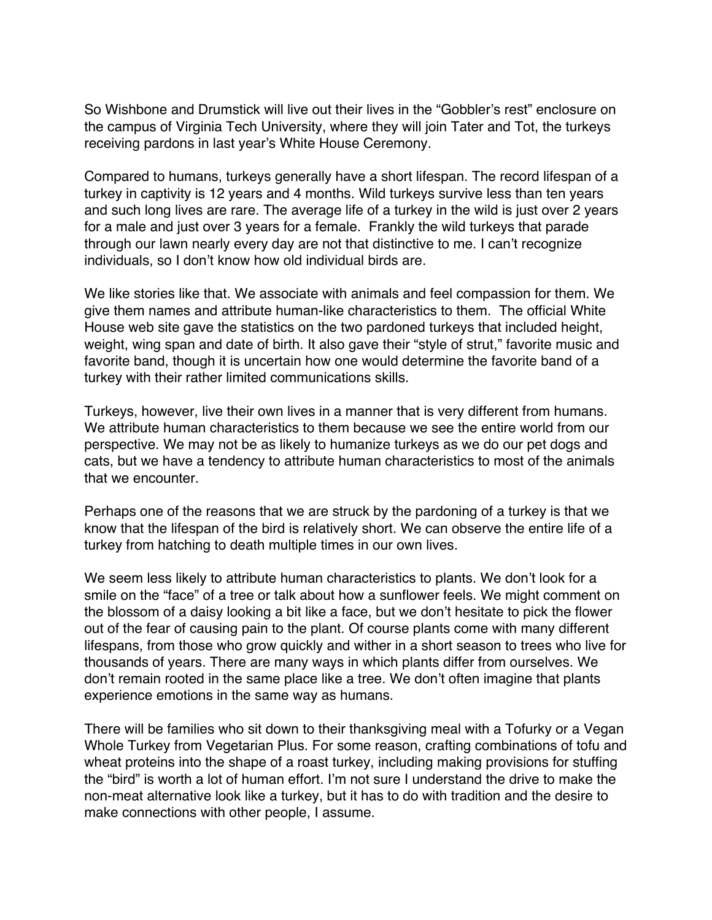So Wishbone and Drumstick will live out their lives in the “Gobbler’s rest” enclosure on the campus of Virginia Tech University, where they will join Tater and Tot, the turkeys receiving pardons in last year’s White House Ceremony.

Compared to humans, turkeys generally have a short lifespan. The record lifespan of a turkey in captivity is 12 years and 4 months. Wild turkeys survive less than ten years and such long lives are rare. The average life of a turkey in the wild is just over 2 years for a male and just over 3 years for a female. Frankly the wild turkeys that parade through our lawn nearly every day are not that distinctive to me. I can’t recognize individuals, so I don’t know how old individual birds are.

We like stories like that. We associate with animals and feel compassion for them. We give them names and attribute human-like characteristics to them. The official White House web site gave the statistics on the two pardoned turkeys that included height, weight, wing span and date of birth. It also gave their “style of strut,” favorite music and favorite band, though it is uncertain how one would determine the favorite band of a turkey with their rather limited communications skills.

Turkeys, however, live their own lives in a manner that is very different from humans. We attribute human characteristics to them because we see the entire world from our perspective. We may not be as likely to humanize turkeys as we do our pet dogs and cats, but we have a tendency to attribute human characteristics to most of the animals that we encounter.

Perhaps one of the reasons that we are struck by the pardoning of a turkey is that we know that the lifespan of the bird is relatively short. We can observe the entire life of a turkey from hatching to death multiple times in our own lives.

We seem less likely to attribute human characteristics to plants. We don’t look for a smile on the “face” of a tree or talk about how a sunflower feels. We might comment on the blossom of a daisy looking a bit like a face, but we don’t hesitate to pick the flower out of the fear of causing pain to the plant. Of course plants come with many different lifespans, from those who grow quickly and wither in a short season to trees who live for thousands of years. There are many ways in which plants differ from ourselves. We don’t remain rooted in the same place like a tree. We don’t often imagine that plants experience emotions in the same way as humans.

There will be families who sit down to their thanksgiving meal with a Tofurky or a Vegan Whole Turkey from Vegetarian Plus. For some reason, crafting combinations of tofu and wheat proteins into the shape of a roast turkey, including making provisions for stuffing the “bird” is worth a lot of human effort. I’m not sure I understand the drive to make the non-meat alternative look like a turkey, but it has to do with tradition and the desire to make connections with other people, I assume.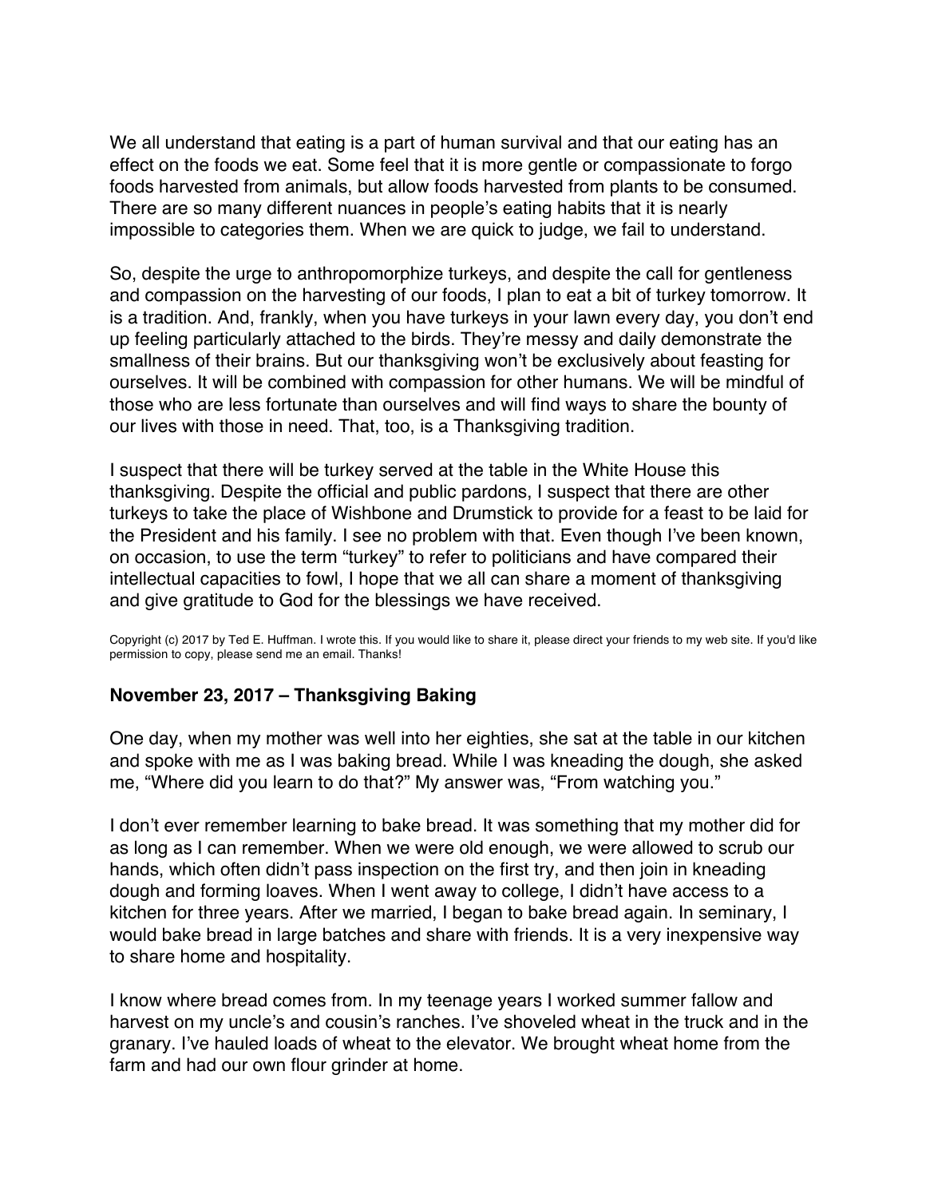We all understand that eating is a part of human survival and that our eating has an effect on the foods we eat. Some feel that it is more gentle or compassionate to forgo foods harvested from animals, but allow foods harvested from plants to be consumed. There are so many different nuances in people's eating habits that it is nearly impossible to categories them. When we are quick to judge, we fail to understand.

So, despite the urge to anthropomorphize turkeys, and despite the call for gentleness and compassion on the harvesting of our foods, I plan to eat a bit of turkey tomorrow. It is a tradition. And, frankly, when you have turkeys in your lawn every day, you don't end up feeling particularly attached to the birds. They're messy and daily demonstrate the smallness of their brains. But our thanksgiving won't be exclusively about feasting for ourselves. It will be combined with compassion for other humans. We will be mindful of those who are less fortunate than ourselves and will find ways to share the bounty of our lives with those in need. That, too, is a Thanksgiving tradition.

I suspect that there will be turkey served at the table in the White House this thanksgiving. Despite the official and public pardons, I suspect that there are other turkeys to take the place of Wishbone and Drumstick to provide for a feast to be laid for the President and his family. I see no problem with that. Even though I've been known, on occasion, to use the term "turkey" to refer to politicians and have compared their intellectual capacities to fowl, I hope that we all can share a moment of thanksgiving and give gratitude to God for the blessings we have received.

Copyright (c) 2017 by Ted E. Huffman. I wrote this. If you would like to share it, please direct your friends to my web site. If you'd like permission to copy, please send me an email. Thanks!

### November 23, 2017 – Thanksgiving Baking

One day, when my mother was well into her eighties, she sat at the table in our kitchen and spoke with me as I was baking bread. While I was kneading the dough, she asked me, "Where did you learn to do that?" My answer was, "From watching you."

I don't ever remember learning to bake bread. It was something that my mother did for as long as I can remember. When we were old enough, we were allowed to scrub our hands, which often didn't pass inspection on the first try, and then join in kneading dough and forming loaves. When I went away to college, I didn't have access to a kitchen for three years. After we married, I began to bake bread again. In seminary, I would bake bread in large batches and share with friends. It is a very inexpensive way to share home and hospitality.

I know where bread comes from. In my teenage years I worked summer fallow and harvest on my uncle's and cousin's ranches. I've shoveled wheat in the truck and in the granary. I've hauled loads of wheat to the elevator. We brought wheat home from the farm and had our own flour grinder at home.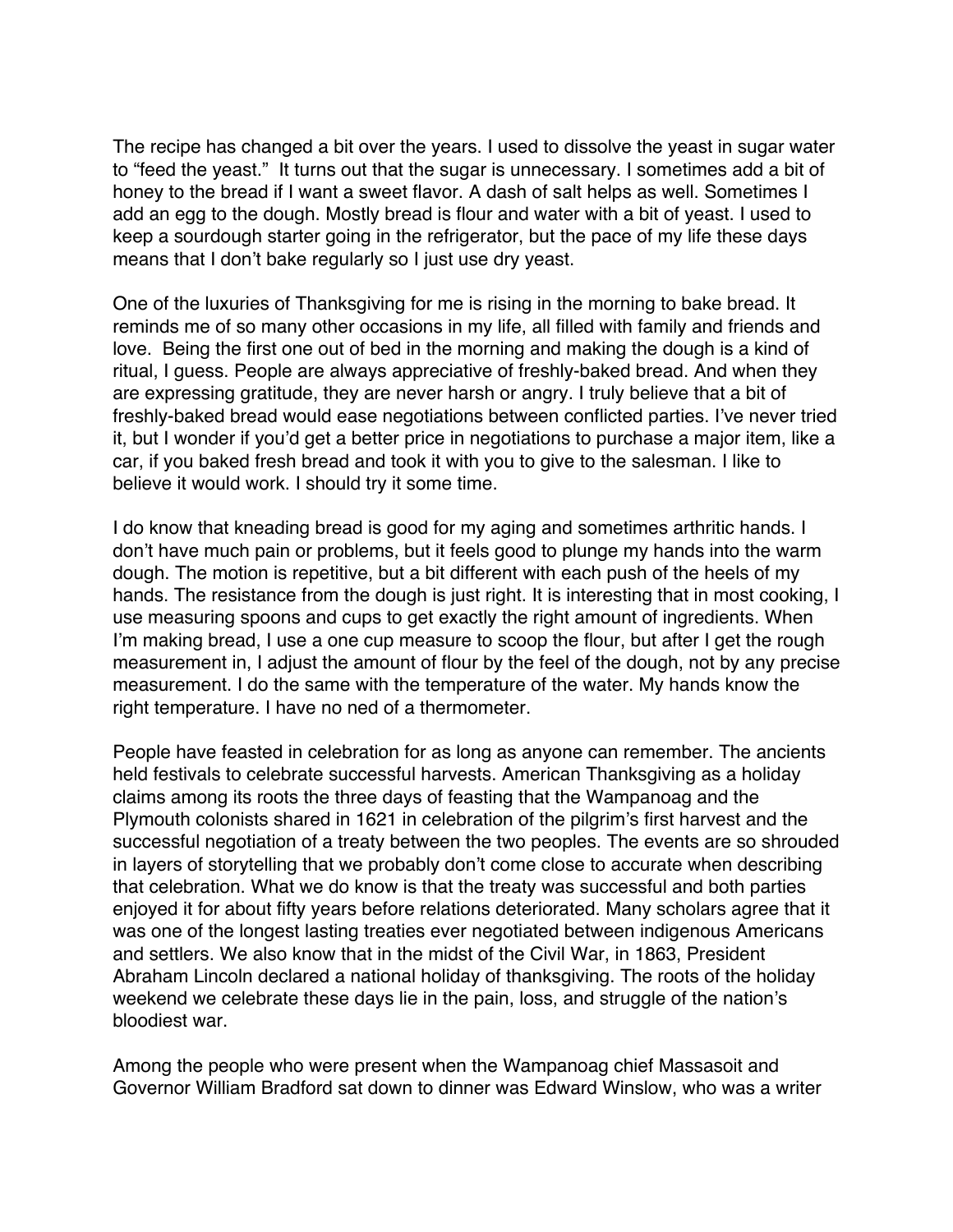The recipe has changed a bit over the years. I used to dissolve the yeast in sugar water to "feed the yeast." It turns out that the sugar is unnecessary. I sometimes add a bit of honey to the bread if I want a sweet flavor. A dash of salt helps as well. Sometimes I add an egg to the dough. Mostly bread is flour and water with a bit of yeast. I used to keep a sourdough starter going in the refrigerator, but the pace of my life these days means that I don't bake regularly so I just use dry yeast.

One of the luxuries of Thanksgiving for me is rising in the morning to bake bread. It reminds me of so many other occasions in my life, all filled with family and friends and love. Being the first one out of bed in the morning and making the dough is a kind of ritual, I guess. People are always appreciative of freshly-baked bread. And when they are expressing gratitude, they are never harsh or angry. I truly believe that a bit of freshly-baked bread would ease negotiations between conflicted parties. I've never tried it, but I wonder if you'd get a better price in negotiations to purchase a major item, like a car, if you baked fresh bread and took it with you to give to the salesman. I like to believe it would work. I should try it some time.

I do know that kneading bread is good for my aging and sometimes arthritic hands. I don't have much pain or problems, but it feels good to plunge my hands into the warm dough. The motion is repetitive, but a bit different with each push of the heels of my hands. The resistance from the dough is just right. It is interesting that in most cooking, I use measuring spoons and cups to get exactly the right amount of ingredients. When I'm making bread, I use a one cup measure to scoop the flour, but after I get the rough measurement in, I adjust the amount of flour by the feel of the dough, not by any precise measurement. I do the same with the temperature of the water. My hands know the right temperature. I have no ned of a thermometer.

People have feasted in celebration for as long as anyone can remember. The ancients held festivals to celebrate successful harvests. American Thanksgiving as a holiday claims among its roots the three days of feasting that the Wampanoag and the Plymouth colonists shared in 1621 in celebration of the pilgrim's first harvest and the successful negotiation of a treaty between the two peoples. The events are so shrouded in layers of storytelling that we probably don't come close to accurate when describing that celebration. What we do know is that the treaty was successful and both parties enjoyed it for about fifty years before relations deteriorated. Many scholars agree that it was one of the longest lasting treaties ever negotiated between indigenous Americans and settlers. We also know that in the midst of the Civil War, in 1863, President Abraham Lincoln declared a national holiday of thanksgiving. The roots of the holiday weekend we celebrate these days lie in the pain, loss, and struggle of the nation's bloodiest war.

Among the people who were present when the Wampanoag chief Massasoit and Governor William Bradford sat down to dinner was Edward Winslow, who was a writer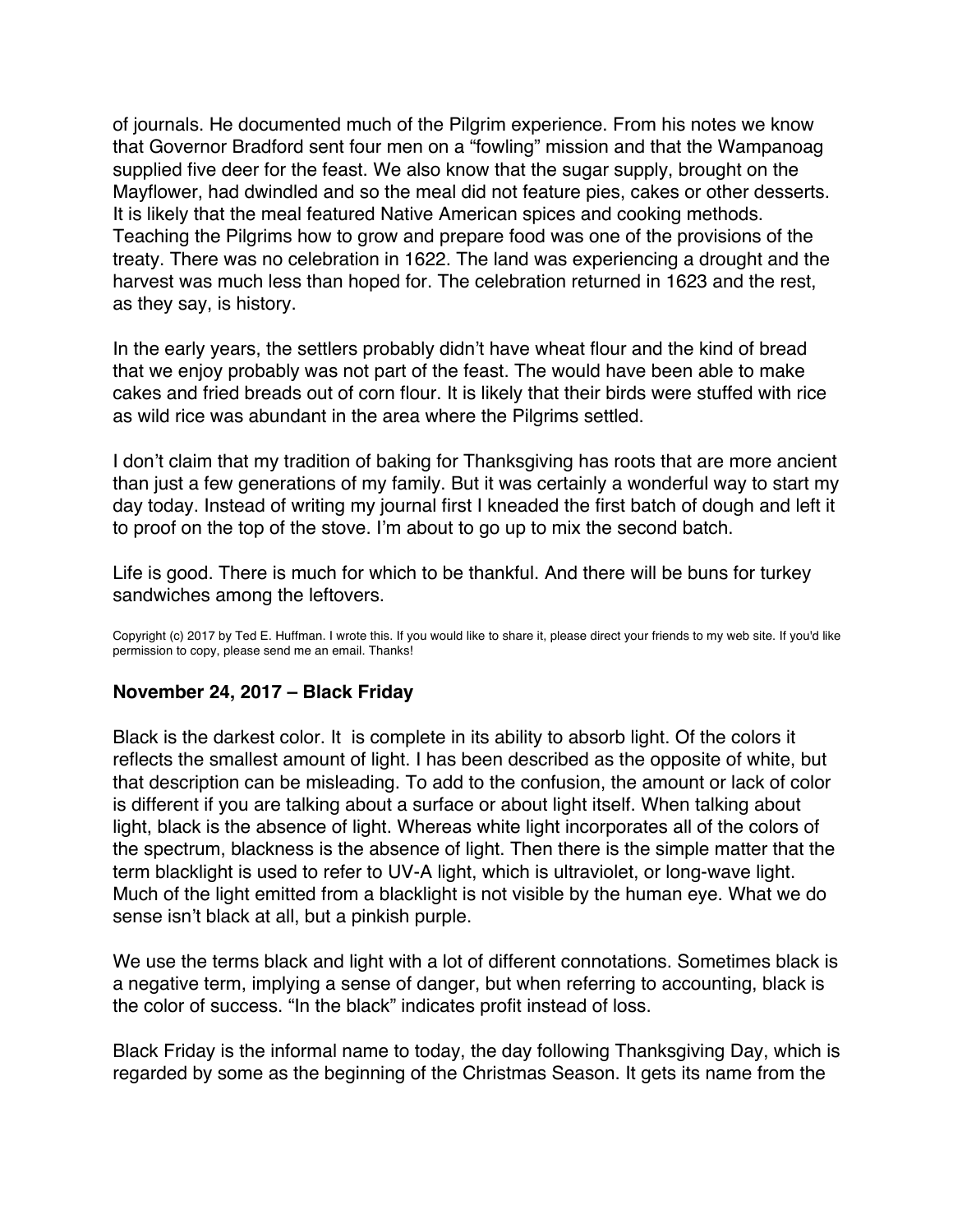of journals. He documented much of the Pilgrim experience. From his notes we know that Governor Bradford sent four men on a "fowling" mission and that the Wampanoag supplied five deer for the feast. We also know that the sugar supply, brought on the Mayflower, had dwindled and so the meal did not feature pies, cakes or other desserts. It is likely that the meal featured Native American spices and cooking methods. Teaching the Pilgrims how to grow and prepare food was one of the provisions of the treaty. There was no celebration in 1622. The land was experiencing a drought and the harvest was much less than hoped for. The celebration returned in 1623 and the rest, as they say, is history.

In the early years, the settlers probably didn't have wheat flour and the kind of bread that we enjoy probably was not part of the feast. The would have been able to make cakes and fried breads out of corn flour. It is likely that their birds were stuffed with rice as wild rice was abundant in the area where the Pilgrims settled.

I don't claim that my tradition of baking for Thanksgiving has roots that are more ancient than just a few generations of my family. But it was certainly a wonderful way to start my day today. Instead of writing my journal first I kneaded the first batch of dough and left it to proof on the top of the stove. I'm about to go up to mix the second batch.

Life is good. There is much for which to be thankful. And there will be buns for turkey sandwiches among the leftovers.

Copyright (c) 2017 by Ted E. Huffman. I wrote this. If you would like to share it, please direct your friends to my web site. If you'd like permission to copy, please send me an email. Thanks!

### November 24, 2017 – Black Friday

Black is the darkest color. It is complete in its ability to absorb light. Of the colors it reflects the smallest amount of light. I has been described as the opposite of white, but that description can be misleading. To add to the confusion, the amount or lack of color is different if you are talking about a surface or about light itself. When talking about light, black is the absence of light. Whereas white light incorporates all of the colors of the spectrum, blackness is the absence of light. Then there is the simple matter that the term blacklight is used to refer to UV-A light, which is ultraviolet, or long-wave light. Much of the light emitted from a blacklight is not visible by the human eye. What we do sense isn't black at all, but a pinkish purple.

We use the terms black and light with a lot of different connotations. Sometimes black is a negative term, implying a sense of danger, but when referring to accounting, black is the color of success. "In the black" indicates profit instead of loss.

Black Friday is the informal name to today, the day following Thanksgiving Day, which is regarded by some as the beginning of the Christmas Season. It gets its name from the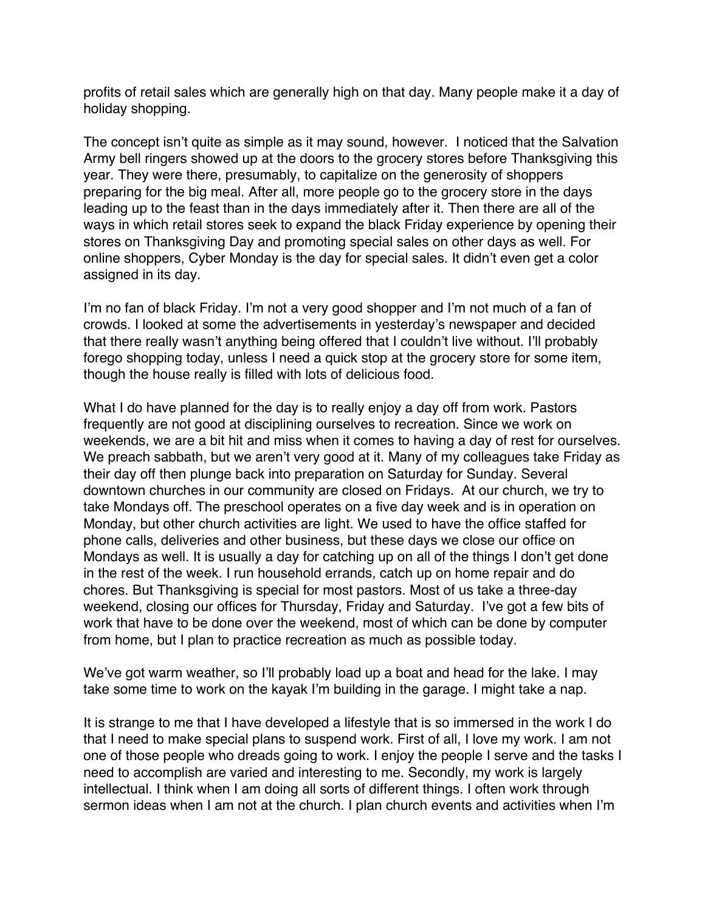profits of retail sales which are generally high on that day. Many people make it a day of holiday shopping.

The concept isn't quite as simple as it may sound, however. I noticed that the Salvation Army bell ringers showed up at the doors to the grocery stores before Thanksgiving this year. They were there, presumably, to capitalize on the generosity of shoppers preparing for the big meal. After all, more people go to the grocery store in the days leading up to the feast than in the days immediately after it. Then there are all of the ways in which retail stores seek to expand the black Friday experience by opening their stores on Thanksgiving Day and promoting special sales on other days as well. For online shoppers, Cyber Monday is the day for special sales. It didn't even get a color assigned in its day.

I'm no fan of black Friday. I'm not a very good shopper and I'm not much of a fan of crowds. I looked at some the advertisements in yesterday's newspaper and decided that there really wasn't anything being offered that I couldn't live without. I'll probably forego shopping today, unless I need a quick stop at the grocery store for some item, though the house really is filled with lots of delicious food.

What I do have planned for the day is to really enjoy a day off from work. Pastors frequently are not good at disciplining ourselves to recreation. Since we work on weekends, we are a bit hit and miss when it comes to having a day of rest for ourselves. We preach sabbath, but we aren't very good at it. Many of my colleagues take Friday as their day off then plunge back into preparation on Saturday for Sunday. Several downtown churches in our community are closed on Fridays. At our church, we try to take Mondays off. The preschool operates on a five day week and is in operation on Monday, but other church activities are light. We used to have the office staffed for phone calls, deliveries and other business, but these days we close our office on Mondays as well. It is usually a day for catching up on all of the things I don't get done in the rest of the week. I run household errands, catch up on home repair and do chores. But Thanksgiving is special for most pastors. Most of us take a three-day weekend, closing our offices for Thursday, Friday and Saturday. I've got a few bits of work that have to be done over the weekend, most of which can be done by computer from home, but I plan to practice recreation as much as possible today.

We've got warm weather, so I'll probably load up a boat and head for the lake. I may take some time to work on the kayak I'm building in the garage. I might take a nap.

It is strange to me that I have developed a lifestyle that is so immersed in the work I do that I need to make special plans to suspend work. First of all, I love my work. I am not one of those people who dreads going to work. I enjoy the people I serve and the tasks I need to accomplish are varied and interesting to me. Secondly, my work is largely intellectual. I think when I am doing all sorts of different things. I often work through sermon ideas when I am not at the church. I plan church events and activities when I'm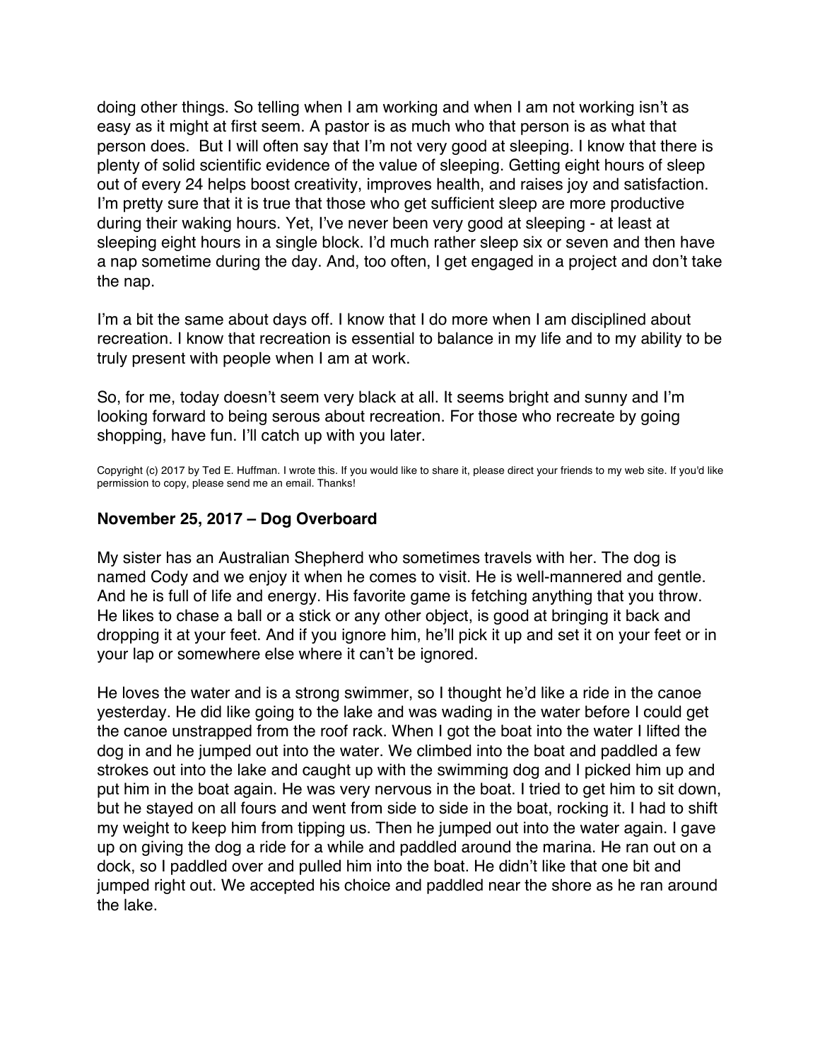doing other things. So telling when I am working and when I am not working isn't as easy as it might at first seem. A pastor is as much who that person is as what that person does. But I will often say that I'm not very good at sleeping. I know that there is plenty of solid scientific evidence of the value of sleeping. Getting eight hours of sleep out of every 24 helps boost creativity, improves health, and raises joy and satisfaction. I'm pretty sure that it is true that those who get sufficient sleep are more productive during their waking hours. Yet, I've never been very good at sleeping - at least at sleeping eight hours in a single block. I'd much rather sleep six or seven and then have a nap sometime during the day. And, too often, I get engaged in a project and don't take the nap.

I'm a bit the same about days off. I know that I do more when I am disciplined about recreation. I know that recreation is essential to balance in my life and to my ability to be truly present with people when I am at work.

So, for me, today doesn't seem very black at all. It seems bright and sunny and I'm looking forward to being serous about recreation. For those who recreate by going shopping, have fun. I'll catch up with you later.

Copyright (c) 2017 by Ted E. Huffman. I wrote this. If you would like to share it, please direct your friends to my web site. If you'd like permission to copy, please send me an email. Thanks!

### November 25, 2017 – Dog Overboard

My sister has an Australian Shepherd who sometimes travels with her. The dog is named Cody and we enjoy it when he comes to visit. He is well-mannered and gentle. And he is full of life and energy. His favorite game is fetching anything that you throw. He likes to chase a ball or a stick or any other object, is good at bringing it back and dropping it at your feet. And if you ignore him, he'll pick it up and set it on your feet or in your lap or somewhere else where it can't be ignored.

He loves the water and is a strong swimmer, so I thought he'd like a ride in the canoe yesterday. He did like going to the lake and was wading in the water before I could get the canoe unstrapped from the roof rack. When I got the boat into the water I lifted the dog in and he jumped out into the water. We climbed into the boat and paddled a few strokes out into the lake and caught up with the swimming dog and I picked him up and put him in the boat again. He was very nervous in the boat. I tried to get him to sit down, but he stayed on all fours and went from side to side in the boat, rocking it. I had to shift my weight to keep him from tipping us. Then he jumped out into the water again. I gave up on giving the dog a ride for a while and paddled around the marina. He ran out on a dock, so I paddled over and pulled him into the boat. He didn't like that one bit and jumped right out. We accepted his choice and paddled near the shore as he ran around the lake.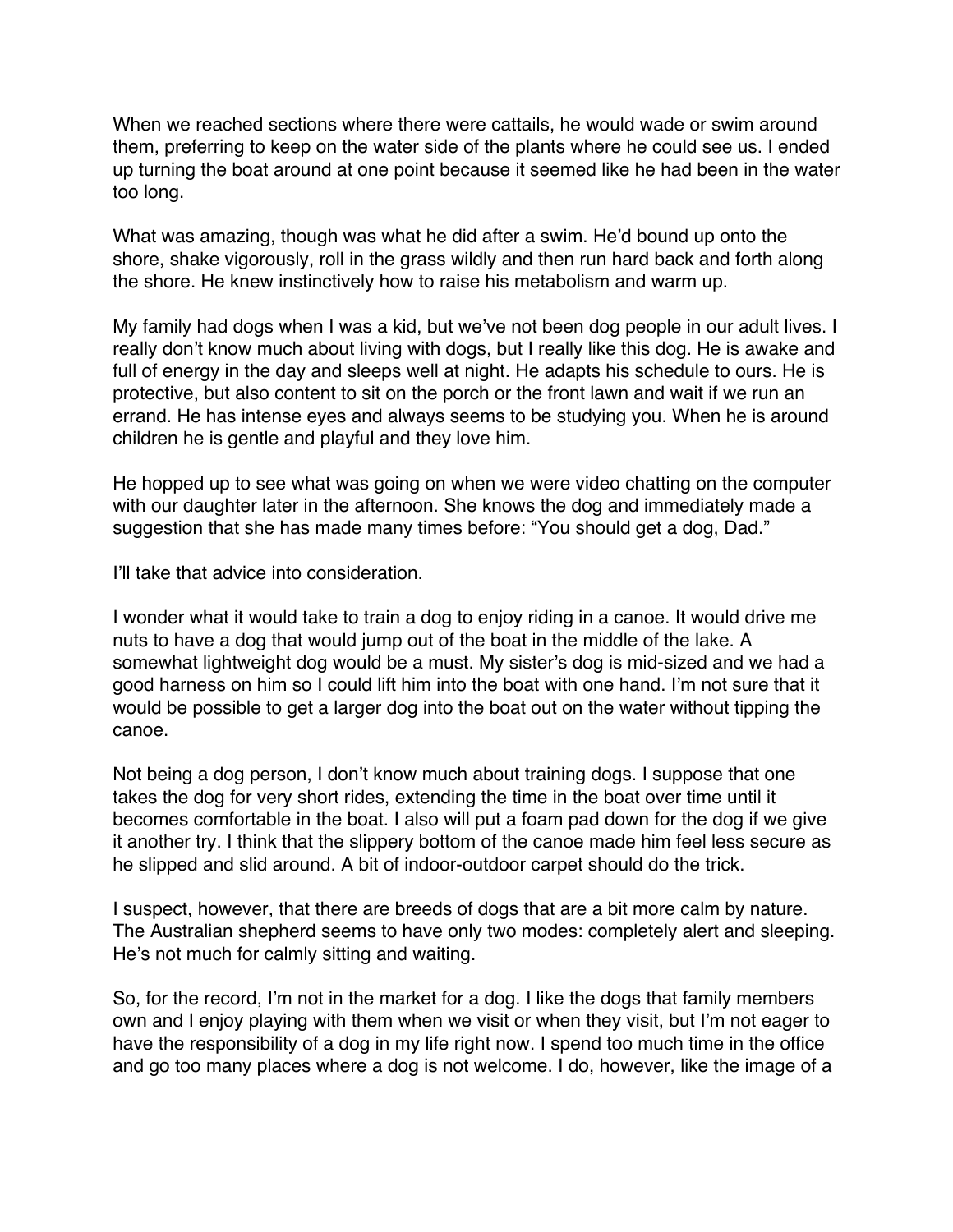When we reached sections where there were cattails, he would wade or swim around them, preferring to keep on the water side of the plants where he could see us. I ended up turning the boat around at one point because it seemed like he had been in the water too long.

What was amazing, though was what he did after a swim. He'd bound up onto the shore, shake vigorously, roll in the grass wildly and then run hard back and forth along the shore. He knew instinctively how to raise his metabolism and warm up.

My family had dogs when I was a kid, but we've not been dog people in our adult lives. I really don't know much about living with dogs, but I really like this dog. He is awake and full of energy in the day and sleeps well at night. He adapts his schedule to ours. He is protective, but also content to sit on the porch or the front lawn and wait if we run an errand. He has intense eyes and always seems to be studying you. When he is around children he is gentle and playful and they love him.

He hopped up to see what was going on when we were video chatting on the computer with our daughter later in the afternoon. She knows the dog and immediately made a suggestion that she has made many times before: "You should get a dog, Dad."

I'll take that advice into consideration.

I wonder what it would take to train a dog to enjoy riding in a canoe. It would drive me nuts to have a dog that would jump out of the boat in the middle of the lake. A somewhat lightweight dog would be a must. My sister's dog is mid-sized and we had a good harness on him so I could lift him into the boat with one hand. I'm not sure that it would be possible to get a larger dog into the boat out on the water without tipping the canoe.

Not being a dog person, I don't know much about training dogs. I suppose that one takes the dog for very short rides, extending the time in the boat over time until it becomes comfortable in the boat. I also will put a foam pad down for the dog if we give it another try. I think that the slippery bottom of the canoe made him feel less secure as he slipped and slid around. A bit of indoor-outdoor carpet should do the trick.

I suspect, however, that there are breeds of dogs that are a bit more calm by nature. The Australian shepherd seems to have only two modes: completely alert and sleeping. He's not much for calmly sitting and waiting.

So, for the record, I'm not in the market for a dog. I like the dogs that family members own and I enjoy playing with them when we visit or when they visit, but I'm not eager to have the responsibility of a dog in my life right now. I spend too much time in the office and go too many places where a dog is not welcome. I do, however, like the image of a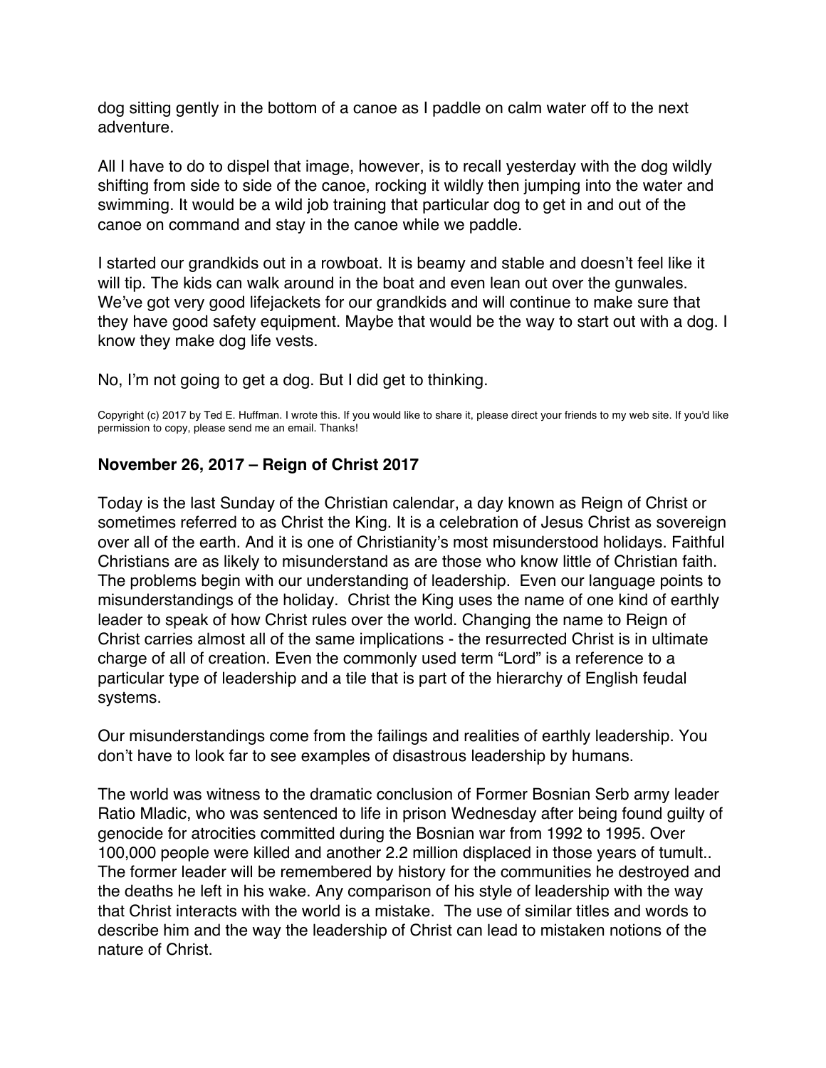dog sitting gently in the bottom of a canoe as I paddle on calm water off to the next adventure.

All I have to do to dispel that image, however, is to recall yesterday with the dog wildly shifting from side to side of the canoe, rocking it wildly then jumping into the water and swimming. It would be a wild job training that particular dog to get in and out of the canoe on command and stay in the canoe while we paddle.

I started our grandkids out in a rowboat. It is beamy and stable and doesn't feel like it will tip. The kids can walk around in the boat and even lean out over the gunwales. We've got very good lifejackets for our grandkids and will continue to make sure that they have good safety equipment. Maybe that would be the way to start out with a dog. I know they make dog life vests.

No, I'm not going to get a dog. But I did get to thinking.

Copyright (c) 2017 by Ted E. Huffman. I wrote this. If you would like to share it, please direct your friends to my web site. If you'd like permission to copy, please send me an email. Thanks!

## November 26, 2017 – Reign of Christ 2017

Today is the last Sunday of the Christian calendar, a day known as Reign of Christ or sometimes referred to as Christ the King. It is a celebration of Jesus Christ as sovereign over all of the earth. And it is one of Christianity's most misunderstood holidays. Faithful Christians are as likely to misunderstand as are those who know little of Christian faith. The problems begin with our understanding of leadership. Even our language points to misunderstandings of the holiday. Christ the King uses the name of one kind of earthly leader to speak of how Christ rules over the world. Changing the name to Reign of Christ carries almost all of the same implications - the resurrected Christ is in ultimate charge of all of creation. Even the commonly used term "Lord" is a reference to a particular type of leadership and a tile that is part of the hierarchy of English feudal systems.

Our misunderstandings come from the failings and realities of earthly leadership. You don't have to look far to see examples of disastrous leadership by humans.

The world was witness to the dramatic conclusion of Former Bosnian Serb army leader Ratio Mladic, who was sentenced to life in prison Wednesday after being found guilty of genocide for atrocities committed during the Bosnian war from 1992 to 1995. Over 100,000 people were killed and another 2.2 million displaced in those years of tumult.. The former leader will be remembered by history for the communities he destroyed and the deaths he left in his wake. Any comparison of his style of leadership with the way that Christ interacts with the world is a mistake. The use of similar titles and words to describe him and the way the leadership of Christ can lead to mistaken notions of the nature of Christ.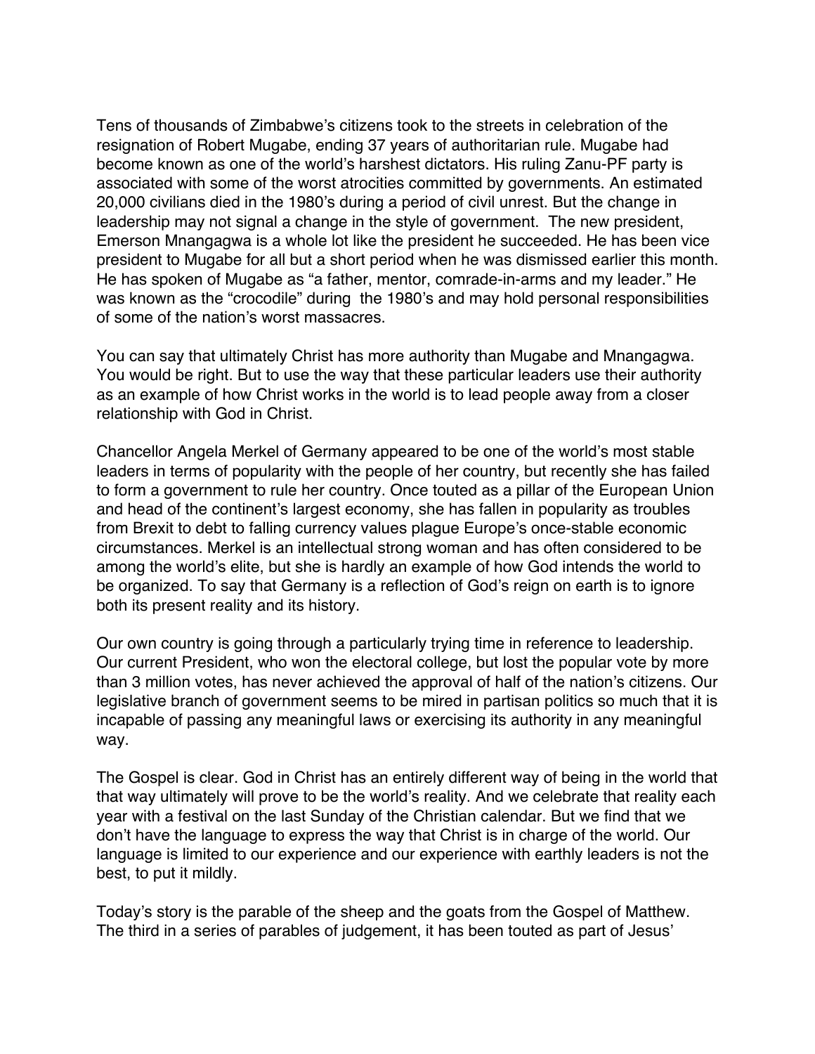Tens of thousands of Zimbabwe's citizens took to the streets in celebration of the resignation of Robert Mugabe, ending 37 years of authoritarian rule. Mugabe had become known as one of the world's harshest dictators. His ruling Zanu-PF party is associated with some of the worst atrocities committed by governments. An estimated 20,000 civilians died in the 1980's during a period of civil unrest. But the change in leadership may not signal a change in the style of government. The new president, Emerson Mnangagwa is a whole lot like the president he succeeded. He has been vice president to Mugabe for all but a short period when he was dismissed earlier this month. He has spoken of Mugabe as "a father, mentor, comrade-in-arms and my leader." He was known as the "crocodile" during the 1980's and may hold personal responsibilities of some of the nation's worst massacres.

You can say that ultimately Christ has more authority than Mugabe and Mnangagwa. You would be right. But to use the way that these particular leaders use their authority as an example of how Christ works in the world is to lead people away from a closer relationship with God in Christ.

Chancellor Angela Merkel of Germany appeared to be one of the world's most stable leaders in terms of popularity with the people of her country, but recently she has failed to form a government to rule her country. Once touted as a pillar of the European Union and head of the continent's largest economy, she has fallen in popularity as troubles from Brexit to debt to falling currency values plague Europe's once-stable economic circumstances. Merkel is an intellectual strong woman and has often considered to be among the world's elite, but she is hardly an example of how God intends the world to be organized. To say that Germany is a reflection of God's reign on earth is to ignore both its present reality and its history.

Our own country is going through a particularly trying time in reference to leadership. Our current President, who won the electoral college, but lost the popular vote by more than 3 million votes, has never achieved the approval of half of the nation's citizens. Our legislative branch of government seems to be mired in partisan politics so much that it is incapable of passing any meaningful laws or exercising its authority in any meaningful way.

The Gospel is clear. God in Christ has an entirely different way of being in the world that that way ultimately will prove to be the world's reality. And we celebrate that reality each year with a festival on the last Sunday of the Christian calendar. But we find that we don't have the language to express the way that Christ is in charge of the world. Our language is limited to our experience and our experience with earthly leaders is not the best, to put it mildly.

Today's story is the parable of the sheep and the goats from the Gospel of Matthew. The third in a series of parables of judgement, it has been touted as part of Jesus'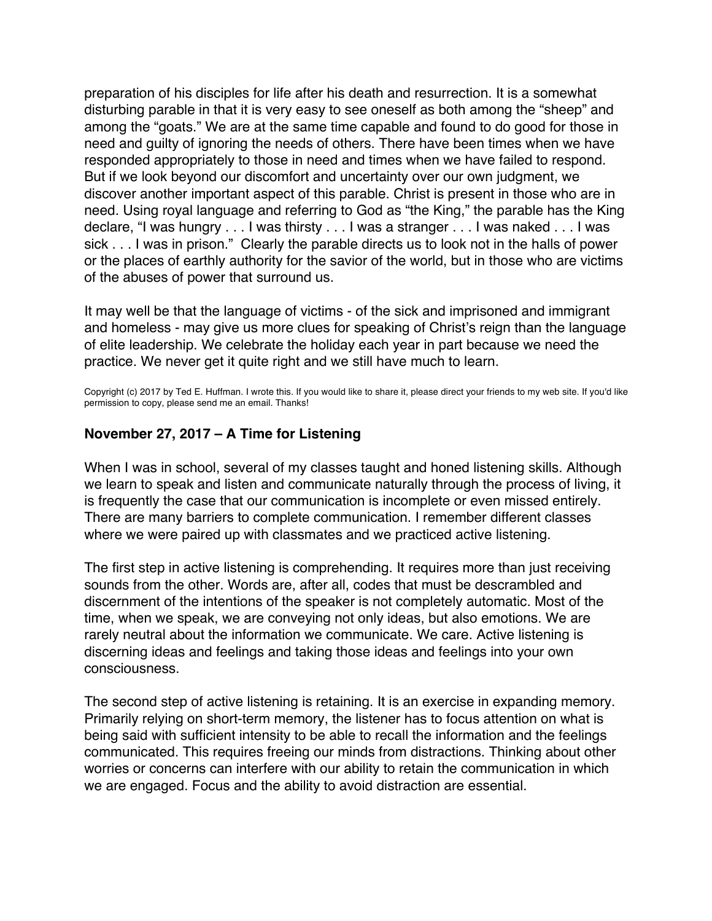preparation of his disciples for life after his death and resurrection. It is a somewhat disturbing parable in that it is very easy to see oneself as both among the “sheep” and among the “goats.” We are at the same time capable and found to do good for those in need and guilty of ignoring the needs of others. There have been times when we have responded appropriately to those in need and times when we have failed to respond. But if we look beyond our discomfort and uncertainty over our own judgment, we discover another important aspect of this parable. Christ is present in those who are in need. Using royal language and referring to God as “the King,” the parable has the King declare, “I was hungry . . . I was thirsty . . . I was a stranger . . . I was naked . . . I was sick . . . I was in prison.” Clearly the parable directs us to look not in the halls of power or the places of earthly authority for the savior of the world, but in those who are victims of the abuses of power that surround us.

It may well be that the language of victims - of the sick and imprisoned and immigrant and homeless - may give us more clues for speaking of Christ’s reign than the language of elite leadership. We celebrate the holiday each year in part because we need the practice. We never get it quite right and we still have much to learn.

Copyright (c) 2017 by Ted E. Huffman. I wrote this. If you would like to share it, please direct your friends to my web site. If you'd like permission to copy, please send me an email. Thanks!

### November 27, 2017 – A Time for Listening

When I was in school, several of my classes taught and honed listening skills. Although we learn to speak and listen and communicate naturally through the process of living, it is frequently the case that our communication is incomplete or even missed entirely. There are many barriers to complete communication. I remember different classes where we were paired up with classmates and we practiced active listening.

The first step in active listening is comprehending. It requires more than just receiving sounds from the other. Words are, after all, codes that must be descrambled and discernment of the intentions of the speaker is not completely automatic. Most of the time, when we speak, we are conveying not only ideas, but also emotions. We are rarely neutral about the information we communicate. We care. Active listening is discerning ideas and feelings and taking those ideas and feelings into your own consciousness.

The second step of active listening is retaining. It is an exercise in expanding memory. Primarily relying on short-term memory, the listener has to focus attention on what is being said with sufficient intensity to be able to recall the information and the feelings communicated. This requires freeing our minds from distractions. Thinking about other worries or concerns can interfere with our ability to retain the communication in which we are engaged. Focus and the ability to avoid distraction are essential.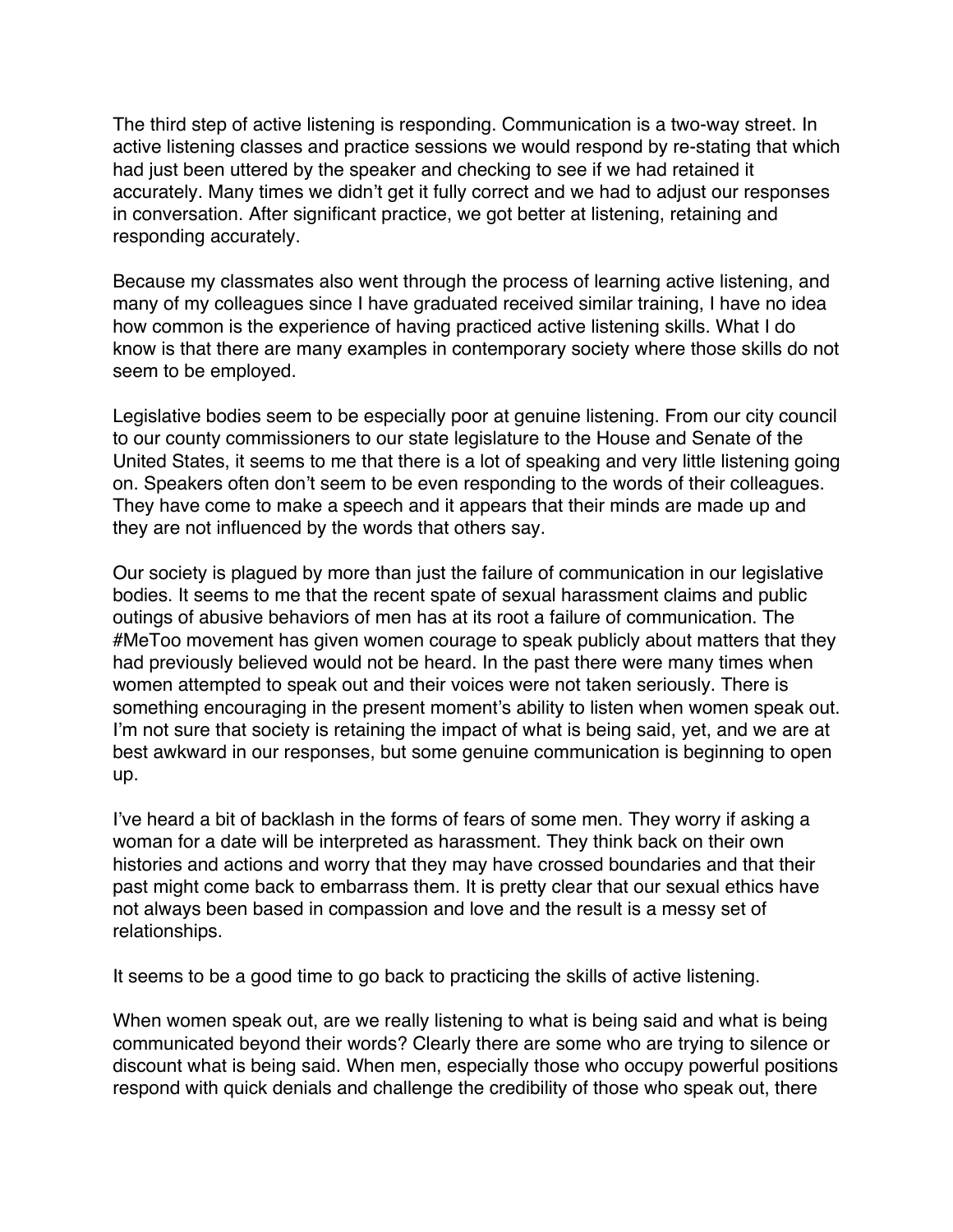The third step of active listening is responding. Communication is a two-way street. In active listening classes and practice sessions we would respond by re-stating that which had just been uttered by the speaker and checking to see if we had retained it accurately. Many times we didn't get it fully correct and we had to adjust our responses in conversation. After significant practice, we got better at listening, retaining and responding accurately.

Because my classmates also went through the process of learning active listening, and many of my colleagues since I have graduated received similar training, I have no idea how common is the experience of having practiced active listening skills. What I do know is that there are many examples in contemporary society where those skills do not seem to be employed.

Legislative bodies seem to be especially poor at genuine listening. From our city council to our county commissioners to our state legislature to the House and Senate of the United States, it seems to me that there is a lot of speaking and very little listening going on. Speakers often don't seem to be even responding to the words of their colleagues. They have come to make a speech and it appears that their minds are made up and they are not influenced by the words that others say.

Our society is plagued by more than just the failure of communication in our legislative bodies. It seems to me that the recent spate of sexual harassment claims and public outings of abusive behaviors of men has at its root a failure of communication. The #MeToo movement has given women courage to speak publicly about matters that they had previously believed would not be heard. In the past there were many times when women attempted to speak out and their voices were not taken seriously. There is something encouraging in the present moment's ability to listen when women speak out. I'm not sure that society is retaining the impact of what is being said, yet, and we are at best awkward in our responses, but some genuine communication is beginning to open up.

I've heard a bit of backlash in the forms of fears of some men. They worry if asking a woman for a date will be interpreted as harassment. They think back on their own histories and actions and worry that they may have crossed boundaries and that their past might come back to embarrass them. It is pretty clear that our sexual ethics have not always been based in compassion and love and the result is a messy set of relationships.

It seems to be a good time to go back to practicing the skills of active listening.

When women speak out, are we really listening to what is being said and what is being communicated beyond their words? Clearly there are some who are trying to silence or discount what is being said. When men, especially those who occupy powerful positions respond with quick denials and challenge the credibility of those who speak out, there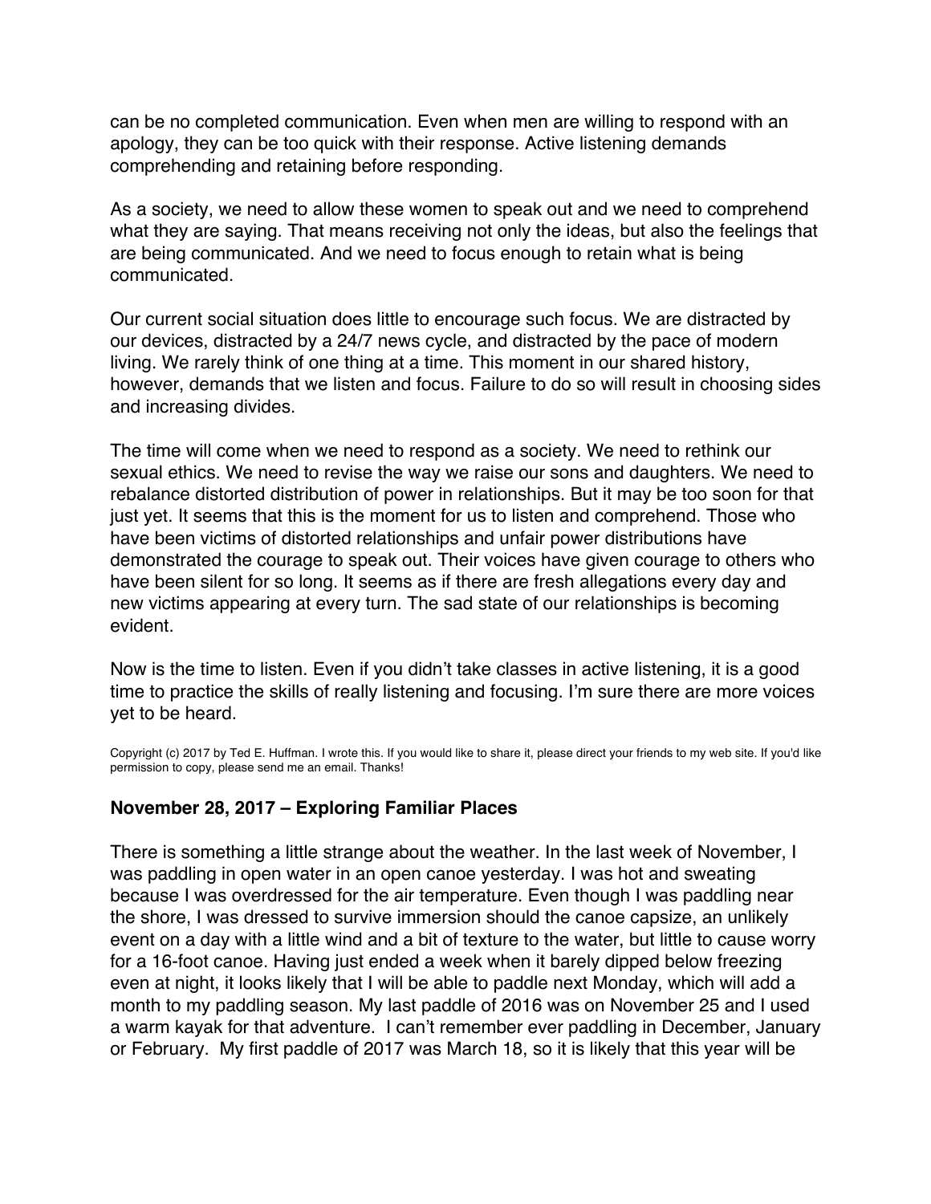can be no completed communication. Even when men are willing to respond with an apology, they can be too quick with their response. Active listening demands comprehending and retaining before responding.

As a society, we need to allow these women to speak out and we need to comprehend what they are saying. That means receiving not only the ideas, but also the feelings that are being communicated. And we need to focus enough to retain what is being communicated.

Our current social situation does little to encourage such focus. We are distracted by our devices, distracted by a 24/7 news cycle, and distracted by the pace of modern living. We rarely think of one thing at a time. This moment in our shared history, however, demands that we listen and focus. Failure to do so will result in choosing sides and increasing divides.

The time will come when we need to respond as a society. We need to rethink our sexual ethics. We need to revise the way we raise our sons and daughters. We need to rebalance distorted distribution of power in relationships. But it may be too soon for that just yet. It seems that this is the moment for us to listen and comprehend. Those who have been victims of distorted relationships and unfair power distributions have demonstrated the courage to speak out. Their voices have given courage to others who have been silent for so long. It seems as if there are fresh allegations every day and new victims appearing at every turn. The sad state of our relationships is becoming evident.

Now is the time to listen. Even if you didn't take classes in active listening, it is a good time to practice the skills of really listening and focusing. I'm sure there are more voices yet to be heard.

Copyright (c) 2017 by Ted E. Huffman. I wrote this. If you would like to share it, please direct your friends to my web site. If you'd like permission to copy, please send me an email. Thanks!

### November 28, 2017 – Exploring Familiar Places

There is something a little strange about the weather. In the last week of November, I was paddling in open water in an open canoe yesterday. I was hot and sweating because I was overdressed for the air temperature. Even though I was paddling near the shore, I was dressed to survive immersion should the canoe capsize, an unlikely event on a day with a little wind and a bit of texture to the water, but little to cause worry for a 16-foot canoe. Having just ended a week when it barely dipped below freezing even at night, it looks likely that I will be able to paddle next Monday, which will add a month to my paddling season. My last paddle of 2016 was on November 25 and I used a warm kayak for that adventure. I can't remember ever paddling in December, January or February. My first paddle of 2017 was March 18, so it is likely that this year will be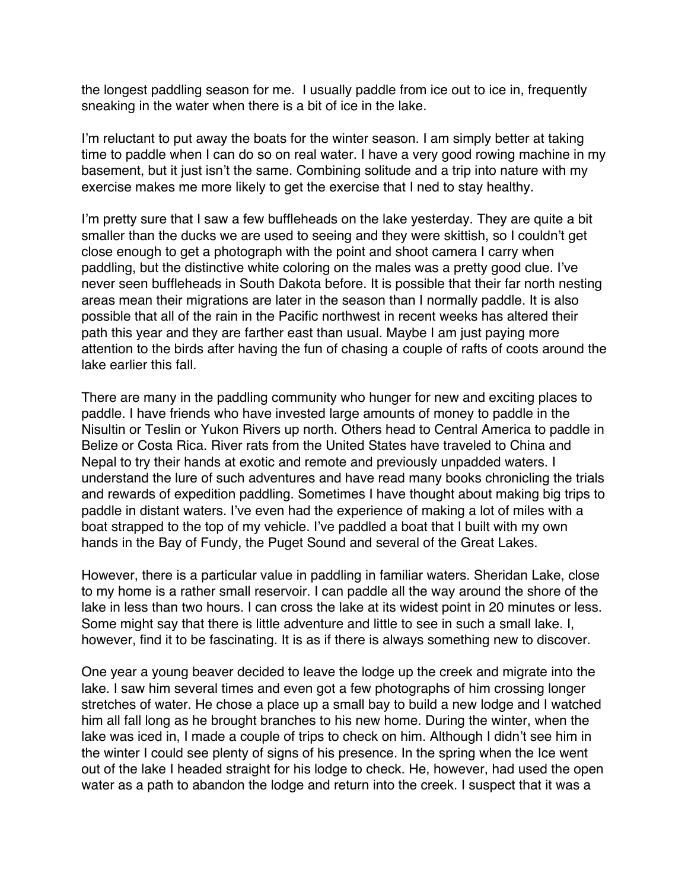the longest paddling season for me. I usually paddle from ice out to ice in, frequently sneaking in the water when there is a bit of ice in the lake.

I'm reluctant to put away the boats for the winter season. I am simply better at taking time to paddle when I can do so on real water. I have a very good rowing machine in my basement, but it just isn't the same. Combining solitude and a trip into nature with my exercise makes me more likely to get the exercise that I ned to stay healthy.

I'm pretty sure that I saw a few buffleheads on the lake yesterday. They are quite a bit smaller than the ducks we are used to seeing and they were skittish, so I couldn't get close enough to get a photograph with the point and shoot camera I carry when paddling, but the distinctive white coloring on the males was a pretty good clue. I've never seen buffleheads in South Dakota before. It is possible that their far north nesting areas mean their migrations are later in the season than I normally paddle. It is also possible that all of the rain in the Pacific northwest in recent weeks has altered their path this year and they are farther east than usual. Maybe I am just paying more attention to the birds after having the fun of chasing a couple of rafts of coots around the lake earlier this fall.

There are many in the paddling community who hunger for new and exciting places to paddle. I have friends who have invested large amounts of money to paddle in the Nisultin or Teslin or Yukon Rivers up north. Others head to Central America to paddle in Belize or Costa Rica. River rats from the United States have traveled to China and Nepal to try their hands at exotic and remote and previously unpadded waters. I understand the lure of such adventures and have read many books chronicling the trials and rewards of expedition paddling. Sometimes I have thought about making big trips to paddle in distant waters. I've even had the experience of making a lot of miles with a boat strapped to the top of my vehicle. I've paddled a boat that I built with my own hands in the Bay of Fundy, the Puget Sound and several of the Great Lakes.

However, there is a particular value in paddling in familiar waters. Sheridan Lake, close to my home is a rather small reservoir. I can paddle all the way around the shore of the lake in less than two hours. I can cross the lake at its widest point in 20 minutes or less. Some might say that there is little adventure and little to see in such a small lake. I, however, find it to be fascinating. It is as if there is always something new to discover.

One year a young beaver decided to leave the lodge up the creek and migrate into the lake. I saw him several times and even got a few photographs of him crossing longer stretches of water. He chose a place up a small bay to build a new lodge and I watched him all fall long as he brought branches to his new home. During the winter, when the lake was iced in, I made a couple of trips to check on him. Although I didn't see him in the winter I could see plenty of signs of his presence. In the spring when the Ice went out of the lake I headed straight for his lodge to check. He, however, had used the open water as a path to abandon the lodge and return into the creek. I suspect that it was a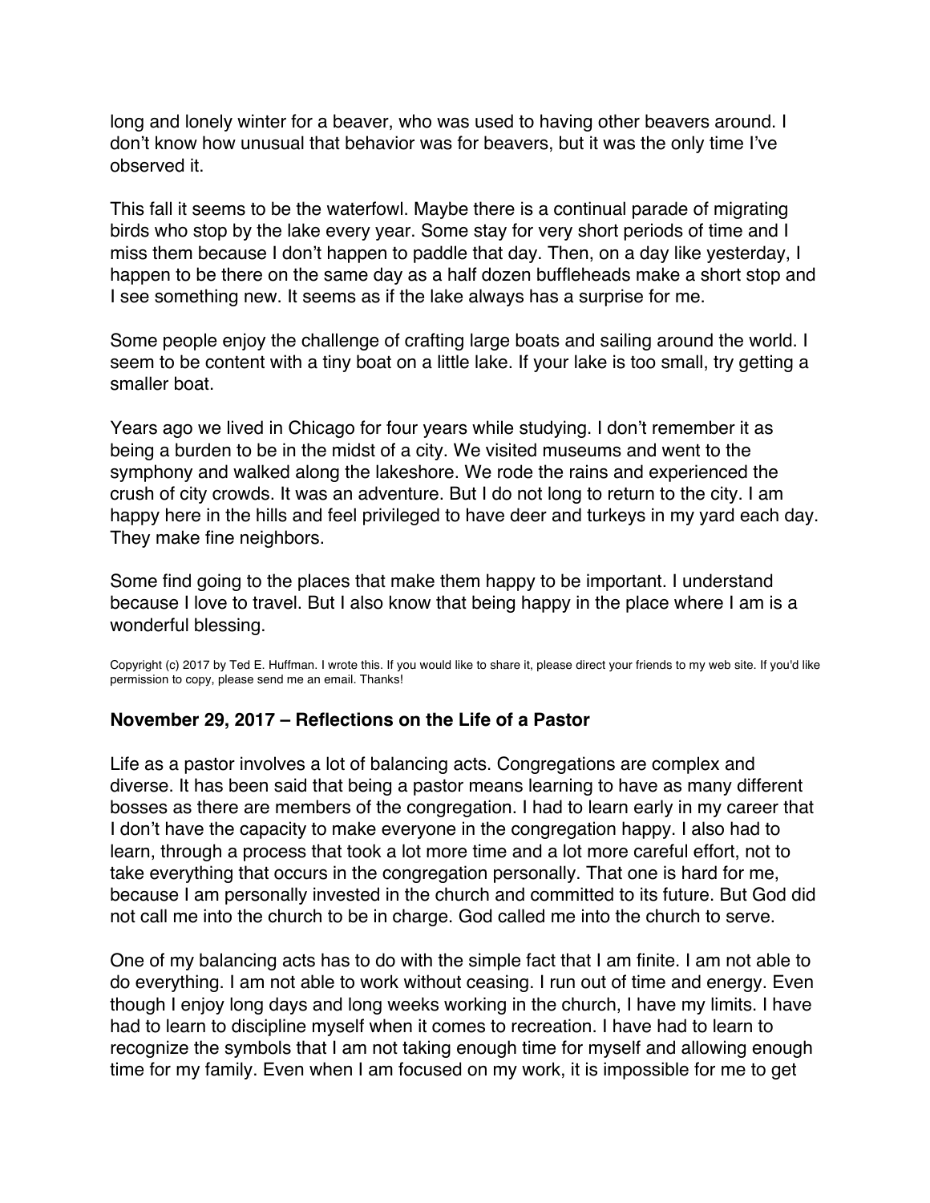long and lonely winter for a beaver, who was used to having other beavers around. I don't know how unusual that behavior was for beavers, but it was the only time I've observed it.

This fall it seems to be the waterfowl. Maybe there is a continual parade of migrating birds who stop by the lake every year. Some stay for very short periods of time and I miss them because I don't happen to paddle that day. Then, on a day like yesterday, I happen to be there on the same day as a half dozen buffleheads make a short stop and I see something new. It seems as if the lake always has a surprise for me.

Some people enjoy the challenge of crafting large boats and sailing around the world. I seem to be content with a tiny boat on a little lake. If your lake is too small, try getting a smaller boat.

Years ago we lived in Chicago for four years while studying. I don't remember it as being a burden to be in the midst of a city. We visited museums and went to the symphony and walked along the lakeshore. We rode the rains and experienced the crush of city crowds. It was an adventure. But I do not long to return to the city. I am happy here in the hills and feel privileged to have deer and turkeys in my yard each day. They make fine neighbors.

Some find going to the places that make them happy to be important. I understand because I love to travel. But I also know that being happy in the place where I am is a wonderful blessing.

Copyright (c) 2017 by Ted E. Huffman. I wrote this. If you would like to share it, please direct your friends to my web site. If you'd like permission to copy, please send me an email. Thanks!

### November 29, 2017 – Reflections on the Life of a Pastor

Life as a pastor involves a lot of balancing acts. Congregations are complex and diverse. It has been said that being a pastor means learning to have as many different bosses as there are members of the congregation. I had to learn early in my career that I don't have the capacity to make everyone in the congregation happy. I also had to learn, through a process that took a lot more time and a lot more careful effort, not to take everything that occurs in the congregation personally. That one is hard for me, because I am personally invested in the church and committed to its future. But God did not call me into the church to be in charge. God called me into the church to serve.

One of my balancing acts has to do with the simple fact that I am finite. I am not able to do everything. I am not able to work without ceasing. I run out of time and energy. Even though I enjoy long days and long weeks working in the church, I have my limits. I have had to learn to discipline myself when it comes to recreation. I have had to learn to recognize the symbols that I am not taking enough time for myself and allowing enough time for my family. Even when I am focused on my work, it is impossible for me to get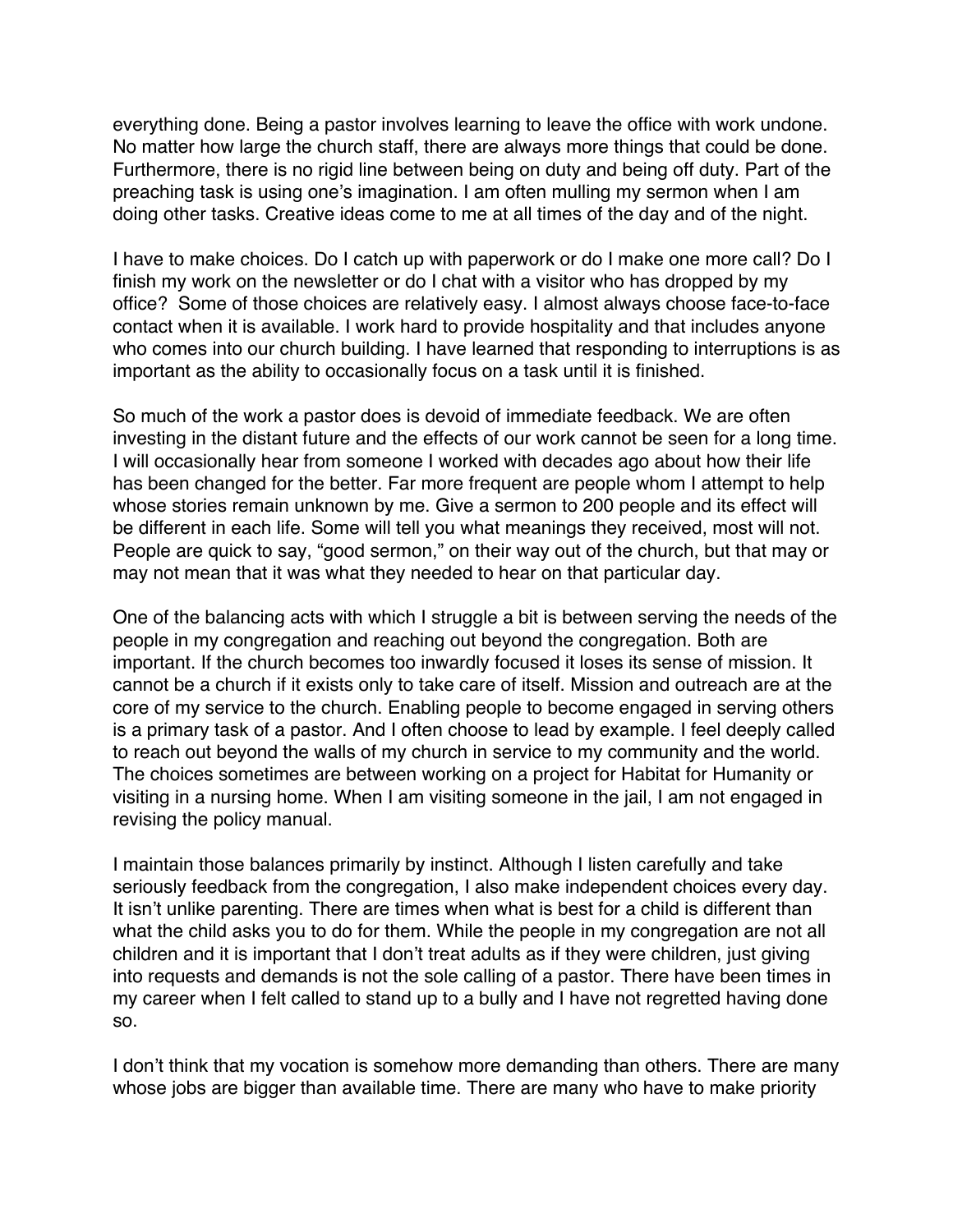everything done. Being a pastor involves learning to leave the office with work undone. No matter how large the church staff, there are always more things that could be done. Furthermore, there is no rigid line between being on duty and being off duty. Part of the preaching task is using one's imagination. I am often mulling my sermon when I am doing other tasks. Creative ideas come to me at all times of the day and of the night.

I have to make choices. Do I catch up with paperwork or do I make one more call? Do I finish my work on the newsletter or do I chat with a visitor who has dropped by my office? Some of those choices are relatively easy. I almost always choose face-to-face contact when it is available. I work hard to provide hospitality and that includes anyone who comes into our church building. I have learned that responding to interruptions is as important as the ability to occasionally focus on a task until it is finished.

So much of the work a pastor does is devoid of immediate feedback. We are often investing in the distant future and the effects of our work cannot be seen for a long time. I will occasionally hear from someone I worked with decades ago about how their life has been changed for the better. Far more frequent are people whom I attempt to help whose stories remain unknown by me. Give a sermon to 200 people and its effect will be different in each life. Some will tell you what meanings they received, most will not. People are quick to say, "good sermon," on their way out of the church, but that may or may not mean that it was what they needed to hear on that particular day.

One of the balancing acts with which I struggle a bit is between serving the needs of the people in my congregation and reaching out beyond the congregation. Both are important. If the church becomes too inwardly focused it loses its sense of mission. It cannot be a church if it exists only to take care of itself. Mission and outreach are at the core of my service to the church. Enabling people to become engaged in serving others is a primary task of a pastor. And I often choose to lead by example. I feel deeply called to reach out beyond the walls of my church in service to my community and the world. The choices sometimes are between working on a project for Habitat for Humanity or visiting in a nursing home. When I am visiting someone in the jail, I am not engaged in revising the policy manual.

I maintain those balances primarily by instinct. Although I listen carefully and take seriously feedback from the congregation, I also make independent choices every day. It isn't unlike parenting. There are times when what is best for a child is different than what the child asks you to do for them. While the people in my congregation are not all children and it is important that I don't treat adults as if they were children, just giving into requests and demands is not the sole calling of a pastor. There have been times in my career when I felt called to stand up to a bully and I have not regretted having done so.

I don't think that my vocation is somehow more demanding than others. There are many whose jobs are bigger than available time. There are many who have to make priority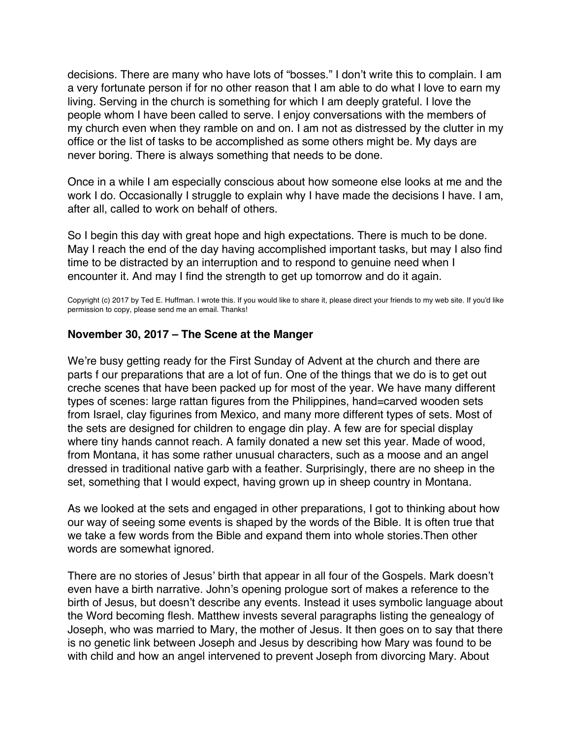decisions. There are many who have lots of "bosses." I don't write this to complain. I am a very fortunate person if for no other reason that I am able to do what I love to earn my living. Serving in the church is something for which I am deeply grateful. I love the people whom I have been called to serve. I enjoy conversations with the members of my church even when they ramble on and on. I am not as distressed by the clutter in my office or the list of tasks to be accomplished as some others might be. My days are never boring. There is always something that needs to be done.

Once in a while I am especially conscious about how someone else looks at me and the work I do. Occasionally I struggle to explain why I have made the decisions I have. I am, after all, called to work on behalf of others.

So I begin this day with great hope and high expectations. There is much to be done. May I reach the end of the day having accomplished important tasks, but may I also find time to be distracted by an interruption and to respond to genuine need when I encounter it. And may I find the strength to get up tomorrow and do it again.

Copyright (c) 2017 by Ted E. Huffman. I wrote this. If you would like to share it, please direct your friends to my web site. If you'd like permission to copy, please send me an email. Thanks!

**November 30, 2017 – The Scene at the Manger**

We're busy getting ready for the First Sunday of Advent at the church and there are parts f our preparations that are a lot of fun. One of the things that we do is to get out creche scenes that have been packed up for most of the year. We have many different types of scenes: large rattan figures from the Philippines, hand=carved wooden sets from Israel, clay figurines from Mexico, and many more different types of sets. Most of the sets are designed for children to engage din play. A few are for special display where tiny hands cannot reach. A family donated a new set this year. Made of wood, from Montana, it has some rather unusual characters, such as a moose and an angel dressed in traditional native garb with a feather. Surprisingly, there are no sheep in the set, something that I would expect, having grown up in sheep country in Montana.

As we looked at the sets and engaged in other preparations, I got to thinking about how our way of seeing some events is shaped by the words of the Bible. It is often true that we take a few words from the Bible and expand them into whole stories.Then other words are somewhat ignored.

There are no stories of Jesus' birth that appear in all four of the Gospels. Mark doesn't even have a birth narrative. John's opening prologue sort of makes a reference to the birth of Jesus, but doesn't describe any events. Instead it uses symbolic language about the Word becoming flesh. Matthew invests several paragraphs listing the genealogy of Joseph, who was married to Mary, the mother of Jesus. It then goes on to say that there is no genetic link between Joseph and Jesus by describing how Mary was found to be with child and how an angel intervened to prevent Joseph from divorcing Mary. About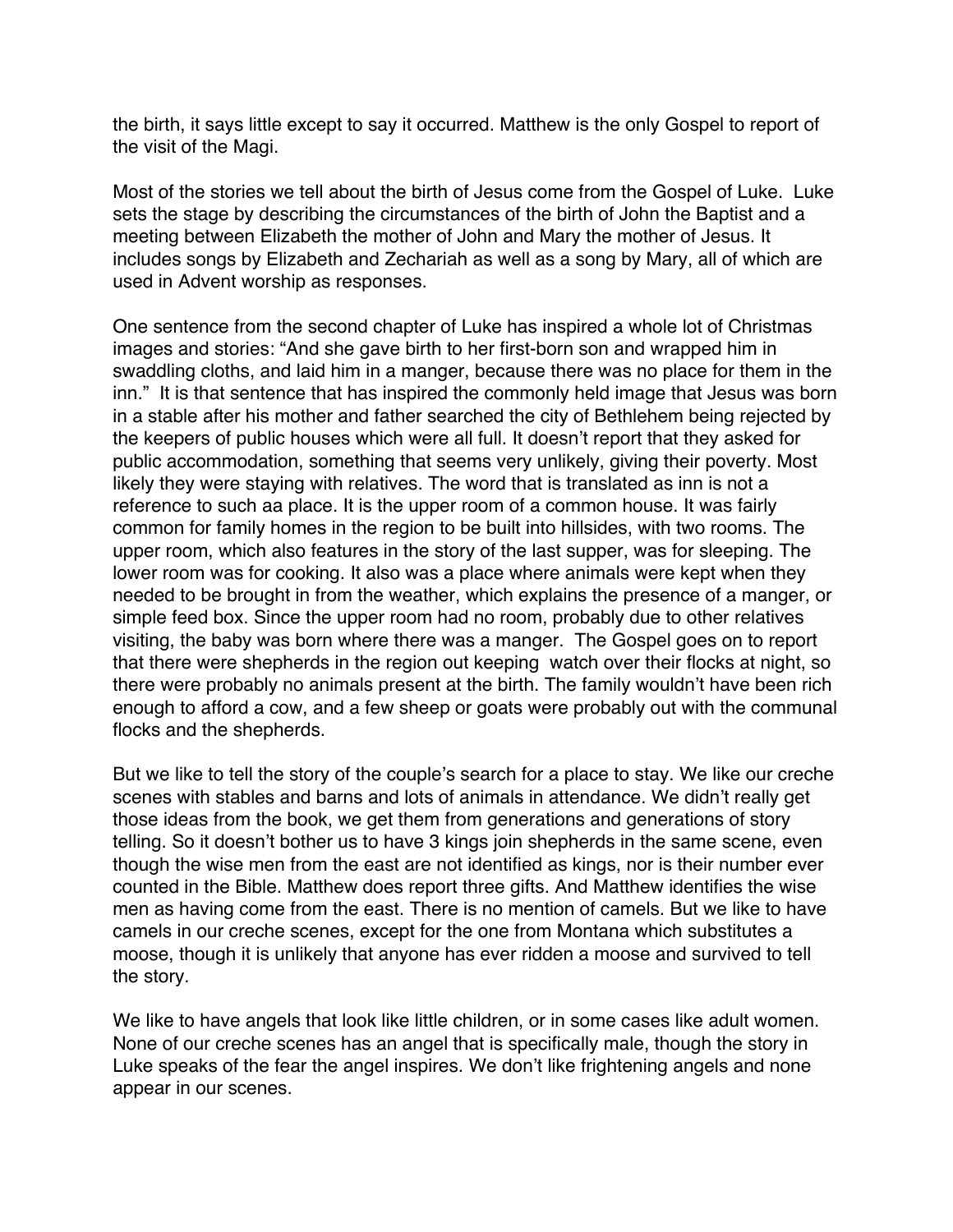the birth, it says little except to say it occurred. Matthew is the only Gospel to report of the visit of the Magi.

Most of the stories we tell about the birth of Jesus come from the Gospel of Luke. Luke sets the stage by describing the circumstances of the birth of John the Baptist and a meeting between Elizabeth the mother of John and Mary the mother of Jesus. It includes songs by Elizabeth and Zechariah as well as a song by Mary, all of which are used in Advent worship as responses.

One sentence from the second chapter of Luke has inspired a whole lot of Christmas images and stories: “And she gave birth to her first-born son and wrapped him in swaddling cloths, and laid him in a manger, because there was no place for them in the inn.” It is that sentence that has inspired the commonly held image that Jesus was born in a stable after his mother and father searched the city of Bethlehem being rejected by the keepers of public houses which were all full. It doesn’t report that they asked for public accommodation, something that seems very unlikely, giving their poverty. Most likely they were staying with relatives. The word that is translated as inn is not a reference to such aa place. It is the upper room of a common house. It was fairly common for family homes in the region to be built into hillsides, with two rooms. The upper room, which also features in the story of the last supper, was for sleeping. The lower room was for cooking. It also was a place where animals were kept when they needed to be brought in from the weather, which explains the presence of a manger, or simple feed box. Since the upper room had no room, probably due to other relatives visiting, the baby was born where there was a manger. The Gospel goes on to report that there were shepherds in the region out keeping watch over their flocks at night, so there were probably no animals present at the birth. The family wouldn’t have been rich enough to afford a cow, and a few sheep or goats were probably out with the communal flocks and the shepherds.

But we like to tell the story of the couple’s search for a place to stay. We like our creche scenes with stables and barns and lots of animals in attendance. We didn’t really get those ideas from the book, we get them from generations and generations of story telling. So it doesn’t bother us to have 3 kings join shepherds in the same scene, even though the wise men from the east are not identified as kings, nor is their number ever counted in the Bible. Matthew does report three gifts. And Matthew identifies the wise men as having come from the east. There is no mention of camels. But we like to have camels in our creche scenes, except for the one from Montana which substitutes a moose, though it is unlikely that anyone has ever ridden a moose and survived to tell the story.

We like to have angels that look like little children, or in some cases like adult women. None of our creche scenes has an angel that is specifically male, though the story in Luke speaks of the fear the angel inspires. We don’t like frightening angels and none appear in our scenes.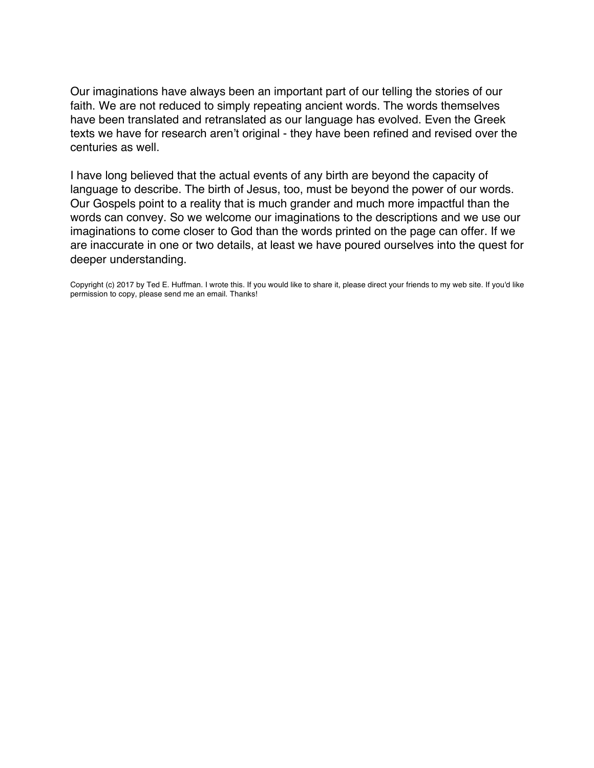Our imaginations have always been an important part of our telling the stories of our faith. We are not reduced to simply repeating ancient words. The words themselves have been translated and retranslated as our language has evolved. Even the Greek texts we have for research aren't original - they have been refined and revised over the centuries as well.

I have long believed that the actual events of any birth are beyond the capacity of language to describe. The birth of Jesus, too, must be beyond the power of our words. Our Gospels point to a reality that is much grander and much more impactful than the words can convey. So we welcome our imaginations to the descriptions and we use our imaginations to come closer to God than the words printed on the page can offer. If we are inaccurate in one or two details, at least we have poured ourselves into the quest for deeper understanding.

Copyright (c) 2017 by Ted E. Huffman. I wrote this. If you would like to share it, please direct your friends to my web site. If you'd like permission to copy, please send me an email. Thanks!